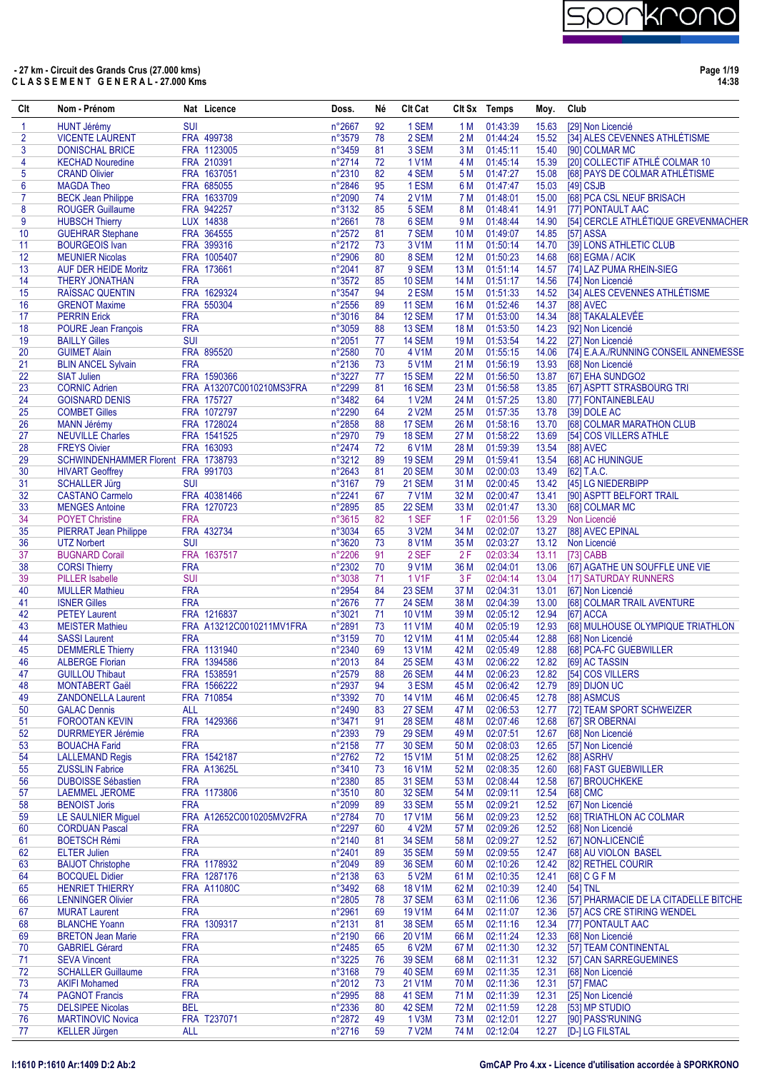- 27 km - Circuit des Grands Crus (27.000 kms)
**C L A S S E M E N T   G E N E R A L - 27.000 Kms**

| Clt | Nom - Prénom | Nat | Licence | Doss. | Né | Clt Cat | Clt Sx | Temps | Moy. | Club |
|---|---|---|---|---|---|---|---|---|---|---|
| 1 | HUNT Jérémy | SUI | | n°2667 | 92 | 1 SEM | 1 M | 01:43:39 | 15.63 | [29] Non Licencié |
| 2 | VICENTE LAURENT | FRA | 499738 | n°3579 | 78 | 2 SEM | 2 M | 01:44:24 | 15.52 | [34] ALES CEVENNES ATHLÉTISME |
| 3 | DONISCHAL BRICE | FRA | 1123005 | n°3459 | 81 | 3 SEM | 3 M | 01:45:11 | 15.40 | [90] COLMAR MC |
| 4 | KECHAD Nouredine | FRA | 210391 | n°2714 | 72 | 1 V1M | 4 M | 01:45:14 | 15.39 | [20] COLLECTIF ATHLÉ COLMAR 10 |
| 5 | CRAND Olivier | FRA | 1637051 | n°2310 | 82 | 4 SEM | 5 M | 01:47:27 | 15.08 | [68] PAYS DE COLMAR ATHLÉTISME |
| 6 | MAGDA Theo | FRA | 685055 | n°2846 | 95 | 1 ESM | 6 M | 01:47:47 | 15.03 | [49] CSJ |
| 7 | BECK Jean Philippe | FRA | 1633709 | n°2090 | 74 | 2 V1M | 7 M | 01:48:01 | 15.00 | [68] PCA CSL NEUF BRISACH |
| 8 | ROUGER Guillaume | FRA | 942257 | n°3132 | 85 | 5 SEM | 8 M | 01:48:41 | 14.91 | [77] PONTAULT AAC |
| 9 | HUBSCH Thierry | LUX | 14838 | n°2661 | 78 | 6 SEM | 9 M | 01:48:44 | 14.90 | [54] CERCLE ATHLÉTIQUE GREVENMACHER |
| 10 | GUEHRAR Stephane | FRA | 364555 | n°2572 | 81 | 7 SEM | 10 M | 01:49:07 | 14.85 | [57] ASSA |
| 11 | BOURGEOIS Ivan | FRA | 399316 | n°2172 | 73 | 3 V1M | 11 M | 01:50:14 | 14.70 | [39] LONS ATHLETIC CLUB |
| 12 | MEUNIER Nicolas | FRA | 1005407 | n°2906 | 80 | 8 SEM | 12 M | 01:50:23 | 14.68 | [68] EGMA / ACIK |
| 13 | AUF DER HEIDE Moritz | FRA | 173661 | n°2041 | 87 | 9 SEM | 13 M | 01:51:14 | 14.57 | [74] LAZ PUMA RHEIN-SIEG |
| 14 | THERY JONATHAN | FRA | | n°3572 | 85 | 10 SEM | 14 M | 01:51:17 | 14.56 | [74] Non Licencié |
| 15 | RAÏSSAC QUENTIN | FRA | 1629324 | n°3547 | 94 | 2 ESM | 15 M | 01:51:33 | 14.52 | [34] ALES CEVENNES ATHLÉTISME |
| 16 | GRENOT Maxime | FRA | 550304 | n°2556 | 89 | 11 SEM | 16 M | 01:52:46 | 14.37 | [88] AVEC |
| 17 | PERRIN Erick | FRA | | n°3016 | 84 | 12 SEM | 17 M | 01:53:00 | 14.34 | [88] TAKALALEVÉE |
| 18 | POURE Jean François | FRA | | n°3059 | 88 | 13 SEM | 18 M | 01:53:50 | 14.23 | [92] Non Licencié |
| 19 | BAILLY Gilles | SUI | | n°2051 | 77 | 14 SEM | 19 M | 01:53:54 | 14.22 | [27] Non Licencié |
| 20 | GUIMET Alain | FRA | 895520 | n°2580 | 70 | 4 V1M | 20 M | 01:55:15 | 14.06 | [74] E.A.A./RUNNING CONSEIL ANNEMESSE |
| 21 | BLIN ANCEL Sylvain | FRA | | n°2136 | 73 | 5 V1M | 21 M | 01:56:19 | 13.93 | [68] Non Licencié |
| 22 | SIAT Julien | FRA | 1590366 | n°3227 | 77 | 15 SEM | 22 M | 01:56:50 | 13.87 | [67] EHA SUNDGO2 |
| 23 | CORNIC Adrien | FRA | A13207C0010210MS3FRA | n°2299 | 81 | 16 SEM | 23 M | 01:56:58 | 13.85 | [67] ASPTT STRASBOURG TRI |
| 24 | GOISNARD DENIS | FRA | 175727 | n°3482 | 64 | 1 V2M | 24 M | 01:57:25 | 13.80 | [77] FONTAINEBLEAU |
| 25 | COMBET Gilles | FRA | 1072797 | n°2290 | 64 | 2 V2M | 25 M | 01:57:35 | 13.78 | [39] DOLE AC |
| 26 | MANN Jérémy | FRA | 1728024 | n°2858 | 88 | 17 SEM | 26 M | 01:58:16 | 13.70 | [68] COLMAR MARATHON CLUB |
| 27 | NEUVILLE Charles | FRA | 1541525 | n°2970 | 79 | 18 SEM | 27 M | 01:58:22 | 13.69 | [54] COS VILLERS ATHLE |
| 28 | FREYS Oivier | FRA | 163093 | n°2474 | 72 | 6 V1M | 28 M | 01:59:39 | 13.54 | [88] AVEC |
| 29 | SCHWINDENHAMMER Florent | FRA | 1738793 | n°3212 | 89 | 19 SEM | 29 M | 01:59:41 | 13.54 | [68] AC HUNINGUE |
| 30 | HIVART Geoffrey | FRA | 991703 | n°2643 | 81 | 20 SEM | 30 M | 02:00:03 | 13.49 | [62] T.A.C. |
| 31 | SCHALLER Jürg | SUI | | n°3167 | 79 | 21 SEM | 31 M | 02:00:45 | 13.42 | [45] LG NIEDERBIPP |
| 32 | CASTANO Carmelo | FRA | 40381466 | n°2241 | 67 | 7 V1M | 32 M | 02:00:47 | 13.41 | [90] ASPTT BELFORT TRAIL |
| 33 | MENGES Antoine | FRA | 1270723 | n°2895 | 85 | 22 SEM | 33 M | 02:01:47 | 13.30 | [68] COLMAR MC |
| 34 | POYET Christine | FRA | | n°3615 | 82 | 1 SEF | 1 F | 02:01:56 | 13.29 | Non Licencié |
| 35 | PIERRAT Jean Philippe | FRA | 432734 | n°3034 | 65 | 3 V2M | 34 M | 02:02:07 | 13.27 | [88] AVEC EPINAL |
| 36 | UTZ Norbert | SUI | | n°3620 | 73 | 8 V1M | 35 M | 02:03:27 | 13.12 | Non Licencié |
| 37 | BUGNARD Corail | FRA | 1637517 | n°2206 | 91 | 2 SEF | 2 F | 02:03:34 | 13.11 | [73] CABB |
| 38 | CORSI Thierry | FRA | | n°2302 | 70 | 9 V1M | 36 M | 02:04:01 | 13.06 | [67] AGATHE UN SOUFFLE UNE VIE |
| 39 | PILLER Isabelle | SUI | | n°3038 | 71 | 1 V1F | 3 F | 02:04:14 | 13.04 | [17] SATURDAY RUNNERS |
| 40 | MULLER Mathieu | FRA | | n°2954 | 84 | 23 SEM | 37 M | 02:04:31 | 13.01 | [67] Non Licencié |
| 41 | ISNER Gilles | FRA | | n°2676 | 77 | 24 SEM | 38 M | 02:04:39 | 13.00 | [68] COLMAR TRAIL AVENTURE |
| 42 | PETEY Laurent | FRA | 1216837 | n°3021 | 71 | 10 V1M | 39 M | 02:05:12 | 12.94 | [67] ACCA |
| 43 | MEISTER Mathieu | FRA | A13212C0010211MV1FRA | n°2891 | 73 | 11 V1M | 40 M | 02:05:19 | 12.93 | [68] MULHOUSE OLYMPIQUE TRIATHLON |
| 44 | SASSI Laurent | FRA | | n°3159 | 70 | 12 V1M | 41 M | 02:05:44 | 12.88 | [68] Non Licencié |
| 45 | DEMMERLE Thierry | FRA | 1131940 | n°2340 | 69 | 13 V1M | 42 M | 02:05:49 | 12.88 | [68] PCA-FC GUEBWILLER |
| 46 | ALBERGE Florian | FRA | 1394586 | n°2013 | 84 | 25 SEM | 43 M | 02:06:22 | 12.82 | [69] AC TASSIN |
| 47 | GUILLOU Thibaut | FRA | 1538591 | n°2579 | 88 | 26 SEM | 44 M | 02:06:23 | 12.82 | [54] COS VILLERS |
| 48 | MONTABERT Gaël | FRA | 1566222 | n°2937 | 94 | 3 ESM | 45 M | 02:06:42 | 12.79 | [89] DIJON UC |
| 49 | ZANDONELLA Laurent | FRA | 710854 | n°3392 | 70 | 14 V1M | 46 M | 02:06:45 | 12.78 | [88] ASMCUS |
| 50 | GALAC Dennis | ALL | | n°2490 | 83 | 27 SEM | 47 M | 02:06:53 | 12.77 | [72] TEAM SPORT SCHWEIZER |
| 51 | FOROOTAN KEVIN | FRA | 1429366 | n°3471 | 91 | 28 SEM | 48 M | 02:07:46 | 12.68 | [67] SR OBERNAI |
| 52 | DURRMEYER Jérémie | FRA | | n°2393 | 79 | 29 SEM | 49 M | 02:07:51 | 12.67 | [68] Non Licencié |
| 53 | BOUACHA Farid | FRA | | n°2158 | 77 | 30 SEM | 50 M | 02:08:03 | 12.65 | [57] Non Licencié |
| 54 | LALLEMAND Regis | FRA | 1542187 | n°2762 | 72 | 15 V1M | 51 M | 02:08:25 | 12.62 | [88] ASRHV |
| 55 | ZUSSLIN Fabrice | FRA | A13625L | n°3410 | 73 | 16 V1M | 52 M | 02:08:35 | 12.60 | [68] FAST GUEBWILLER |
| 56 | DUBOISSE Sébastien | FRA | | n°2380 | 85 | 31 SEM | 53 M | 02:08:44 | 12.58 | [67] BROUCHKEKE |
| 57 | LAEMMEL JEROME | FRA | 1173806 | n°3510 | 80 | 32 SEM | 54 M | 02:09:11 | 12.54 | [68] CMC |
| 58 | BENOIST Joris | FRA | | n°2099 | 89 | 33 SEM | 55 M | 02:09:21 | 12.52 | [67] Non Licencié |
| 59 | LE SAULNIER Miguel | FRA | A12652C0010205MV2FRA | n°2784 | 70 | 17 V1M | 56 M | 02:09:23 | 12.52 | [68] TRIATHLON AC COLMAR |
| 60 | CORDUAN Pascal | FRA | | n°2297 | 60 | 4 V2M | 57 M | 02:09:26 | 12.52 | [68] Non Licencié |
| 61 | BOETSCH Rémi | FRA | | n°2140 | 81 | 34 SEM | 58 M | 02:09:27 | 12.52 | [67] NON-LICENCIÉ |
| 62 | ELTER Julien | FRA | | n°2401 | 89 | 35 SEM | 59 M | 02:09:55 | 12.47 | [68] AU VIOLON BASEL |
| 63 | BAIJOT Christophe | FRA | 1178932 | n°2049 | 89 | 36 SEM | 60 M | 02:10:26 | 12.42 | [82] RETHEL COURIR |
| 64 | BOCQUEL Didier | FRA | 1287176 | n°2138 | 63 | 5 V2M | 61 M | 02:10:35 | 12.41 | [68] C G F M |
| 65 | HENRIET THIERRY | FRA | A11080C | n°3492 | 68 | 18 V1M | 62 M | 02:10:39 | 12.40 | [54] TNL |
| 66 | LENNINGER Olivier | FRA | | n°2805 | 78 | 37 SEM | 63 M | 02:11:06 | 12.36 | [57] PHARMACIE DE LA CITADELLE BITCHE |
| 67 | MURAT Laurent | FRA | | n°2961 | 69 | 19 V1M | 64 M | 02:11:07 | 12.36 | [57] ACS CRE STIRING WENDEL |
| 68 | BLANCHE Yoann | FRA | 1309317 | n°2131 | 81 | 38 SEM | 65 M | 02:11:16 | 12.34 | [77] PONTAULT AAC |
| 69 | BRETON Jean Marie | FRA | | n°2190 | 66 | 20 V1M | 66 M | 02:11:24 | 12.33 | [68] Non Licencié |
| 70 | GABRIEL Gérard | FRA | | n°2485 | 65 | 6 V2M | 67 M | 02:11:30 | 12.32 | [57] TEAM CONTINENTAL |
| 71 | SEVA Vincent | FRA | | n°3225 | 76 | 39 SEM | 68 M | 02:11:31 | 12.32 | [57] CAN SARREGUEMINES |
| 72 | SCHALLER Guillaume | FRA | | n°3168 | 79 | 40 SEM | 69 M | 02:11:35 | 12.31 | [68] Non Licencié |
| 73 | AKIFI Mohamed | FRA | | n°2012 | 73 | 21 V1M | 70 M | 02:11:36 | 12.31 | [57] FMAC |
| 74 | PAGNOT Francis | FRA | | n°2995 | 88 | 41 SEM | 71 M | 02:11:39 | 12.31 | [25] Non Licencié |
| 75 | DELSIPEE Nicolas | BEL | | n°2336 | 80 | 42 SEM | 72 M | 02:11:59 | 12.28 | [53] MP STUDIO |
| 76 | MARTINOVIC Novica | FRA | T237071 | n°2872 | 49 | 1 V3M | 73 M | 02:12:01 | 12.27 | [90] PASS'RUNING |
| 77 | KELLER Jürgen | ALL | | n°2716 | 59 | 7 V2M | 74 M | 02:12:04 | 12.27 | [D-] LG FILSTAL |

I:1610 P:1610 Ar:1409 D:2 Ab:2

GmCAP Pro 4.xx - Licence d'utilisation accordée à SPORKRONO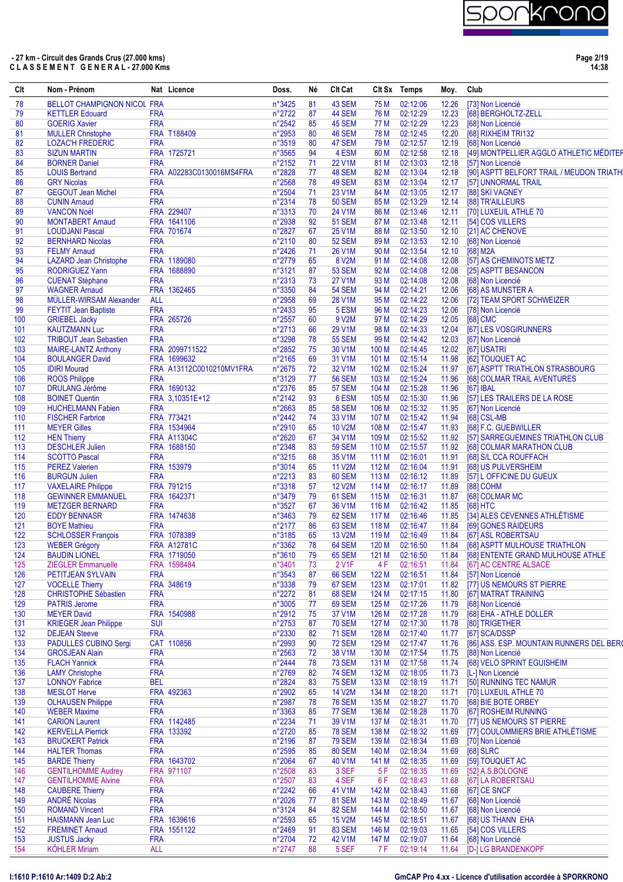**- 27 km - Circuit des Grands Crus (27.000 kms)**
**C L A S S E M E N T   G E N E R A L - 27.000 Kms**

| Clt | Nom - Prénom | Nat | Licence | Doss. | Né | Clt Cat | Clt Sx | Temps | Moy. | Club |
|---|---|---|---|---|---|---|---|---|---|---|
| 78 | BELLOT CHAMPIGNON NICOL | FRA | | n°3425 | 81 | 43 SEM | 75 M | 02:12:06 | 12.26 | [73] Non Licencié |
| 79 | KETTLER Edouard | FRA | | n°2722 | 87 | 44 SEM | 76 M | 02:12:29 | 12.23 | [68] BERGHOLTZ-ZELL |
| 80 | GOERIG Xavier | FRA | | n°2542 | 85 | 45 SEM | 77 M | 02:12:29 | 12.23 | [68] Non Licencié |
| 81 | MULLER Christophe | FRA | T188409 | n°2953 | 80 | 46 SEM | 78 M | 02:12:45 | 12.20 | [68] RIXHEIM TRI132 |
| 82 | LOZAC'H FREDERIC | FRA | | n°3519 | 80 | 47 SEM | 79 M | 02:12:57 | 12.19 | [68] Non Licencié |
| 83 | SIZUN MARTIN | FRA | 1725721 | n°3565 | 94 | 4 ESM | 80 M | 02:12:58 | 12.18 | [49] MONTPELLIER AGGLO ATHLETIC MÉDITER |
| 84 | BORNER Daniel | FRA | | n°2152 | 71 | 22 V1M | 81 M | 02:13:03 | 12.18 | [57] Non Licencié |
| 85 | LOUIS Bertrand | FRA | A02283C0130016MS4FRA | n°2828 | 77 | 48 SEM | 82 M | 02:13:04 | 12.18 | [90] ASPTT BELFORT TRAIL / MEUDON TRIATH |
| 86 | GRY Nicolas | FRA | | n°2568 | 78 | 49 SEM | 83 M | 02:13:04 | 12.17 | [57] UNNORMAL TRAIL |
| 87 | GEGOUT Jean Michel | FRA | | n°2504 | 71 | 23 V1M | 84 M | 02:13:05 | 12.17 | [88] SKI VAGNEY |
| 88 | CUNIN Arnaud | FRA | | n°2314 | 78 | 50 SEM | 85 M | 02:13:29 | 12.14 | [88] TR'AILLEURS |
| 89 | VANCON Noël | FRA | 229407 | n°3313 | 70 | 24 V1M | 86 M | 02:13:46 | 12.11 | [70] LUXEUIL ATHLE 70 |
| 90 | MONTABERT Arnaud | FRA | 1641106 | n°2938 | 92 | 51 SEM | 87 M | 02:13:48 | 12.11 | [54] COS VILLERS |
| 91 | LOUDJANI Pascal | FRA | 701674 | n°2827 | 67 | 25 V1M | 88 M | 02:13:50 | 12.10 | [21] AC CHENOVE |
| 92 | BERNHARD Nicolas | FRA | | n°2110 | 80 | 52 SEM | 89 M | 02:13:53 | 12.10 | [68] Non Licencié |
| 93 | FELMY Arnaud | FRA | | n°2426 | 71 | 26 V1M | 90 M | 02:13:54 | 12.10 | [68] M2A |
| 94 | LAZARD Jean Christophe | FRA | 1189080 | n°2779 | 65 | 8 V2M | 91 M | 02:14:08 | 12.08 | [57] AS CHEMINOTS METZ |
| 95 | RODRIGUEZ Yann | FRA | 1688890 | n°3121 | 87 | 53 SEM | 92 M | 02:14:08 | 12.08 | [25] ASPTT BESANCON |
| 96 | CUENAT Stéphane | FRA | | n°2313 | 73 | 27 V1M | 93 M | 02:14:08 | 12.08 | [68] Non Licencié |
| 97 | WAGNER Arnaud | FRA | 1362465 | n°3350 | 84 | 54 SEM | 94 M | 02:14:21 | 12.06 | [68] AS MUNSTER A |
| 98 | MÜLLER-WIRSAM Alexander | ALL | | n°2958 | 69 | 28 V1M | 95 M | 02:14:22 | 12.06 | [72] TEAM SPORT SCHWEIZER |
| 99 | FEYTIT Jean Baptiste | FRA | | n°2433 | 95 | 5 ESM | 96 M | 02:14:23 | 12.06 | [68] Non Licencié |
| 100 | GRIEBEL Jacky | FRA | 265726 | n°2557 | 60 | 9 V2M | 97 M | 02:14:29 | 12.05 | [68] CMC |
| 101 | KAUTZMANN Luc | FRA | | n°2713 | 66 | 29 V1M | 98 M | 02:14:33 | 12.04 | [67] LES VOSGIRUNNERS |
| 102 | TRIBOUT Jean Sebastien | FRA | | n°3298 | 78 | 55 SEM | 99 M | 02:14:42 | 12.03 | [67] Non Licencié |
| 103 | MAIRE-LANTZ Anthony | FRA | 2099711522 | n°2852 | 75 | 30 V1M | 100 M | 02:14:45 | 12.02 | [67] USATRI |
| 104 | BOULANGER David | FRA | 1699632 | n°2165 | 69 | 31 V1M | 101 M | 02:15:14 | 11.98 | [62] TOUQUET AC |
| 105 | IDIRI Mourad | FRA | A13112C0010210MV1FRA | n°2675 | 72 | 32 V1M | 102 M | 02:15:24 | 11.97 | [67] ASPTT TRIATHLON STRASBOURG |
| 106 | ROOS Philippe | FRA | | n°3129 | 77 | 56 SEM | 103 M | 02:15:24 | 11.96 | [68] COLMAR TRAIL AVENTURES |
| 107 | DRULANG Jérôme | FRA | 1690132 | n°2376 | 85 | 57 SEM | 104 M | 02:15:28 | 11.96 | [67] IBAL |
| 108 | BOINET Quentin | FRA | 3,10351E+12 | n°2142 | 93 | 6 ESM | 105 M | 02:15:30 | 11.96 | [57] LES TRAILERS DE LA ROSE |
| 109 | HUCHELMANN Fabien | FRA | | n°2663 | 85 | 58 SEM | 106 M | 02:15:32 | 11.95 | [67] Non Licencié |
| 110 | FISCHER Farbrice | FRA | 773421 | n°2442 | 74 | 33 V1M | 107 M | 02:15:42 | 11.94 | [68] CSL-MB |
| 111 | MEYER Gilles | FRA | 1534964 | n°2910 | 65 | 10 V2M | 108 M | 02:15:47 | 11.93 | [68] F.C. GUEBWILLER |
| 112 | HEN Thierry | FRA | A11304C | n°2620 | 67 | 34 V1M | 109 M | 02:15:52 | 11.92 | [57] SARREGUEMINES TRIATHLON CLUB |
| 113 | DESCHLER Julien | FRA | 1688150 | n°2348 | 83 | 59 SEM | 110 M | 02:15:57 | 11.92 | [68] COLMAR MARATHON CLUB |
| 114 | SCOTTO Pascal | FRA | | n°3215 | 68 | 35 V1M | 111 M | 02:16:01 | 11.91 | [68] S/L CCA ROUFFACH |
| 115 | PEREZ Valerien | FRA | 153979 | n°3014 | 65 | 11 V2M | 112 M | 02:16:04 | 11.91 | [68] US PULVERSHEIM |
| 116 | BURGUN Julien | FRA | | n°2213 | 83 | 60 SEM | 113 M | 02:16:12 | 11.89 | [57] L OFFICINE DU GUEUX |
| 117 | VAXELAIRE Philippe | FRA | 791215 | n°3318 | 57 | 12 V2M | 114 M | 02:16:17 | 11.89 | [88] COHM |
| 118 | GEWINNER EMMANUEL | FRA | 1642371 | n°3479 | 79 | 61 SEM | 115 M | 02:16:31 | 11.87 | [68] COLMAR MC |
| 119 | METZGER BERNARD | FRA | | n°3527 | 67 | 36 V1M | 116 M | 02:16:42 | 11.85 | [68] HTC |
| 120 | EDDY BENNASR | FRA | 1474638 | n°3463 | 79 | 62 SEM | 117 M | 02:16:46 | 11.85 | [34] ALES CEVENNES ATHLÉTISME |
| 121 | BOYE Mathieu | FRA | | n°2177 | 86 | 63 SEM | 118 M | 02:16:47 | 11.84 | [69] GONES RAIDEURS |
| 122 | SCHLOSSER François | FRA | 1078389 | n°3185 | 65 | 13 V2M | 119 M | 02:16:49 | 11.84 | [67] ASL ROBERTSAU |
| 123 | WEBER Grégory | FRA | A12781C | n°3362 | 78 | 64 SEM | 120 M | 02:16:50 | 11.84 | [68] ASPTT MULHOUSE TRIATHLON |
| 124 | BAUDIN LIONEL | FRA | 1719050 | n°3610 | 79 | 65 SEM | 121 M | 02:16:50 | 11.84 | [68] ENTENTE GRAND MULHOUSE ATHLE |
| 125 | ZIEGLER Emmanuelle | FRA | 1598484 | n°3401 | 73 | 2 V1F | 4 F | 02:16:51 | 11.84 | [67] AC CENTRE ALSACE |
| 126 | PETITJEAN SYLVAIN | FRA | | n°3543 | 87 | 66 SEM | 122 M | 02:16:51 | 11.84 | [57] Non Licencié |
| 127 | VOCELLE Thierry | FRA | 348619 | n°3338 | 79 | 67 SEM | 123 M | 02:17:01 | 11.82 | [77] US NEMOURS ST PIERRE |
| 128 | CHRISTOPHE Sébastien | FRA | | n°2272 | 81 | 68 SEM | 124 M | 02:17:15 | 11.80 | [67] MATRAT TRAINING |
| 129 | PATRIS Jerome | FRA | | n°3005 | 77 | 69 SEM | 125 M | 02:17:26 | 11.79 | [68] Non Licencié |
| 130 | MEYER David | FRA | 1540988 | n°2912 | 75 | 37 V1M | 126 M | 02:17:28 | 11.79 | [68] EHA - ATHLE DOLLER |
| 131 | KRIEGER Jean Philippe | SUI | | n°2753 | 87 | 70 SEM | 127 M | 02:17:30 | 11.78 | [80] TRIGETHER |
| 132 | DEJEAN Steeve | FRA | | n°2330 | 82 | 71 SEM | 128 M | 02:17:40 | 11.77 | [67] SCA/DSSP |
| 133 | PADULLES CUBINO Sergi | CAT | 110856 | n°2993 | 90 | 72 SEM | 129 M | 02:17:47 | 11.76 | [86] ASS. ESP. MOUNTAIN RUNNERS DEL BER |
| 134 | GROSJEAN Alain | FRA | | n°2563 | 72 | 38 V1M | 130 M | 02:17:54 | 11.75 | [88] Non Licencié |
| 135 | FLACH Yannick | FRA | | n°2444 | 78 | 73 SEM | 131 M | 02:17:58 | 11.74 | [68] VELO SPRINT EGUISHEIM |
| 136 | LAMY Christophe | FRA | | n°2769 | 82 | 74 SEM | 132 M | 02:18:05 | 11.73 | [L-] Non Licencié |
| 137 | LONNOY Fabrice | BEL | | n°2824 | 83 | 75 SEM | 133 M | 02:18:19 | 11.71 | [50] RUNNING TEC NAMUR |
| 138 | MESLOT Herve | FRA | 492363 | n°2902 | 65 | 14 V2M | 134 M | 02:18:20 | 11.71 | [70] LUXEUIL ATHLE 70 |
| 139 | OLHAUSEN Philippe | FRA | | n°2987 | 78 | 76 SEM | 135 M | 02:18:27 | 11.70 | [68] BIE BOTE ORBEY |
| 140 | WEBER Maxime | FRA | | n°3363 | 85 | 77 SEM | 136 M | 02:18:28 | 11.70 | [67] ROSHEIM RUNNING |
| 141 | CARION Laurent | FRA | 1142485 | n°2234 | 71 | 39 V1M | 137 M | 02:18:31 | 11.70 | [77] US NEMOURS ST PIERRE |
| 142 | KERVELLA Pierrick | FRA | 133392 | n°2720 | 85 | 78 SEM | 138 M | 02:18:32 | 11.69 | [77] COULOMMIERS BRIE ATHLÉTISME |
| 143 | BRUCKERT Patrick | FRA | | n°2196 | 87 | 79 SEM | 139 M | 02:18:34 | 11.69 | [70] Non Licencié |
| 144 | HALTER Thomas | FRA | | n°2595 | 85 | 80 SEM | 140 M | 02:18:34 | 11.69 | [68] SLRC |
| 145 | BARDE Thierry | FRA | 1643702 | n°2064 | 67 | 40 V1M | 141 M | 02:18:35 | 11.69 | [59] TOUQUET AC |
| 146 | GENTILHOMME Audrey | FRA | 971107 | n°2508 | 83 | 3 SEF | 5 F | 02:18:35 | 11.69 | [52] A.S.BOLOGNE |
| 147 | GENTILHOMME Alvine | FRA | | n°2507 | 83 | 4 SEF | 6 F | 02:18:43 | 11.68 | [67] LA ROBERTSAU |
| 148 | CAUBERE Thierry | FRA | | n°2242 | 66 | 41 V1M | 142 M | 02:18:43 | 11.68 | [67] CE SNCF |
| 149 | ANDRÉ Nicolas | FRA | | n°2026 | 77 | 81 SEM | 143 M | 02:18:49 | 11.67 | [68] Non Licencié |
| 150 | ROMAND Vincent | FRA | | n°3124 | 84 | 82 SEM | 144 M | 02:18:50 | 11.67 | [68] Non Licencié |
| 151 | HAISMANN Jean Luc | FRA | 1639616 | n°2593 | 65 | 15 V2M | 145 M | 02:18:51 | 11.67 | [68] US THANN EHA |
| 152 | FREMINET Arnaud | FRA | 1551122 | n°2469 | 91 | 83 SEM | 146 M | 02:19:03 | 11.65 | [54] COS VILLERS |
| 153 | JUSTUS Jacky | FRA | | n°2704 | 72 | 42 V1M | 147 M | 02:19:07 | 11.64 | [68] Non Licencié |
| 154 | KÖHLER Miriam | ALL | | n°2747 | 88 | 5 SEF | 7 F | 02:19:14 | 11.64 | [D-] LG BRANDENKOPF |

I:1610 P:1610 Ar:1409 D:2 Ab:2 — GmCAP Pro 4.xx - Licence d'utilisation accordée à SPORKRONO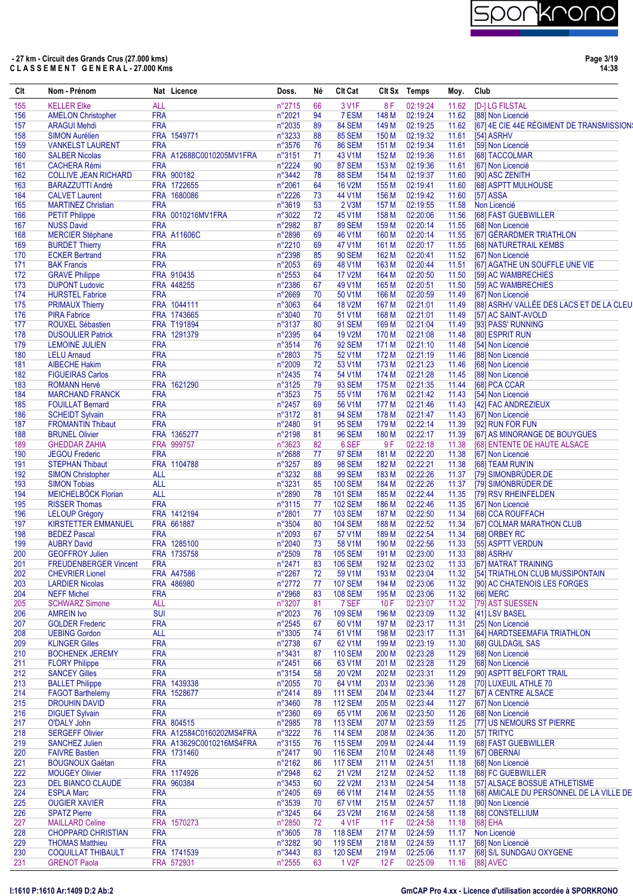**- 27 km - Circuit des Grands Crus (27.000 kms)**
**C L A S S E M E N T   G E N E R A L - 27.000 Kms**

| Clt | Nom - Prénom | Nat | Licence | Doss. | Né | Clt Cat | Clt Sx | Temps | Moy. | Club |
|---|---|---|---|---|---|---|---|---|---|---|
| 155 | KELLER Elke | ALL | | n°2715 | 66 | 3 V1F | 8 F | 02:19:24 | 11.62 | [D-] LG FILSTAL |
| 156 | AMELON Christopher | FRA | | n°2021 | 94 | 7 ESM | 148 M | 02:19:24 | 11.62 | [88] Non Licencié |
| 157 | ARAGUI Mehdi | FRA | | n°2035 | 89 | 84 SEM | 149 M | 02:19:25 | 11.62 | [67] 4E CIE 44E RÉGIMENT DE TRANSMISSION |
| 158 | SIMON Aurélien | FRA | 1549771 | n°3233 | 88 | 85 SEM | 150 M | 02:19:32 | 11.61 | [54] ASRHV |
| 159 | VANKELST LAURENT | FRA | | n°3576 | 76 | 86 SEM | 151 M | 02:19:34 | 11.61 | [59] Non Licencié |
| 160 | SALBER Nicolas | FRA | A12688C0010205MV1FRA | n°3151 | 71 | 43 V1M | 152 M | 02:19:36 | 11.61 | [68] TACCOLMAR |
| 161 | CACHERA Rémi | FRA | | n°2224 | 90 | 87 SEM | 153 M | 02:19:36 | 11.61 | [67] Non Licencié |
| 162 | COLLIVE JEAN RICHARD | FRA | 900182 | n°3442 | 78 | 88 SEM | 154 M | 02:19:37 | 11.60 | [90] ASC ZENITH |
| 163 | BARAZZUTTI André | FRA | 1722655 | n°2061 | 64 | 16 V2M | 155 M | 02:19:41 | 11.60 | [68] ASPTT MULHOUSE |
| 164 | CALVET Laurent | FRA | 1680086 | n°2226 | 73 | 44 V1M | 156 M | 02:19:42 | 11.60 | [57] ASSA |
| 165 | MARTINEZ Christian | FRA | | n°3619 | 53 | 2 V3M | 157 M | 02:19:55 | 11.58 | Non Licencié |
| 166 | PETIT Philippe | FRA | 0010216MV1FRA | n°3022 | 72 | 45 V1M | 158 M | 02:20:06 | 11.56 | [68] FAST GUEBWILLER |
| 167 | NUSS David | FRA | | n°2982 | 87 | 89 SEM | 159 M | 02:20:14 | 11.55 | [68] Non Licencié |
| 168 | MERCIER Stéphane | FRA | A11606C | n°2898 | 69 | 46 V1M | 160 M | 02:20:14 | 11.55 | [67] GÉRARDMER TRIATHLON |
| 169 | BURDET Thierry | FRA | | n°2210 | 69 | 47 V1M | 161 M | 02:20:17 | 11.55 | [68] NATURETRAIL KEMBS |
| 170 | ECKER Bertrand | FRA | | n°2398 | 85 | 90 SEM | 162 M | 02:20:41 | 11.52 | [67] Non Licencié |
| 171 | BAK Francis | FRA | | n°2053 | 69 | 48 V1M | 163 M | 02:20:44 | 11.51 | [67] AGATHE UN SOUFFLE UNE VIE |
| 172 | GRAVE Philippe | FRA | 910435 | n°2553 | 64 | 17 V2M | 164 M | 02:20:50 | 11.50 | [59] AC WAMBRECHIES |
| 173 | DUPONT Ludovic | FRA | 448255 | n°2386 | 67 | 49 V1M | 165 M | 02:20:51 | 11.50 | [59] AC WAMBRECHIES |
| 174 | HURSTEL Fabrice | FRA | | n°2669 | 70 | 50 V1M | 166 M | 02:20:59 | 11.49 | [67] Non Licencié |
| 175 | PRIMAUX Thierry | FRA | 1044111 | n°3063 | 64 | 18 V2M | 167 M | 02:21:01 | 11.49 | [88] ASRHV VALLÉE DES LACS ET DE LA CLEU |
| 176 | PIRA Fabrice | FRA | 1743665 | n°3040 | 70 | 51 V1M | 168 M | 02:21:01 | 11.49 | [57] AC SAINT-AVOLD |
| 177 | ROUXEL Sébastien | FRA | T191894 | n°3137 | 80 | 91 SEM | 169 M | 02:21:04 | 11.49 | [93] PASS' RUNNING |
| 178 | DUSOULIER Patrick | FRA | 1291379 | n°2395 | 64 | 19 V2M | 170 M | 02:21:08 | 11.48 | [80] ESPRIT RUN |
| 179 | LEMOINE JULIEN | FRA | | n°3514 | 76 | 92 SEM | 171 M | 02:21:10 | 11.48 | [54] Non Licencié |
| 180 | LELU Arnaud | FRA | | n°2803 | 75 | 52 V1M | 172 M | 02:21:19 | 11.46 | [88] Non Licencié |
| 181 | AIBECHE Hakim | FRA | | n°2009 | 72 | 53 V1M | 173 M | 02:21:23 | 11.46 | [68] Non Licencié |
| 182 | FIGUEIRAS Carlos | FRA | | n°2435 | 74 | 54 V1M | 174 M | 02:21:28 | 11.45 | [88] Non Licencié |
| 183 | ROMANN Hervé | FRA | 1621290 | n°3125 | 79 | 93 SEM | 175 M | 02:21:35 | 11.44 | [68] PCA CCAR |
| 184 | MARCHAND FRANCK | FRA | | n°3523 | 75 | 55 V1M | 176 M | 02:21:42 | 11.43 | [54] Non Licencié |
| 185 | FOUILLAT Bernard | FRA | | n°2457 | 69 | 56 V1M | 177 M | 02:21:46 | 11.43 | [42] FAC ANDREZIEUX |
| 186 | SCHEIDT Sylvain | FRA | | n°3172 | 81 | 94 SEM | 178 M | 02:21:47 | 11.43 | [67] Non Licencié |
| 187 | FROMANTIN Thibaut | FRA | | n°2480 | 91 | 95 SEM | 179 M | 02:22:14 | 11.39 | [92] RUN FOR FUN |
| 188 | BRUNEL Olivier | FRA | 1365277 | n°2198 | 81 | 96 SEM | 180 M | 02:22:17 | 11.39 | [67] AS MINORANGE DE BOUYGUES |
| 189 | GHEDDAR ZAHIA | FRA | 999757 | n°3623 | 82 | 6 SEF | 9 F | 02:22:18 | 11.38 | [68] ENTENTE DE HAUTE ALSACE |
| 190 | JEGOU Frederic | FRA | | n°2688 | 77 | 97 SEM | 181 M | 02:22:20 | 11.38 | [67] Non Licencié |
| 191 | STEPHAN Thibaut | FRA | 1104788 | n°3257 | 89 | 98 SEM | 182 M | 02:22:21 | 11.38 | [68] TEAM RUN'IN |
| 192 | SIMON Christopher | ALL | | n°3232 | 88 | 99 SEM | 183 M | 02:22:26 | 11.37 | [79] SIMONBRÜDER.DE |
| 193 | SIMON Tobias | ALL | | n°3231 | 85 | 100 SEM | 184 M | 02:22:26 | 11.37 | [79] SIMONBRÜDER.DE |
| 194 | MEICHELBÖCK Florian | ALL | | n°2890 | 78 | 101 SEM | 185 M | 02:22:44 | 11.35 | [79] RSV RHEINFELDEN |
| 195 | RISSER Thomas | FRA | | n°3115 | 77 | 102 SEM | 186 M | 02:22:46 | 11.35 | [67] Non Licencié |
| 196 | LELOUP Grégory | FRA | 1412194 | n°2801 | 77 | 103 SEM | 187 M | 02:22:50 | 11.34 | [68] CCA ROUFFACH |
| 197 | KIRSTETTER EMMANUEL | FRA | 661887 | n°3504 | 80 | 104 SEM | 188 M | 02:22:52 | 11.34 | [67] COLMAR MARATHON CLUB |
| 198 | BEDEZ Pascal | FRA | | n°2093 | 67 | 57 V1M | 189 M | 02:22:54 | 11.34 | [68] ORBEY RC |
| 199 | AUBRY David | FRA | 1285100 | n°2040 | 73 | 58 V1M | 190 M | 02:22:56 | 11.33 | [55] ASPTT VERDUN |
| 200 | GEOFFROY Julien | FRA | 1735758 | n°2509 | 78 | 105 SEM | 191 M | 02:23:00 | 11.33 | [88] ASRHV |
| 201 | FREUDENBERGER Vincent | FRA | | n°2471 | 83 | 106 SEM | 192 M | 02:23:02 | 11.33 | [67] MATRAT TRAINING |
| 202 | CHEVRIER Lionel | FRA | A47586 | n°2267 | 72 | 59 V1M | 193 M | 02:23:04 | 11.32 | [54] TRIATHLON CLUB MUSSIPONTAIN |
| 203 | LARDIER Nicolas | FRA | 486980 | n°2772 | 77 | 107 SEM | 194 M | 02:23:06 | 11.32 | [90] AC CHATENOIS LES FORGES |
| 204 | NEFF Michel | FRA | | n°2968 | 83 | 108 SEM | 195 M | 02:23:06 | 11.32 | [66] MERC |
| 205 | SCHWARZ Simone | ALL | | n°3207 | 81 | 7 SEF | 10 F | 02:23:07 | 11.32 | [79] AST SUESSEN |
| 206 | AMREIN Ivo | SUI | | n°2023 | 76 | 109 SEM | 196 M | 02:23:09 | 11.32 | [41] LSV BASEL |
| 207 | GOLDER Frederic | FRA | | n°2545 | 67 | 60 V1M | 197 M | 02:23:17 | 11.31 | [25] Non Licencié |
| 208 | UEBING Gordon | ALL | | n°3305 | 74 | 61 V1M | 198 M | 02:23:17 | 11.31 | [64] HARDTSEEMAFIA TRIATHLON |
| 209 | KLINGER Gilles | FRA | | n°2738 | 67 | 62 V1M | 199 M | 02:23:19 | 11.30 | [68] GULDAGIL SAS |
| 210 | BOCHENEK JEREMY | FRA | | n°3431 | 87 | 110 SEM | 200 M | 02:23:28 | 11.29 | [68] Non Licencié |
| 211 | FLORY Philippe | FRA | | n°2451 | 66 | 63 V1M | 201 M | 02:23:28 | 11.29 | [68] Non Licencié |
| 212 | SANCEY Gilles | FRA | | n°3154 | 58 | 20 V2M | 202 M | 02:23:31 | 11.29 | [90] ASPTT BELFORT TRAIL |
| 213 | BALLET Philippe | FRA | 1439338 | n°2055 | 70 | 64 V1M | 203 M | 02:23:36 | 11.28 | [70] LUXEUIL ATHLE 70 |
| 214 | FAGOT Barthelemy | FRA | 1528677 | n°2414 | 89 | 111 SEM | 204 M | 02:23:44 | 11.27 | [67] A CENTRE ALSACE |
| 215 | DROUHIN DAVID | FRA | | n°3460 | 78 | 112 SEM | 205 M | 02:23:44 | 11.27 | [67] Non Licencié |
| 216 | DIGUET Sylvain | FRA | | n°2360 | 69 | 65 V1M | 206 M | 02:23:50 | 11.26 | [68] Non Licencié |
| 217 | O'DALY John | FRA | 804515 | n°2985 | 78 | 113 SEM | 207 M | 02:23:59 | 11.25 | [77] US NEMOURS ST PIERRE |
| 218 | SERGEFF Olivier | FRA | A12584C0160202MS4FRA | n°3222 | 76 | 114 SEM | 208 M | 02:24:36 | 11.20 | [57] TRITYC |
| 219 | SANCHEZ Julien | FRA | A13629C0010216MS4FRA | n°3155 | 76 | 115 SEM | 209 M | 02:24:44 | 11.19 | [68] FAST GUEBWILLER |
| 220 | FAIVRE Bastien | FRA | 1731460 | n°2417 | 90 | 116 SEM | 210 M | 02:24:48 | 11.19 | [67] OBERNAI |
| 221 | BOUGNOUX Gaëtan | FRA | | n°2162 | 86 | 117 SEM | 211 M | 02:24:51 | 11.18 | [68] Non Licencié |
| 222 | MOUGEY Olivier | FRA | 1174926 | n°2948 | 62 | 21 V2M | 212 M | 02:24:52 | 11.18 | [68] FC GUEBWILLER |
| 223 | DEL BIANCO CLAUDE | FRA | 960384 | n°3453 | 60 | 22 V2M | 213 M | 02:24:54 | 11.18 | [57] ALSACE BOSSUE ATHLETISME |
| 224 | ESPLA Marc | FRA | | n°2405 | 69 | 66 V1M | 214 M | 02:24:55 | 11.18 | [68] AMICALE DU PERSONNEL DE LA VILLE DE |
| 225 | OUGIER XAVIER | FRA | | n°3539 | 70 | 67 V1M | 215 M | 02:24:57 | 11.18 | [90] Non Licencié |
| 226 | SPATZ Pierre | FRA | | n°3245 | 64 | 23 V2M | 216 M | 02:24:58 | 11.18 | [68] CONSTELLIUM |
| 227 | MAILLARD Celine | FRA | 1570273 | n°2850 | 72 | 4 V1F | 11 F | 02:24:58 | 11.18 | [68] EHA |
| 228 | CHOPPARD CHRISTIAN | FRA | | n°3605 | 78 | 118 SEM | 217 M | 02:24:59 | 11.17 | Non Licencié |
| 229 | THOMAS Matthieu | FRA | | n°3282 | 90 | 119 SEM | 218 M | 02:24:59 | 11.17 | [68] Non Licencié |
| 230 | COQUILLAT THIBAULT | FRA | 1741539 | n°3443 | 83 | 120 SEM | 219 M | 02:25:06 | 11.17 | [68] S/L SUNDGAU OXYGENE |
| 231 | GRENOT Paola | FRA | 572931 | n°2555 | 63 | 1 V2F | 12 F | 02:25:09 | 11.16 | [88] AVEC |

I:1610 P:1610 Ar:1409 D:2 Ab:2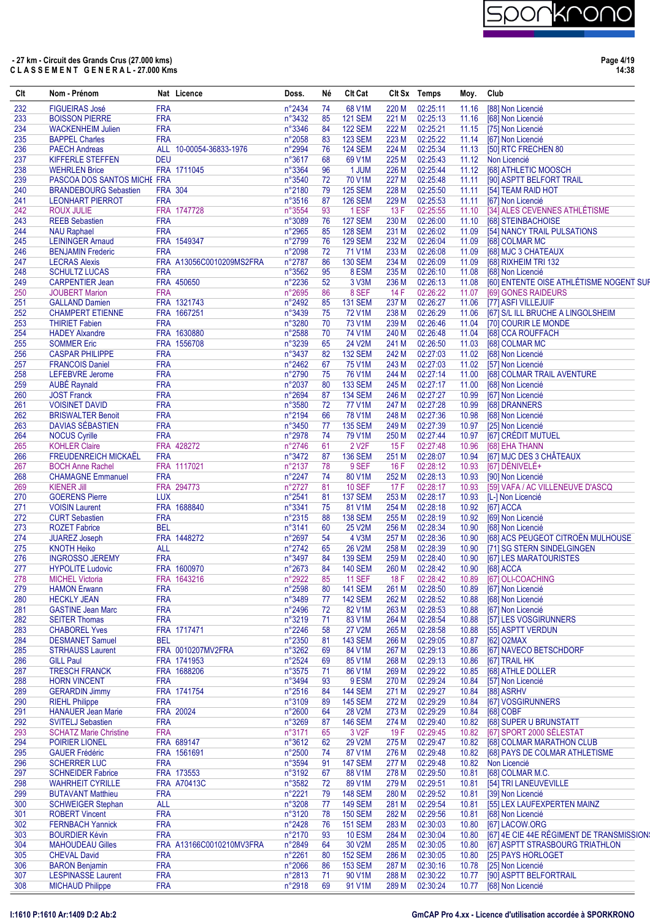**- 27 km - Circuit des Grands Crus (27.000 kms)**
**C L A S S E M E N T   G E N E R A L - 27.000 Kms**

| Clt | Nom - Prénom | Nat | Licence | Doss. | Né | Clt Cat | Clt Sx | Temps | Moy. | Club |
|---|---|---|---|---|---|---|---|---|---|---|
| 232 | FIGUEIRAS José | FRA | | n°2434 | 74 | 68 V1M | 220 M | 02:25:11 | 11.16 | [88] Non Licencié |
| 233 | BOISSON PIERRE | FRA | | n°3432 | 85 | 121 SEM | 221 M | 02:25:13 | 11.16 | [68] Non Licencié |
| 234 | WACKENHEIM Julien | FRA | | n°3346 | 84 | 122 SEM | 222 M | 02:25:21 | 11.15 | [75] Non Licencié |
| 235 | BAPPEL Charles | FRA | | n°2058 | 83 | 123 SEM | 223 M | 02:25:22 | 11.14 | [67] Non Licencié |
| 236 | PAECH Andreas | ALL | 10-00054-36833-1976 | n°2994 | 76 | 124 SEM | 224 M | 02:25:34 | 11.13 | [50] RTC FRECHEN 80 |
| 237 | KIFFERLE STEFFEN | DEU | | n°3617 | 68 | 69 V1M | 225 M | 02:25:43 | 11.12 | Non Licencié |
| 238 | WEHRLEN Brice | FRA | 1711045 | n°3364 | 96 | 1 JUM | 226 M | 02:25:44 | 11.12 | [68] ATHLETIC MOOSCH |
| 239 | PASCOA DOS SANTOS MICHE | FRA | | n°3540 | 72 | 70 V1M | 227 M | 02:25:48 | 11.11 | [90] ASPTT BELFORT TRAIL |
| 240 | BRANDEBOURG Sebastien | FRA | 304 | n°2180 | 79 | 125 SEM | 228 M | 02:25:50 | 11.11 | [54] TEAM RAID HOT |
| 241 | LEONHART PIERROT | FRA | | n°3516 | 87 | 126 SEM | 229 M | 02:25:53 | 11.11 | [67] Non Licencié |
| 242 | ROUX JULIE | FRA | 1747728 | n°3554 | 93 | 1 ESF | 13 F | 02:25:55 | 11.10 | [34] ALES CEVENNES ATHLÉTISME |
| 243 | REEB Sebastien | FRA | | n°3089 | 76 | 127 SEM | 230 M | 02:26:00 | 11.10 | [68] STEINBACHOISE |
| 244 | NAU Raphael | FRA | | n°2965 | 85 | 128 SEM | 231 M | 02:26:02 | 11.09 | [54] NANCY TRAIL PULSATIONS |
| 245 | LEININGER Arnaud | FRA | 1549347 | n°2799 | 76 | 129 SEM | 232 M | 02:26:04 | 11.09 | [68] COLMAR MC |
| 246 | BENJAMIN Frederic | FRA | | n°2098 | 72 | 71 V1M | 233 M | 02:26:08 | 11.09 | [68] MJC 3 CHATEAUX |
| 247 | LECRAS Alexis | FRA | A13056C0010209MS2FRA | n°2787 | 86 | 130 SEM | 234 M | 02:26:09 | 11.09 | [68] RIXHEIM TRI 132 |
| 248 | SCHULTZ LUCAS | FRA | | n°3562 | 95 | 8 ESM | 235 M | 02:26:10 | 11.08 | [68] Non Licencié |
| 249 | CARPENTIER Jean | FRA | 450650 | n°2236 | 52 | 3 V3M | 236 M | 02:26:13 | 11.08 | [60] ENTENTE OISE ATHLÉTISME NOGENT SUR |
| 250 | JOUBERT Marion | FRA | | n°2695 | 86 | 8 SEF | 14 F | 02:26:22 | 11.07 | [69] GONES RAIDEURS |
| 251 | GALLAND Damien | FRA | 1321743 | n°2492 | 85 | 131 SEM | 237 M | 02:26:27 | 11.06 | [77] ASFI VILLEJUIF |
| 252 | CHAMPERT ETIENNE | FRA | 1667251 | n°3439 | 75 | 72 V1M | 238 M | 02:26:29 | 11.06 | [67] S/L ILL BRUCHE A LINGOLSHEIM |
| 253 | THIRIET Fabien | FRA | | n°3280 | 70 | 73 V1M | 239 M | 02:26:46 | 11.04 | [70] COURIR LE MONDE |
| 254 | HADEY Alxandre | FRA | 1630880 | n°2588 | 70 | 74 V1M | 240 M | 02:26:48 | 11.04 | [68] CCA ROUFFACH |
| 255 | SOMMER Eric | FRA | 1556708 | n°3239 | 65 | 24 V2M | 241 M | 02:26:50 | 11.03 | [68] COLMAR MC |
| 256 | CASPAR PHILIPPE | FRA | | n°3437 | 82 | 132 SEM | 242 M | 02:27:03 | 11.02 | [68] Non Licencié |
| 257 | FRANCOIS Daniel | FRA | | n°2462 | 67 | 75 V1M | 243 M | 02:27:03 | 11.02 | [57] Non Licencié |
| 258 | LEFEBVRE Jerome | FRA | | n°2790 | 75 | 76 V1M | 244 M | 02:27:14 | 11.00 | [68] COLMAR TRAIL AVENTURE |
| 259 | AUBÉ Raynald | FRA | | n°2037 | 80 | 133 SEM | 245 M | 02:27:17 | 11.00 | [68] Non Licencié |
| 260 | JOST Franck | FRA | | n°2694 | 87 | 134 SEM | 246 M | 02:27:27 | 10.99 | [67] Non Licencié |
| 261 | VOISINET DAVID | FRA | | n°3580 | 72 | 77 V1M | 247 M | 02:27:28 | 10.99 | [68] DRANNERS |
| 262 | BRISWALTER Benoit | FRA | | n°2194 | 66 | 78 V1M | 248 M | 02:27:36 | 10.98 | [68] Non Licencié |
| 263 | DAVIAS SÉBASTIEN | FRA | | n°3450 | 77 | 135 SEM | 249 M | 02:27:39 | 10.97 | [25] Non Licencié |
| 264 | NOCUS Cyrille | FRA | | n°2978 | 74 | 79 V1M | 250 M | 02:27:44 | 10.97 | [67] CRÉDIT MUTUEL |
| 265 | KOHLER Claire | FRA | 428272 | n°2746 | 61 | 2 V2F | 15 F | 02:27:48 | 10.96 | [68] EHA THANN |
| 266 | FREUDENREICH MICKAËL | FRA | | n°3472 | 87 | 136 SEM | 251 M | 02:28:07 | 10.94 | [67] MJC DES 3 CHÂTEAUX |
| 267 | BOCH Anne Rachel | FRA | 1117021 | n°2137 | 78 | 9 SEF | 16 F | 02:28:12 | 10.93 | [67] DÉNIVELÉ+ |
| 268 | CHAMAGNE Emmanuel | FRA | | n°2247 | 74 | 80 V1M | 252 M | 02:28:13 | 10.93 | [90] Non Licencié |
| 269 | KIENER Jill | FRA | 294773 | n°2727 | 81 | 10 SEF | 17 F | 02:28:17 | 10.93 | [59] VAFA / AC VILLENEUVE D'ASCQ |
| 270 | GOERENS Pierre | LUX | | n°2541 | 81 | 137 SEM | 253 M | 02:28:17 | 10.93 | [L-] Non Licencié |
| 271 | VOISIN Laurent | FRA | 1688840 | n°3341 | 75 | 81 V1M | 254 M | 02:28:18 | 10.92 | [67] ACCA |
| 272 | CURT Sebastien | FRA | | n°2315 | 88 | 138 SEM | 255 M | 02:28:19 | 10.92 | [69] Non Licencié |
| 273 | ROZET Fabrice | BEL | | n°3141 | 60 | 25 V2M | 256 M | 02:28:34 | 10.90 | [68] Non Licencié |
| 274 | JUAREZ Joseph | FRA | 1448272 | n°2697 | 54 | 4 V3M | 257 M | 02:28:36 | 10.90 | [68] ACS PEUGEOT CITROËN MULHOUSE |
| 275 | KNOTH Heiko | ALL | | n°2742 | 65 | 26 V2M | 258 M | 02:28:39 | 10.90 | [71] SG STERN SINDELGINGEN |
| 276 | INGROSSO JEREMY | FRA | | n°3497 | 84 | 139 SEM | 259 M | 02:28:40 | 10.90 | [67] LES MARATOURISTES |
| 277 | HYPOLITE Ludovic | FRA | 1600970 | n°2673 | 84 | 140 SEM | 260 M | 02:28:40 | 10.90 | [67] ACCA |
| 278 | MICHEL Victoria | FRA | 1643216 | n°2922 | 85 | 11 SEF | 18 F | 02:28:42 | 10.89 | [67] OLI-COACHING |
| 279 | HAMON Erwann | FRA | | n°2598 | 80 | 141 SEM | 261 M | 02:28:50 | 10.89 | [67] Non Licencié |
| 280 | HECKLY JEAN | FRA | | n°3489 | 77 | 142 SEM | 262 M | 02:28:52 | 10.88 | [68] Non Licencié |
| 281 | GASTINE Jean Marc | FRA | | n°2496 | 72 | 82 V1M | 263 M | 02:28:53 | 10.88 | [67] Non Licencié |
| 282 | SEITER Thomas | FRA | | n°3219 | 71 | 83 V1M | 264 M | 02:28:54 | 10.88 | [57] LES VOSGIRUNNERS |
| 283 | CHABOREL Yves | FRA | 1717471 | n°2246 | 58 | 27 V2M | 265 M | 02:28:58 | 10.88 | [55] ASPTT VERDUN |
| 284 | DESMANET Samuel | BEL | | n°2350 | 81 | 143 SEM | 266 M | 02:29:05 | 10.87 | [62] O2MAX |
| 285 | STRHAUSS Laurent | FRA | 0010207MV2FRA | n°3262 | 69 | 84 V1M | 267 M | 02:29:13 | 10.86 | [67] NAVECO BETSCHDORF |
| 286 | GILL Paul | FRA | 1741953 | n°2524 | 69 | 85 V1M | 268 M | 02:29:13 | 10.86 | [67] TRAIL HK |
| 287 | TRESCH FRANCK | FRA | 1688206 | n°3575 | 71 | 86 V1M | 269 M | 02:29:22 | 10.85 | [68] ATHLE DOLLER |
| 288 | HORN VINCENT | FRA | | n°3494 | 93 | 9 ESM | 270 M | 02:29:24 | 10.84 | [57] Non Licencié |
| 289 | GERARDIN Jimmy | FRA | 1741754 | n°2516 | 84 | 144 SEM | 271 M | 02:29:27 | 10.84 | [88] ASRHV |
| 290 | RIEHL Philippe | FRA | | n°3109 | 89 | 145 SEM | 272 M | 02:29:29 | 10.84 | [67] VOSGIRUNNERS |
| 291 | HANAUER Jean Marie | FRA | 20024 | n°2600 | 64 | 28 V2M | 273 M | 02:29:29 | 10.84 | [68] COBF |
| 292 | SVITELJ Sebastien | FRA | | n°3269 | 87 | 146 SEM | 274 M | 02:29:40 | 10.82 | [68] SUPER U BRUNSTATT |
| 293 | SCHATZ Marie Christine | FRA | | n°3171 | 65 | 3 V2F | 19 F | 02:29:45 | 10.82 | [67] SPORT 2000 SÉLESTAT |
| 294 | POIRIER LIONEL | FRA | 689147 | n°3612 | 62 | 29 V2M | 275 M | 02:29:47 | 10.82 | [68] COLMAR MARATHON CLUB |
| 295 | GAUER Frédéric | FRA | 1561691 | n°2500 | 74 | 87 V1M | 276 M | 02:29:48 | 10.82 | [68] PAYS DE COLMAR ATHLETISME |
| 296 | SCHERRER LUC | FRA | | n°3594 | 91 | 147 SEM | 277 M | 02:29:48 | 10.82 | Non Licencié |
| 297 | SCHNEIDER Fabrice | FRA | 173553 | n°3192 | 67 | 88 V1M | 278 M | 02:29:50 | 10.81 | [68] COLMAR M.C. |
| 298 | WAHRHEIT CYRILLE | FRA | A70413C | n°3582 | 72 | 89 V1M | 279 M | 02:29:51 | 10.81 | [54] TRI LANEUVEVILLE |
| 299 | BUTAVANT Matthieu | FRA | | n°2221 | 79 | 148 SEM | 280 M | 02:29:52 | 10.81 | [39] Non Licencié |
| 300 | SCHWEIGER Stephan | ALL | | n°3208 | 77 | 149 SEM | 281 M | 02:29:54 | 10.81 | [55] LEX LAUFEXPERTEN MAINZ |
| 301 | ROBERT Vincent | FRA | | n°3120 | 78 | 150 SEM | 282 M | 02:29:56 | 10.81 | [68] Non Licencié |
| 302 | FERNBACH Yannick | FRA | | n°2428 | 76 | 151 SEM | 283 M | 02:30:03 | 10.80 | [67] LACOW.ORG |
| 303 | BOURDIER Kévin | FRA | | n°2170 | 93 | 10 ESM | 284 M | 02:30:04 | 10.80 | [67] 4E CIE 44E RÉGIMENT DE TRANSMISSION |
| 304 | MAHOUDEAU Gilles | FRA | A13166C0010210MV3FRA | n°2849 | 64 | 30 V2M | 285 M | 02:30:05 | 10.80 | [67] ASPTT STRASBOURG TRIATHLON |
| 305 | CHEVAL David | FRA | | n°2261 | 80 | 152 SEM | 286 M | 02:30:05 | 10.80 | [25] PAYS HORLOGET |
| 306 | BARON Benjamin | FRA | | n°2066 | 86 | 153 SEM | 287 M | 02:30:16 | 10.78 | [25] Non Licencié |
| 307 | LESPINASSE Laurent | FRA | | n°2813 | 71 | 90 V1M | 288 M | 02:30:22 | 10.77 | [90] ASPTT BELFORTRAIL |
| 308 | MICHAUD Philippe | FRA | | n°2918 | 69 | 91 V1M | 289 M | 02:30:24 | 10.77 | [68] Non Licencié |

I:1610 P:1610 Ar:1409 D:2 Ab:2

GmCAP Pro 4.xx - Licence d'utilisation accordée à SPORKRONO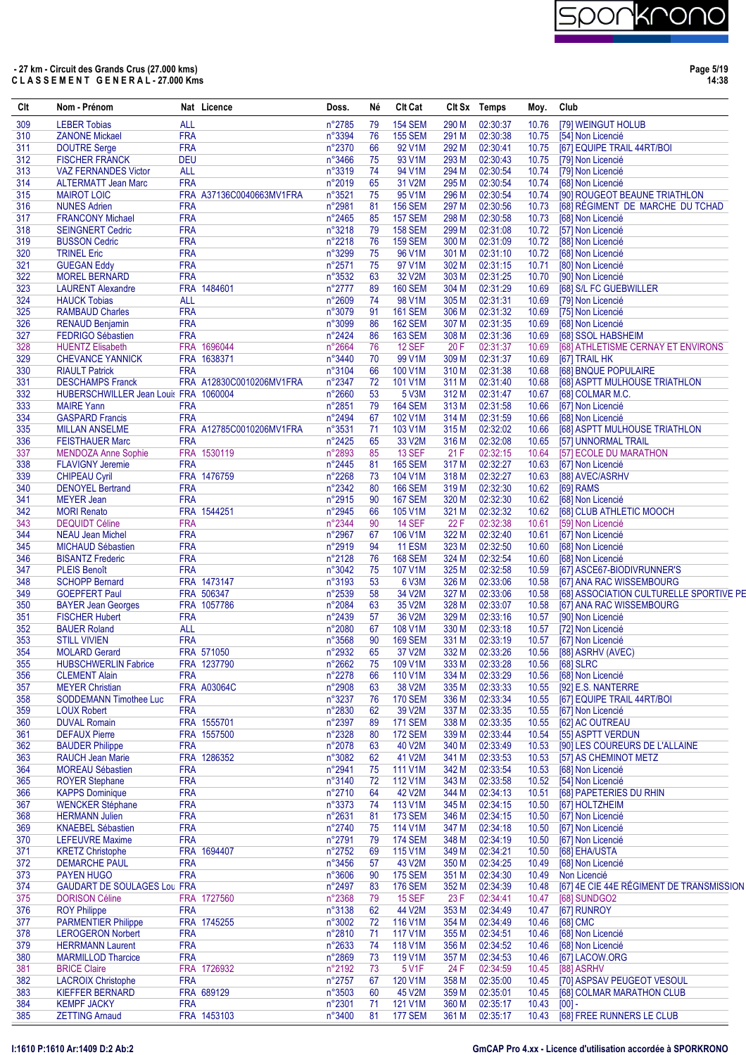**- 27 km - Circuit des Grands Crus (27.000 kms)**
**C L A S S E M E N T   G E N E R A L - 27.000 Kms**

| Clt | Nom - Prénom | Nat | Licence | Doss. | Né | Clt Cat | Clt Sx | Temps | Moy. | Club |
|---|---|---|---|---|---|---|---|---|---|---|
| 309 | LEBER Tobias | ALL | | n°2785 | 79 | 154 SEM | 290 M | 02:30:37 | 10.76 | [79] WEINGUT HOLUB |
| 310 | ZANONE Mickael | FRA | | n°3394 | 76 | 155 SEM | 291 M | 02:30:38 | 10.75 | [54] Non Licencié |
| 311 | DOUTRE Serge | FRA | | n°2370 | 66 | 92 V1M | 292 M | 02:30:41 | 10.75 | [67] EQUIPE TRAIL 44RT/BOI |
| 312 | FISCHER FRANCK | DEU | | n°3466 | 75 | 93 V1M | 293 M | 02:30:43 | 10.75 | [79] Non Licencié |
| 313 | VAZ FERNANDES Victor | ALL | | n°3319 | 74 | 94 V1M | 294 M | 02:30:54 | 10.74 | [79] Non Licencié |
| 314 | ALTERMATT Jean Marc | FRA | | n°2019 | 65 | 31 V2M | 295 M | 02:30:54 | 10.74 | [68] Non Licencié |
| 315 | MAIROT LOIC | FRA | A37136C0040663MV1FRA | n°3521 | 75 | 95 V1M | 296 M | 02:30:54 | 10.74 | [90] ROUGEOT BEAUNE TRIATHLON |
| 316 | NUNES Adrien | FRA | | n°2981 | 81 | 156 SEM | 297 M | 02:30:56 | 10.73 | [68] RÉGIMENT DE MARCHE DU TCHAD |
| 317 | FRANCONY Michael | FRA | | n°2465 | 85 | 157 SEM | 298 M | 02:30:58 | 10.73 | [68] Non Licencié |
| 318 | SEINGNERT Cedric | FRA | | n°3218 | 79 | 158 SEM | 299 M | 02:31:08 | 10.72 | [57] Non Licencié |
| 319 | BUSSON Cedric | FRA | | n°2218 | 76 | 159 SEM | 300 M | 02:31:09 | 10.72 | [88] Non Licencié |
| 320 | TRINEL Eric | FRA | | n°3299 | 75 | 96 V1M | 301 M | 02:31:10 | 10.72 | [68] Non Licencié |
| 321 | GUEGAN Eddy | FRA | | n°2571 | 75 | 97 V1M | 302 M | 02:31:15 | 10.71 | [80] Non Licencié |
| 322 | MOREL BERNARD | FRA | | n°3532 | 63 | 32 V2M | 303 M | 02:31:25 | 10.70 | [90] Non Licencié |
| 323 | LAURENT Alexandre | FRA | 1484601 | n°2777 | 89 | 160 SEM | 304 M | 02:31:29 | 10.69 | [68] S/L FC GUEBWILLER |
| 324 | HAUCK Tobias | ALL | | n°2609 | 74 | 98 V1M | 305 M | 02:31:31 | 10.69 | [79] Non Licencié |
| 325 | RAMBAUD Charles | FRA | | n°3079 | 91 | 161 SEM | 306 M | 02:31:32 | 10.69 | [75] Non Licencié |
| 326 | RENAUD Benjamin | FRA | | n°3099 | 86 | 162 SEM | 307 M | 02:31:35 | 10.69 | [68] Non Licencié |
| 327 | FEDRIGO Sébastien | FRA | | n°2424 | 86 | 163 SEM | 308 M | 02:31:36 | 10.69 | [68] SSOL HABSHEIM |
| 328 | HUENTZ Elisabeth | FRA | 1696044 | n°2664 | 76 | 12 SEF | 20 F | 02:31:37 | 10.69 | [68] ATHLETISME CERNAY ET ENVIRONS |
| 329 | CHEVANCE YANNICK | FRA | 1638371 | n°3440 | 70 | 99 V1M | 309 M | 02:31:37 | 10.69 | [67] TRAIL HK |
| 330 | RIAULT Patrick | FRA | | n°3104 | 66 | 100 V1M | 310 M | 02:31:38 | 10.68 | [68] BNQUE POPULAIRE |
| 331 | DESCHAMPS Franck | FRA | A12830C0010206MV1FRA | n°2347 | 72 | 101 V1M | 311 M | 02:31:40 | 10.68 | [68] ASPTT MULHOUSE TRIATHLON |
| 332 | HUBERSCHWILLER Jean Louis | FRA | 1060004 | n°2660 | 53 | 5 V3M | 312 M | 02:31:47 | 10.67 | [68] COLMAR M.C. |
| 333 | MAIRE Yann | FRA | | n°2851 | 79 | 164 SEM | 313 M | 02:31:58 | 10.66 | [67] Non Licencié |
| 334 | GASPARD Francis | FRA | | n°2494 | 67 | 102 V1M | 314 M | 02:31:59 | 10.66 | [68] Non Licencié |
| 335 | MILLAN ANSELME | FRA | A12785C0010206MV1FRA | n°3531 | 71 | 103 V1M | 315 M | 02:32:02 | 10.66 | [68] ASPTT MULHOUSE TRIATHLON |
| 336 | FEISTHAUER Marc | FRA | | n°2425 | 65 | 33 V2M | 316 M | 02:32:08 | 10.65 | [57] UNNORMAL TRAIL |
| 337 | MENDOZA Anne Sophie | FRA | 1530119 | n°2893 | 85 | 13 SEF | 21 F | 02:32:15 | 10.64 | [57] ECOLE DU MARATHON |
| 338 | FLAVIGNY Jeremie | FRA | | n°2445 | 81 | 165 SEM | 317 M | 02:32:27 | 10.63 | [67] Non Licencié |
| 339 | CHIPEAU Cyril | FRA | 1476759 | n°2268 | 73 | 104 V1M | 318 M | 02:32:27 | 10.63 | [88] AVEC/ASRHV |
| 340 | DENOYEL Bertrand | FRA | | n°2342 | 80 | 166 SEM | 319 M | 02:32:30 | 10.62 | [69] RAMS |
| 341 | MEYER Jean | FRA | | n°2915 | 90 | 167 SEM | 320 M | 02:32:30 | 10.62 | [68] Non Licencié |
| 342 | MORI Renato | FRA | 1544251 | n°2945 | 66 | 105 V1M | 321 M | 02:32:32 | 10.62 | [68] CLUB ATHLETIC MOOCH |
| 343 | DEQUIDT Céline | FRA | | n°2344 | 90 | 14 SEF | 22 F | 02:32:38 | 10.61 | [59] Non Licencié |
| 344 | NEAU Jean Michel | FRA | | n°2967 | 67 | 106 V1M | 322 M | 02:32:40 | 10.61 | [67] Non Licencié |
| 345 | MICHAUD Sébastien | FRA | | n°2919 | 94 | 11 ESM | 323 M | 02:32:50 | 10.60 | [68] Non Licencié |
| 346 | BISANTZ Frederic | FRA | | n°2128 | 76 | 168 SEM | 324 M | 02:32:54 | 10.60 | [68] Non Licencié |
| 347 | PLEIS Benoît | FRA | | n°3042 | 75 | 107 V1M | 325 M | 02:32:58 | 10.59 | [67] ASCE67-BIODIVRUNNER'S |
| 348 | SCHOPP Bernard | FRA | 1473147 | n°3193 | 53 | 6 V3M | 326 M | 02:33:06 | 10.58 | [67] ANA RAC WISSEMBOURG |
| 349 | GOEPFERT Paul | FRA | 506347 | n°2539 | 58 | 34 V2M | 327 M | 02:33:06 | 10.58 | [68] ASSOCIATION CULTURELLE SPORTIVE PE |
| 350 | BAYER Jean Georges | FRA | 1057786 | n°2084 | 63 | 35 V2M | 328 M | 02:33:07 | 10.58 | [67] ANA RAC WISSEMBOURG |
| 351 | FISCHER Hubert | FRA | | n°2439 | 57 | 36 V2M | 329 M | 02:33:16 | 10.57 | [90] Non Licencié |
| 352 | BAUER Roland | ALL | | n°2080 | 67 | 108 V1M | 330 M | 02:33:18 | 10.57 | [72] Non Licencié |
| 353 | STILL VIVIEN | FRA | | n°3568 | 90 | 169 SEM | 331 M | 02:33:19 | 10.57 | [67] Non Licencié |
| 354 | MOLARD Gerard | FRA | 571050 | n°2932 | 65 | 37 V2M | 332 M | 02:33:26 | 10.56 | [88] ASRHV (AVEC) |
| 355 | HUBSCHWERLIN Fabrice | FRA | 1237790 | n°2662 | 75 | 109 V1M | 333 M | 02:33:28 | 10.56 | [68] SLRC |
| 356 | CLEMENT Alain | FRA | | n°2278 | 66 | 110 V1M | 334 M | 02:33:29 | 10.56 | [68] Non Licencié |
| 357 | MEYER Christian | FRA | A03064C | n°2908 | 63 | 38 V2M | 335 M | 02:33:33 | 10.55 | [92] E.S. NANTERRE |
| 358 | SODDEMANN Timothee Luc | FRA | | n°3237 | 76 | 170 SEM | 336 M | 02:33:34 | 10.55 | [67] EQUIPE TRAIL 44RT/BOI |
| 359 | LOUX Robert | FRA | | n°2830 | 62 | 39 V2M | 337 M | 02:33:35 | 10.55 | [67] Non Licencié |
| 360 | DUVAL Romain | FRA | 1555701 | n°2397 | 89 | 171 SEM | 338 M | 02:33:35 | 10.55 | [62] AC OUTREAU |
| 361 | DEFAUX Pierre | FRA | 1557500 | n°2328 | 80 | 172 SEM | 339 M | 02:33:44 | 10.54 | [55] ASPTT VERDUN |
| 362 | BAUDER Philippe | FRA | | n°2078 | 63 | 40 V2M | 340 M | 02:33:49 | 10.53 | [90] LES COUREURS DE L'ALLAINE |
| 363 | RAUCH Jean Marie | FRA | 1286352 | n°3082 | 62 | 41 V2M | 341 M | 02:33:53 | 10.53 | [57] AS CHEMINOT METZ |
| 364 | MOREAU Sébastien | FRA | | n°2941 | 75 | 111 V1M | 342 M | 02:33:54 | 10.53 | [68] Non Licencié |
| 365 | ROYER Stephane | FRA | | n°3140 | 72 | 112 V1M | 343 M | 02:33:58 | 10.52 | [54] Non Licencié |
| 366 | KAPPS Dominique | FRA | | n°2710 | 64 | 42 V2M | 344 M | 02:34:13 | 10.51 | [68] PAPETERIES DU RHIN |
| 367 | WENCKER Stéphane | FRA | | n°3373 | 74 | 113 V1M | 345 M | 02:34:15 | 10.50 | [67] HOLTZHEIM |
| 368 | HERMANN Julien | FRA | | n°2631 | 81 | 173 SEM | 346 M | 02:34:15 | 10.50 | [67] Non Licencié |
| 369 | KNAEBEL Sébastien | FRA | | n°2740 | 75 | 114 V1M | 347 M | 02:34:18 | 10.50 | [67] Non Licencié |
| 370 | LEFEUVRE Maxime | FRA | | n°2791 | 79 | 174 SEM | 348 M | 02:34:19 | 10.50 | [67] Non Licencié |
| 371 | KRETZ Christophe | FRA | 1694407 | n°2752 | 69 | 115 V1M | 349 M | 02:34:21 | 10.50 | [68] EHA/USTA |
| 372 | DEMARCHE PAUL | FRA | | n°3456 | 57 | 43 V2M | 350 M | 02:34:25 | 10.49 | [68] Non Licencié |
| 373 | PAYEN HUGO | FRA | | n°3606 | 90 | 175 SEM | 351 M | 02:34:30 | 10.49 | Non Licencié |
| 374 | GAUDART DE SOULAGES Lou | FRA | | n°2497 | 83 | 176 SEM | 352 M | 02:34:39 | 10.48 | [67] 4E CIE 44E RÉGIMENT DE TRANSMISSION |
| 375 | DORISON Céline | FRA | 1727560 | n°2368 | 79 | 15 SEF | 23 F | 02:34:41 | 10.47 | [68] SUNDGO2 |
| 376 | ROY Philippe | FRA | | n°3138 | 62 | 44 V2M | 353 M | 02:34:49 | 10.47 | [67] RUNROY |
| 377 | PARMENTIER Philippe | FRA | 1745255 | n°3002 | 72 | 116 V1M | 354 M | 02:34:49 | 10.46 | [68] CMC |
| 378 | LEROGERON Norbert | FRA | | n°2810 | 71 | 117 V1M | 355 M | 02:34:51 | 10.46 | [68] Non Licencié |
| 379 | HERRMANN Laurent | FRA | | n°2633 | 74 | 118 V1M | 356 M | 02:34:52 | 10.46 | [68] Non Licencié |
| 380 | MARMILLOD Tharcice | FRA | | n°2869 | 73 | 119 V1M | 357 M | 02:34:53 | 10.46 | [67] LACOW.ORG |
| 381 | BRICE Claire | FRA | 1726932 | n°2192 | 73 | 5 V1F | 24 F | 02:34:59 | 10.45 | [88] ASRHV |
| 382 | LACROIX Christophe | FRA | | n°2757 | 67 | 120 V1M | 358 M | 02:35:00 | 10.45 | [70] ASPSAV PEUGEOT VESOUL |
| 383 | KIEFFER BERNARD | FRA | 689129 | n°3503 | 60 | 45 V2M | 359 M | 02:35:01 | 10.45 | [68] COLMAR MARATHON CLUB |
| 384 | KEMPF JACKY | FRA | | n°2301 | 71 | 121 V1M | 360 M | 02:35:17 | 10.43 | [00] - |
| 385 | ZETTING Arnaud | FRA | 1453103 | n°3400 | 81 | 177 SEM | 361 M | 02:35:17 | 10.43 | [68] FREE RUNNERS LE CLUB |

I:1610 P:1610 Ar:1409 D:2 Ab:2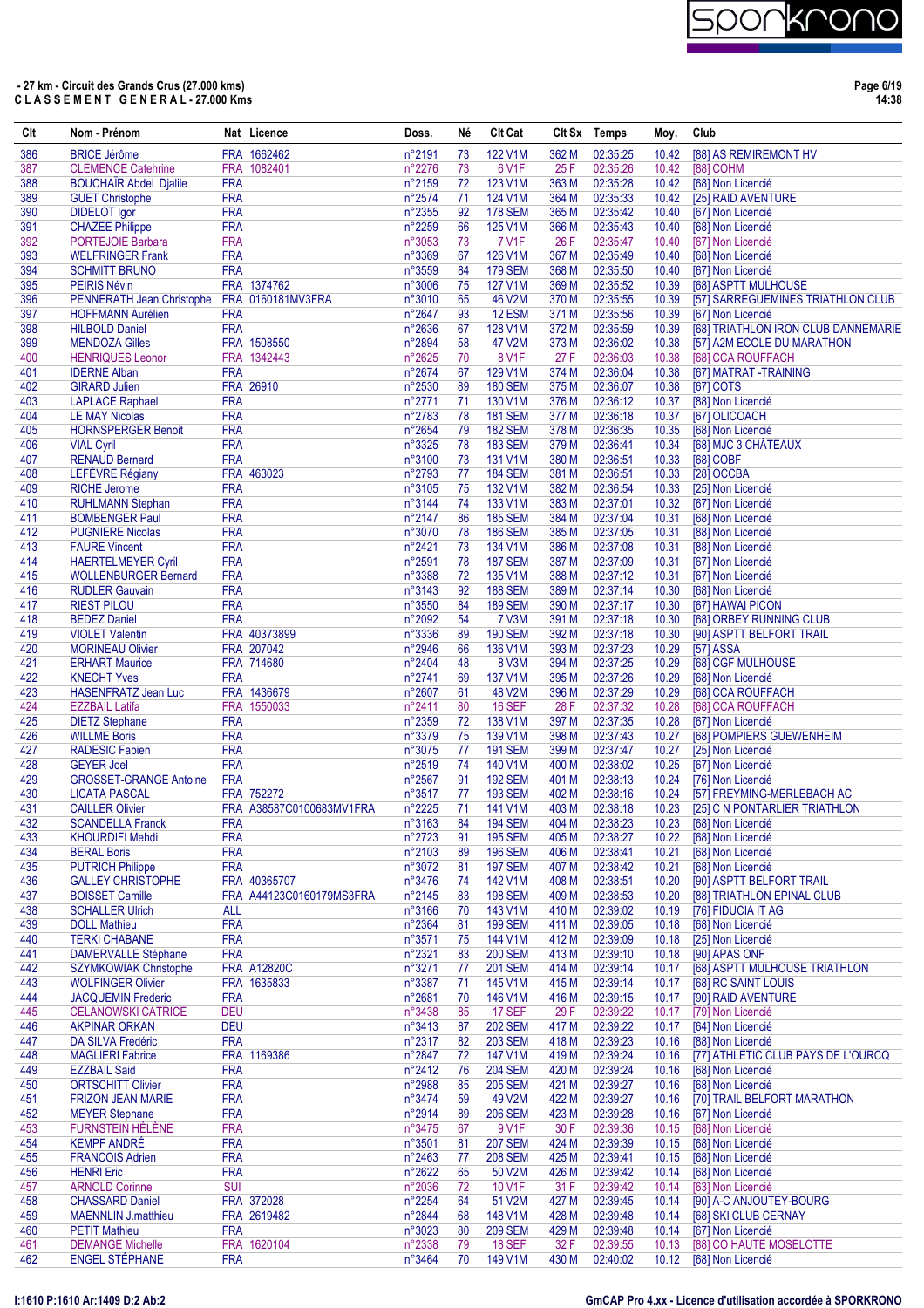**- 27 km - Circuit des Grands Crus (27.000 kms)**
**C L A S S E M E N T   G E N E R A L - 27.000 Kms**

| Clt | Nom - Prénom | Nat | Licence | Doss. | Né | Clt Cat | Clt Sx | Temps | Moy. | Club |
|---|---|---|---|---|---|---|---|---|---|---|
| 386 | BRICE Jérôme | FRA | 1662462 | n°2191 | 73 | 122 V1M | 362 M | 02:35:25 | 10.42 | [88] AS REMIREMONT HV |
| 387 | CLEMENCE Catehrine | FRA | 1082401 | n°2276 | 73 | 6 V1F | 25 F | 02:35:26 | 10.42 | [88] COHM |
| 388 | BOUCHAÏR Abdel Djalile | FRA | | n°2159 | 72 | 123 V1M | 363 M | 02:35:28 | 10.42 | [68] Non Licencié |
| 389 | GUET Christophe | FRA | | n°2574 | 71 | 124 V1M | 364 M | 02:35:33 | 10.42 | [25] RAID AVENTURE |
| 390 | DIDELOT Igor | FRA | | n°2355 | 92 | 178 SEM | 365 M | 02:35:42 | 10.40 | [67] Non Licencié |
| 391 | CHAZEE Philippe | FRA | | n°2259 | 66 | 125 V1M | 366 M | 02:35:43 | 10.40 | [68] Non Licencié |
| 392 | PORTEJOIE Barbara | FRA | | n°3053 | 73 | 7 V1F | 26 F | 02:35:47 | 10.40 | [67] Non Licencié |
| 393 | WELFRINGER Frank | FRA | | n°3369 | 67 | 126 V1M | 367 M | 02:35:49 | 10.40 | [68] Non Licencié |
| 394 | SCHMITT BRUNO | FRA | | n°3559 | 84 | 179 SEM | 368 M | 02:35:50 | 10.40 | [67] Non Licencié |
| 395 | PEIRIS Névin | FRA | 1374762 | n°3006 | 75 | 127 V1M | 369 M | 02:35:52 | 10.39 | [68] ASPTT MULHOUSE |
| 396 | PENNERATH Jean Christophe | FRA | 0160181MV3FRA | n°3010 | 65 | 46 V2M | 370 M | 02:35:55 | 10.39 | [57] SARREGUEMINES TRIATHLON CLUB |
| 397 | HOFFMANN Aurélien | FRA | | n°2647 | 93 | 12 ESM | 371 M | 02:35:56 | 10.39 | [67] Non Licencié |
| 398 | HILBOLD Daniel | FRA | | n°2636 | 67 | 128 V1M | 372 M | 02:35:59 | 10.39 | [68] TRIATHLON IRON CLUB DANNEMARIE |
| 399 | MENDOZA Gilles | FRA | 1508550 | n°2894 | 58 | 47 V2M | 373 M | 02:36:02 | 10.38 | [57] A2M ECOLE DU MARATHON |
| 400 | HENRIQUES Leonor | FRA | 1342443 | n°2625 | 70 | 8 V1F | 27 F | 02:36:03 | 10.38 | [68] CCA ROUFFACH |
| 401 | IDERNE Alban | FRA | | n°2674 | 67 | 129 V1M | 374 M | 02:36:04 | 10.38 | [67] MATRAT -TRAINING |
| 402 | GIRARD Julien | FRA | 26910 | n°2530 | 89 | 180 SEM | 375 M | 02:36:07 | 10.38 | [67] COTS |
| 403 | LAPLACE Raphael | FRA | | n°2771 | 71 | 130 V1M | 376 M | 02:36:12 | 10.37 | [88] Non Licencié |
| 404 | LE MAY Nicolas | FRA | | n°2783 | 78 | 181 SEM | 377 M | 02:36:18 | 10.37 | [67] OLICOACH |
| 405 | HORNSPERGER Benoit | FRA | | n°2654 | 79 | 182 SEM | 378 M | 02:36:35 | 10.35 | [68] Non Licencié |
| 406 | VIAL Cyril | FRA | | n°3325 | 78 | 183 SEM | 379 M | 02:36:41 | 10.34 | [68] MJC 3 CHÂTEAUX |
| 407 | RENAUD Bernard | FRA | | n°3100 | 73 | 131 V1M | 380 M | 02:36:51 | 10.33 | [68] COBF |
| 408 | LEFÈVRE Régiany | FRA | 463023 | n°2793 | 77 | 184 SEM | 381 M | 02:36:51 | 10.33 | [28] OCCBA |
| 409 | RICHE Jerome | FRA | | n°3105 | 75 | 132 V1M | 382 M | 02:36:54 | 10.33 | [25] Non Licencié |
| 410 | RUHLMANN Stephan | FRA | | n°3144 | 74 | 133 V1M | 383 M | 02:37:01 | 10.32 | [67] Non Licencié |
| 411 | BOMBENGER Paul | FRA | | n°2147 | 86 | 185 SEM | 384 M | 02:37:04 | 10.31 | [68] Non Licencié |
| 412 | PUGNIERE Nicolas | FRA | | n°3070 | 78 | 186 SEM | 385 M | 02:37:05 | 10.31 | [88] Non Licencié |
| 413 | FAURE Vincent | FRA | | n°2421 | 73 | 134 V1M | 386 M | 02:37:08 | 10.31 | [88] Non Licencié |
| 414 | HAERTELMEYER Cyril | FRA | | n°2591 | 78 | 187 SEM | 387 M | 02:37:09 | 10.31 | [67] Non Licencié |
| 415 | WOLLENBURGER Bernard | FRA | | n°3388 | 72 | 135 V1M | 388 M | 02:37:12 | 10.31 | [67] Non Licencié |
| 416 | RUDLER Gauvain | FRA | | n°3143 | 92 | 188 SEM | 389 M | 02:37:14 | 10.30 | [68] Non Licencié |
| 417 | RIEST PILOU | FRA | | n°3550 | 84 | 189 SEM | 390 M | 02:37:17 | 10.30 | [67] HAWAI PICON |
| 418 | BEDEZ Daniel | FRA | | n°2092 | 54 | 7 V3M | 391 M | 02:37:18 | 10.30 | [68] ORBEY RUNNING CLUB |
| 419 | VIOLET Valentin | FRA | 40373899 | n°3336 | 89 | 190 SEM | 392 M | 02:37:18 | 10.30 | [90] ASPTT BELFORT TRAIL |
| 420 | MORINEAU Olivier | FRA | 207042 | n°2946 | 66 | 136 V1M | 393 M | 02:37:23 | 10.29 | [57] ASSA |
| 421 | ERHART Maurice | FRA | 714680 | n°2404 | 48 | 8 V3M | 394 M | 02:37:25 | 10.29 | [68] CGF MULHOUSE |
| 422 | KNECHT Yves | FRA | | n°2741 | 69 | 137 V1M | 395 M | 02:37:26 | 10.29 | [68] Non Licencié |
| 423 | HASENFRATZ Jean Luc | FRA | 1436679 | n°2607 | 61 | 48 V2M | 396 M | 02:37:29 | 10.29 | [68] CCA ROUFFACH |
| 424 | EZZBAIL Latifa | FRA | 1550033 | n°2411 | 80 | 16 SEF | 28 F | 02:37:32 | 10.28 | [68] CCA ROUFFACH |
| 425 | DIETZ Stephane | FRA | | n°2359 | 72 | 138 V1M | 397 M | 02:37:35 | 10.28 | [67] Non Licencié |
| 426 | WILLME Boris | FRA | | n°3379 | 75 | 139 V1M | 398 M | 02:37:43 | 10.27 | [68] POMPIERS GUEWENHEIM |
| 427 | RADESIC Fabien | FRA | | n°3075 | 77 | 191 SEM | 399 M | 02:37:47 | 10.27 | [25] Non Licencié |
| 428 | GEYER Joel | FRA | | n°2519 | 74 | 140 V1M | 400 M | 02:38:02 | 10.25 | [67] Non Licencié |
| 429 | GROSSET-GRANGE Antoine | FRA | | n°2567 | 91 | 192 SEM | 401 M | 02:38:13 | 10.24 | [76] Non Licencié |
| 430 | LICATA PASCAL | FRA | 752272 | n°3517 | 77 | 193 SEM | 402 M | 02:38:16 | 10.24 | [57] FREYMING-MERLEBACH AC |
| 431 | CAILLER Olivier | FRA | A38587C0100683MV1FRA | n°2225 | 71 | 141 V1M | 403 M | 02:38:18 | 10.23 | [25] C N PONTARLIER TRIATHLON |
| 432 | SCANDELLA Franck | FRA | | n°3163 | 84 | 194 SEM | 404 M | 02:38:23 | 10.23 | [68] Non Licencié |
| 433 | KHOURDIFI Mehdi | FRA | | n°2723 | 91 | 195 SEM | 405 M | 02:38:27 | 10.22 | [68] Non Licencié |
| 434 | BERAL Boris | FRA | | n°2103 | 89 | 196 SEM | 406 M | 02:38:41 | 10.21 | [68] Non Licencié |
| 435 | PUTRICH Philippe | FRA | | n°3072 | 81 | 197 SEM | 407 M | 02:38:42 | 10.21 | [68] Non Licencié |
| 436 | GALLEY CHRISTOPHE | FRA | 40365707 | n°3476 | 74 | 142 V1M | 408 M | 02:38:51 | 10.20 | [90] ASPTT BELFORT TRAIL |
| 437 | BOISSET Camille | FRA | A44123C0160179MS3FRA | n°2145 | 83 | 198 SEM | 409 M | 02:38:53 | 10.20 | [88] TRIATHLON EPINAL CLUB |
| 438 | SCHALLER Ulrich | ALL | | n°3166 | 70 | 143 V1M | 410 M | 02:39:02 | 10.19 | [76] FIDUCIA IT AG |
| 439 | DOLL Mathieu | FRA | | n°2364 | 81 | 199 SEM | 411 M | 02:39:05 | 10.18 | [68] Non Licencié |
| 440 | TERKI CHABANE | FRA | | n°3571 | 75 | 144 V1M | 412 M | 02:39:09 | 10.18 | [25] Non Licencié |
| 441 | DAMERVALLE Stéphane | FRA | | n°2321 | 83 | 200 SEM | 413 M | 02:39:10 | 10.18 | [90] APAS ONF |
| 442 | SZYMKOWIAK Christophe | FRA | A12820C | n°3271 | 77 | 201 SEM | 414 M | 02:39:14 | 10.17 | [68] ASPTT MULHOUSE TRIATHLON |
| 443 | WOLFINGER Olivier | FRA | 1635833 | n°3387 | 71 | 145 V1M | 415 M | 02:39:14 | 10.17 | [68] RC SAINT LOUIS |
| 444 | JACQUEMIN Frederic | FRA | | n°2681 | 70 | 146 V1M | 416 M | 02:39:15 | 10.17 | [90] RAID AVENTURE |
| 445 | CELANOWSKI CATRICE | DEU | | n°3438 | 85 | 17 SEF | 29 F | 02:39:22 | 10.17 | [79] Non Licencié |
| 446 | AKPINAR ORKAN | DEU | | n°3413 | 87 | 202 SEM | 417 M | 02:39:22 | 10.17 | [64] Non Licencié |
| 447 | DA SILVA Frédéric | FRA | | n°2317 | 82 | 203 SEM | 418 M | 02:39:23 | 10.16 | [88] Non Licencié |
| 448 | MAGLIERI Fabrice | FRA | 1169386 | n°2847 | 72 | 147 V1M | 419 M | 02:39:24 | 10.16 | [77] ATHLETIC CLUB PAYS DE L'OURCQ |
| 449 | EZZBAIL Said | FRA | | n°2412 | 76 | 204 SEM | 420 M | 02:39:24 | 10.16 | [68] Non Licencié |
| 450 | ORTSCHITT Olivier | FRA | | n°2988 | 85 | 205 SEM | 421 M | 02:39:27 | 10.16 | [68] Non Licencié |
| 451 | FRIZON JEAN MARIE | FRA | | n°3474 | 59 | 49 V2M | 422 M | 02:39:27 | 10.16 | [70] TRAIL BELFORT MARATHON |
| 452 | MEYER Stephane | FRA | | n°2914 | 89 | 206 SEM | 423 M | 02:39:28 | 10.16 | [67] Non Licencié |
| 453 | FURNSTEIN HÉLÈNE | FRA | | n°3475 | 67 | 9 V1F | 30 F | 02:39:36 | 10.15 | [68] Non Licencié |
| 454 | KEMPF ANDRÉ | FRA | | n°3501 | 81 | 207 SEM | 424 M | 02:39:39 | 10.15 | [68] Non Licencié |
| 455 | FRANCOIS Adrien | FRA | | n°2463 | 77 | 208 SEM | 425 M | 02:39:41 | 10.15 | [68] Non Licencié |
| 456 | HENRI Eric | FRA | | n°2622 | 65 | 50 V2M | 426 M | 02:39:42 | 10.14 | [68] Non Licencié |
| 457 | ARNOLD Corinne | SUI | | n°2036 | 72 | 10 V1F | 31 F | 02:39:42 | 10.14 | [63] Non Licencié |
| 458 | CHASSARD Daniel | FRA | 372028 | n°2254 | 64 | 51 V2M | 427 M | 02:39:45 | 10.14 | [90] A-C ANJOUTEY-BOURG |
| 459 | MAENNLIN J.matthieu | FRA | 2619482 | n°2844 | 68 | 148 V1M | 428 M | 02:39:48 | 10.14 | [68] SKI CLUB CERNAY |
| 460 | PETIT Mathieu | FRA | | n°3023 | 80 | 209 SEM | 429 M | 02:39:48 | 10.14 | [67] Non Licencié |
| 461 | DEMANGE Michelle | FRA | 1620104 | n°2338 | 79 | 18 SEF | 32 F | 02:39:55 | 10.13 | [88] CO HAUTE MOSELOTTE |
| 462 | ENGEL STÉPHANE | FRA | | n°3464 | 70 | 149 V1M | 430 M | 02:40:02 | 10.12 | [68] Non Licencié |

I:1610 P:1610 Ar:1409 D:2 Ab:2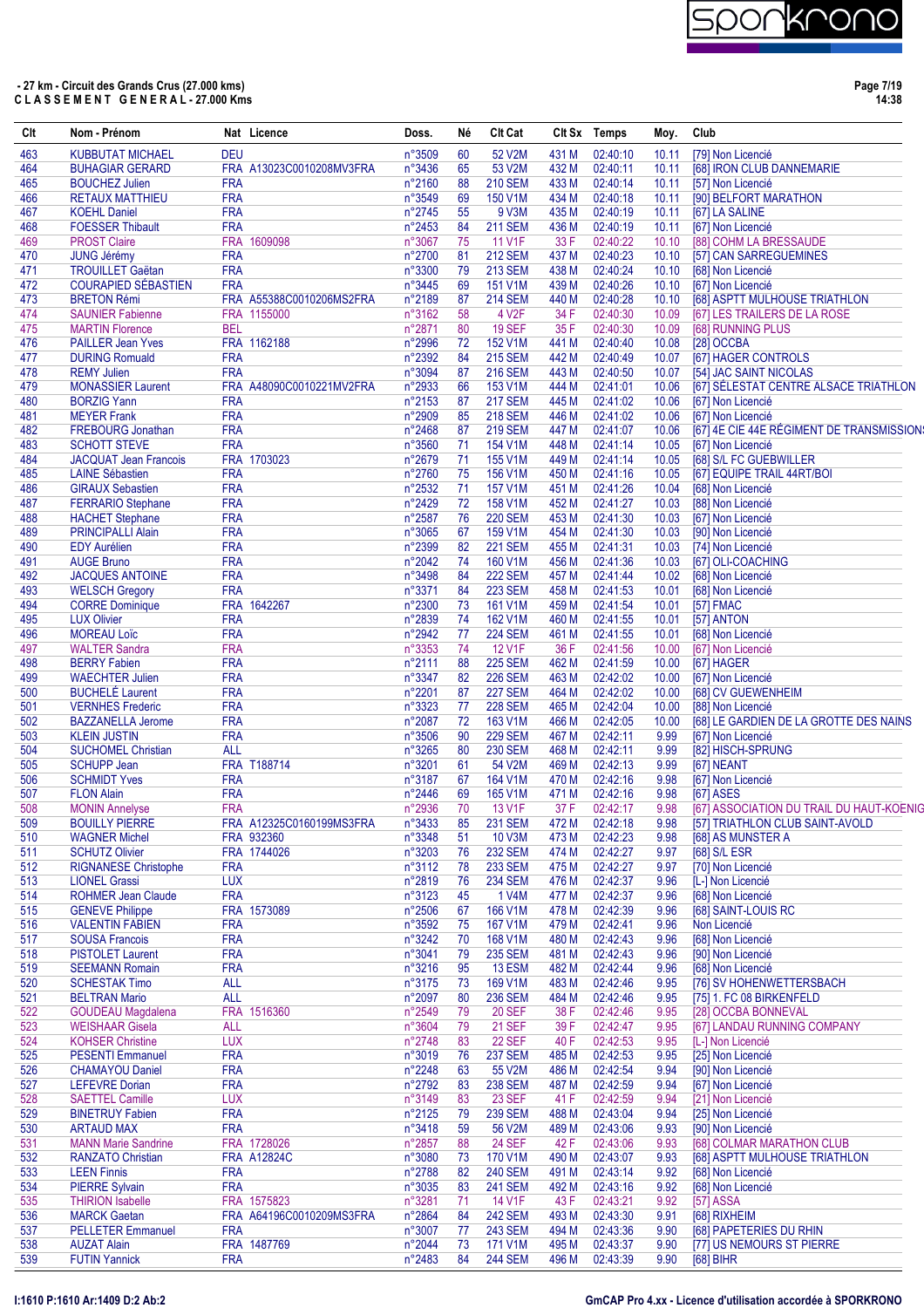**- 27 km - Circuit des Grands Crus (27.000 kms)**
**C L A S S E M E N T   G E N E R A L - 27.000 Kms**

| Clt | Nom - Prénom | Nat | Licence | Doss. | Né | Clt Cat | Clt Sx | Temps | Moy. | Club |
|---|---|---|---|---|---|---|---|---|---|---|
| 463 | KUBBUTAT MICHAEL | DEU | | n°3509 | 60 | 52 V2M | 431 M | 02:40:10 | 10.11 | [79] Non Licencié |
| 464 | BUHAGIAR GERARD | FRA | A13023C0010208MV3FRA | n°3436 | 65 | 53 V2M | 432 M | 02:40:11 | 10.11 | [68] IRON CLUB DANNEMARIE |
| 465 | BOUCHEZ Julien | FRA | | n°2160 | 88 | 210 SEM | 433 M | 02:40:14 | 10.11 | [57] Non Licencié |
| 466 | RETAUX MATTHIEU | FRA | | n°3549 | 69 | 150 V1M | 434 M | 02:40:18 | 10.11 | [90] BELFORT MARATHON |
| 467 | KOEHL Daniel | FRA | | n°2745 | 55 | 9 V3M | 435 M | 02:40:19 | 10.11 | [67] LA SALINE |
| 468 | FOESSER Thibault | FRA | | n°2453 | 84 | 211 SEM | 436 M | 02:40:19 | 10.11 | [67] Non Licencié |
| 469 | PROST Claire | FRA | 1609098 | n°3067 | 75 | 11 V1F | 33 F | 02:40:22 | 10.10 | [88] COHM LA BRESSAUDE |
| 470 | JUNG Jérémy | FRA | | n°2700 | 81 | 212 SEM | 437 M | 02:40:23 | 10.10 | [57] CAN SARREGUEMINES |
| 471 | TROUILLET Gaëtan | FRA | | n°3300 | 79 | 213 SEM | 438 M | 02:40:24 | 10.10 | [68] Non Licencié |
| 472 | COURAPIED SÉBASTIEN | FRA | | n°3445 | 69 | 151 V1M | 439 M | 02:40:26 | 10.10 | [67] Non Licencié |
| 473 | BRETON Rémi | FRA | A55388C0010206MS2FRA | n°2189 | 87 | 214 SEM | 440 M | 02:40:28 | 10.10 | [68] ASPTT MULHOUSE TRIATHLON |
| 474 | SAUNIER Fabienne | FRA | 1155000 | n°3162 | 58 | 4 V2F | 34 F | 02:40:30 | 10.09 | [67] LES TRAILERS DE LA ROSE |
| 475 | MARTIN Florence | BEL | | n°2871 | 80 | 19 SEF | 35 F | 02:40:30 | 10.09 | [68] RUNNING PLUS |
| 476 | PAILLER Jean Yves | FRA | 1162188 | n°2996 | 72 | 152 V1M | 441 M | 02:40:40 | 10.08 | [28] OCCBA |
| 477 | DURING Romuald | FRA | | n°2392 | 84 | 215 SEM | 442 M | 02:40:49 | 10.07 | [67] HAGER CONTROLS |
| 478 | REMY Julien | FRA | | n°3094 | 87 | 216 SEM | 443 M | 02:40:50 | 10.07 | [54] JAC SAINT NICOLAS |
| 479 | MONASSIER Laurent | FRA | A48090C0010221MV2FRA | n°2933 | 66 | 153 V1M | 444 M | 02:41:01 | 10.06 | [67] SÉLESTAT CENTRE ALSACE TRIATHLON |
| 480 | BORZIG Yann | FRA | | n°2153 | 87 | 217 SEM | 445 M | 02:41:02 | 10.06 | [67] Non Licencié |
| 481 | MEYER Frank | FRA | | n°2909 | 85 | 218 SEM | 446 M | 02:41:02 | 10.06 | [67] Non Licencié |
| 482 | FREBOURG Jonathan | FRA | | n°2468 | 87 | 219 SEM | 447 M | 02:41:07 | 10.06 | [67] 4E CIE 44E RÉGIMENT DE TRANSMISSIONS |
| 483 | SCHOTT STEVE | FRA | | n°3560 | 71 | 154 V1M | 448 M | 02:41:14 | 10.05 | [68] Non Licencié |
| 484 | JACQUAT Jean Francois | FRA | 1703023 | n°2679 | 71 | 155 V1M | 449 M | 02:41:14 | 10.05 | [68] S/L FC GUEBWILLER |
| 485 | LAINE Sébastien | FRA | | n°2760 | 75 | 156 V1M | 450 M | 02:41:16 | 10.05 | [67] EQUIPE TRAIL 44RT/BOI |
| 486 | GIRAUX Sebastien | FRA | | n°2532 | 71 | 157 V1M | 451 M | 02:41:26 | 10.04 | [68] Non Licencié |
| 487 | FERRARIO Stephane | FRA | | n°2429 | 72 | 158 V1M | 452 M | 02:41:27 | 10.03 | [88] Non Licencié |
| 488 | HACHET Stephane | FRA | | n°2587 | 76 | 220 SEM | 453 M | 02:41:30 | 10.03 | [67] Non Licencié |
| 489 | PRINCIPALLI Alain | FRA | | n°3065 | 67 | 159 V1M | 454 M | 02:41:30 | 10.03 | [90] Non Licencié |
| 490 | EDY Aurélien | FRA | | n°2399 | 82 | 221 SEM | 455 M | 02:41:31 | 10.03 | [74] Non Licencié |
| 491 | AUGE Bruno | FRA | | n°2042 | 74 | 160 V1M | 456 M | 02:41:36 | 10.03 | [67] OLI-COACHING |
| 492 | JACQUES ANTOINE | FRA | | n°3498 | 84 | 222 SEM | 457 M | 02:41:44 | 10.02 | [68] Non Licencié |
| 493 | WELSCH Gregory | FRA | | n°3371 | 84 | 223 SEM | 458 M | 02:41:53 | 10.01 | [68] Non Licencié |
| 494 | CORRE Dominique | FRA | 1642267 | n°2300 | 73 | 161 V1M | 459 M | 02:41:54 | 10.01 | [57] FMAC |
| 495 | LUX Olivier | FRA | | n°2839 | 74 | 162 V1M | 460 M | 02:41:55 | 10.01 | [57] ANTON |
| 496 | MOREAU Loïc | FRA | | n°2942 | 77 | 224 SEM | 461 M | 02:41:55 | 10.01 | [68] Non Licencié |
| 497 | WALTER Sandra | FRA | | n°3353 | 74 | 12 V1F | 36 F | 02:41:56 | 10.00 | [67] Non Licencié |
| 498 | BERRY Fabien | FRA | | n°2111 | 88 | 225 SEM | 462 M | 02:41:59 | 10.00 | [67] HAGER |
| 499 | WAECHTER Julien | FRA | | n°3347 | 82 | 226 SEM | 463 M | 02:42:02 | 10.00 | [67] Non Licencié |
| 500 | BUCHELÉ Laurent | FRA | | n°2201 | 87 | 227 SEM | 464 M | 02:42:02 | 10.00 | [68] CV GUEWENHEIM |
| 501 | VERNHES Frederic | FRA | | n°3323 | 77 | 228 SEM | 465 M | 02:42:04 | 10.00 | [88] Non Licencié |
| 502 | BAZZANELLA Jerome | FRA | | n°2087 | 72 | 163 V1M | 466 M | 02:42:05 | 10.00 | [68] LE GARDIEN DE LA GROTTE DES NAINS |
| 503 | KLEIN JUSTIN | FRA | | n°3506 | 90 | 229 SEM | 467 M | 02:42:11 | 9.99 | [67] Non Licencié |
| 504 | SUCHOMEL Christian | ALL | | n°3265 | 80 | 230 SEM | 468 M | 02:42:11 | 9.99 | [82] HISCH-SPRUNG |
| 505 | SCHUPP Jean | FRA | T188714 | n°3201 | 61 | 54 V2M | 469 M | 02:42:13 | 9.99 | [67] NEANT |
| 506 | SCHMIDT Yves | FRA | | n°3187 | 67 | 164 V1M | 470 M | 02:42:16 | 9.98 | [67] Non Licencié |
| 507 | FLON Alain | FRA | | n°2446 | 69 | 165 V1M | 471 M | 02:42:16 | 9.98 | [67] ASES |
| 508 | MONIN Annelyse | FRA | | n°2936 | 70 | 13 V1F | 37 F | 02:42:17 | 9.98 | [67] ASSOCIATION DU TRAIL DU HAUT-KOENIG |
| 509 | BOUILLY PIERRE | FRA | A12325C0160199MS3FRA | n°3433 | 85 | 231 SEM | 472 M | 02:42:18 | 9.98 | [57] TRIATHLON CLUB SAINT-AVOLD |
| 510 | WAGNER Michel | FRA | 932360 | n°3348 | 51 | 10 V3M | 473 M | 02:42:23 | 9.98 | [68] AS MUNSTER A |
| 511 | SCHUTZ Olivier | FRA | 1744026 | n°3203 | 76 | 232 SEM | 474 M | 02:42:27 | 9.97 | [68] S/L ESR |
| 512 | RIGNANESE Christophe | FRA | | n°3112 | 78 | 233 SEM | 475 M | 02:42:27 | 9.97 | [70] Non Licencié |
| 513 | LIONEL Grassi | LUX | | n°2819 | 76 | 234 SEM | 476 M | 02:42:37 | 9.96 | [L-] Non Licencié |
| 514 | ROHMER Jean Claude | FRA | | n°3123 | 45 | 1 V4M | 477 M | 02:42:37 | 9.96 | [68] Non Licencié |
| 515 | GENEVE Philippe | FRA | 1573089 | n°2506 | 67 | 166 V1M | 478 M | 02:42:39 | 9.96 | [68] SAINT-LOUIS RC |
| 516 | VALENTIN FABIEN | FRA | | n°3592 | 75 | 167 V1M | 479 M | 02:42:41 | 9.96 | Non Licencié |
| 517 | SOUSA Francois | FRA | | n°3242 | 70 | 168 V1M | 480 M | 02:42:43 | 9.96 | [68] Non Licencié |
| 518 | PISTOLET Laurent | FRA | | n°3041 | 79 | 235 SEM | 481 M | 02:42:43 | 9.96 | [90] Non Licencié |
| 519 | SEEMANN Romain | FRA | | n°3216 | 95 | 13 ESM | 482 M | 02:42:44 | 9.96 | [68] Non Licencié |
| 520 | SCHESTAK Timo | ALL | | n°3175 | 73 | 169 V1M | 483 M | 02:42:46 | 9.95 | [76] SV HOHENWETTERSBACH |
| 521 | BELTRAN Mario | ALL | | n°2097 | 80 | 236 SEM | 484 M | 02:42:46 | 9.95 | [75] 1. FC 08 BIRKENFELD |
| 522 | GOUDEAU Magdalena | FRA | 1516360 | n°2549 | 79 | 20 SEF | 38 F | 02:42:46 | 9.95 | [28] OCCBA BONNEVAL |
| 523 | WEISHAAR Gisela | ALL | | n°3604 | 79 | 21 SEF | 39 F | 02:42:47 | 9.95 | [67] LANDAU RUNNING COMPANY |
| 524 | KOHSER Christine | LUX | | n°2748 | 83 | 22 SEF | 40 F | 02:42:53 | 9.95 | [L-] Non Licencié |
| 525 | PESENTI Emmanuel | FRA | | n°3019 | 76 | 237 SEM | 485 M | 02:42:53 | 9.95 | [25] Non Licencié |
| 526 | CHAMAYOU Daniel | FRA | | n°2248 | 63 | 55 V2M | 486 M | 02:42:54 | 9.94 | [90] Non Licencié |
| 527 | LEFEVRE Dorian | FRA | | n°2792 | 83 | 238 SEM | 487 M | 02:42:59 | 9.94 | [67] Non Licencié |
| 528 | SAETTEL Camille | LUX | | n°3149 | 83 | 23 SEF | 41 F | 02:42:59 | 9.94 | [21] Non Licencié |
| 529 | BINETRUY Fabien | FRA | | n°2125 | 79 | 239 SEM | 488 M | 02:43:04 | 9.94 | [25] Non Licencié |
| 530 | ARTAUD MAX | FRA | | n°3418 | 59 | 56 V2M | 489 M | 02:43:06 | 9.93 | [90] Non Licencié |
| 531 | MANN Marie Sandrine | FRA | 1728026 | n°2857 | 88 | 24 SEF | 42 F | 02:43:06 | 9.93 | [68] COLMAR MARATHON CLUB |
| 532 | RANZATO Christian | FRA | A12824C | n°3080 | 73 | 170 V1M | 490 M | 02:43:07 | 9.93 | [68] ASPTT MULHOUSE TRIATHLON |
| 533 | LEEN Finnis | FRA | | n°2788 | 82 | 240 SEM | 491 M | 02:43:14 | 9.92 | [68] Non Licencié |
| 534 | PIERRE Sylvain | FRA | | n°3035 | 83 | 241 SEM | 492 M | 02:43:16 | 9.92 | [68] Non Licencié |
| 535 | THIRION Isabelle | FRA | 1575823 | n°3281 | 71 | 14 V1F | 43 F | 02:43:21 | 9.92 | [57] ASSA |
| 536 | MARCK Gaetan | FRA | A64196C0010209MS3FRA | n°2864 | 84 | 242 SEM | 493 M | 02:43:30 | 9.91 | [68] RIXHEIM |
| 537 | PELLETER Emmanuel | FRA | | n°3007 | 77 | 243 SEM | 494 M | 02:43:36 | 9.90 | [68] PAPETERIES DU RHIN |
| 538 | AUZAT Alain | FRA | 1487769 | n°2044 | 73 | 171 V1M | 495 M | 02:43:37 | 9.90 | [77] US NEMOURS ST PIERRE |
| 539 | FUTIN Yannick | FRA | | n°2483 | 84 | 244 SEM | 496 M | 02:43:39 | 9.90 | [68] BIHR |

I:1610 P:1610 Ar:1409 D:2 Ab:2

GmCAP Pro 4.xx - Licence d'utilisation accordée à SPORKRONO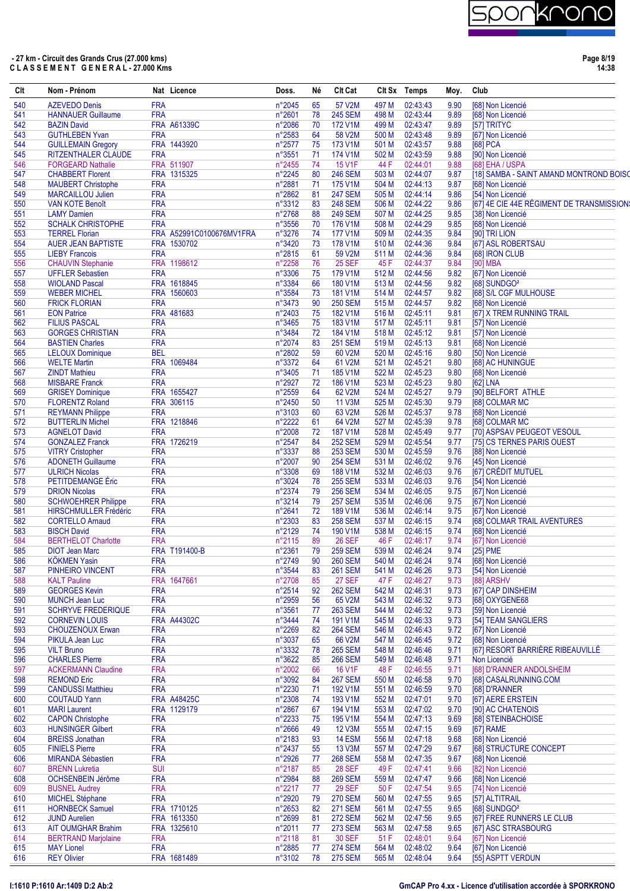**- 27 km - Circuit des Grands Crus (27.000 kms)**
**C L A S S E M E N T   G E N E R A L - 27.000 Kms**

| Clt | Nom - Prénom | Nat | Licence | Doss. | Né | Clt Cat | Clt Sx | Temps | Moy. | Club |
|---|---|---|---|---|---|---|---|---|---|---|
| 540 | AZEVEDO Denis | FRA | | n°2045 | 65 | 57 V2M | 497 M | 02:43:43 | 9.90 | [68] Non Licencié |
| 541 | HANNAUER Guillaume | FRA | | n°2601 | 78 | 245 SEM | 498 M | 02:43:44 | 9.89 | [68] Non Licencié |
| 542 | BAZIN David | FRA | A61339C | n°2086 | 70 | 172 V1M | 499 M | 02:43:47 | 9.89 | [57] TRITYC |
| 543 | GUTHLEBEN Yvan | FRA | | n°2583 | 64 | 58 V2M | 500 M | 02:43:48 | 9.89 | [67] Non Licencié |
| 544 | GUILLEMAIN Gregory | FRA | 1443920 | n°2577 | 75 | 173 V1M | 501 M | 02:43:57 | 9.88 | [68] PCA |
| 545 | RITZENTHALER CLAUDE | FRA | | n°3551 | 71 | 174 V1M | 502 M | 02:43:59 | 9.88 | [90] Non Licencié |
| 546 | FORGEARD Nathalie | FRA | 511907 | n°2455 | 74 | 15 V1F | 44 F | 02:44:01 | 9.88 | [68] EHA / USPA |
| 547 | CHABBERT Florent | FRA | 1315325 | n°2245 | 80 | 246 SEM | 503 M | 02:44:07 | 9.87 | [18] SAMBA - SAINT AMAND MONTROND BOISC |
| 548 | MAUBERT Christophe | FRA | | n°2881 | 71 | 175 V1M | 504 M | 02:44:13 | 9.87 | [68] Non Licencié |
| 549 | MARCAILLOU Julien | FRA | | n°2862 | 81 | 247 SEM | 505 M | 02:44:14 | 9.86 | [54] Non Licencié |
| 550 | VAN KOTE Benoît | FRA | | n°3312 | 83 | 248 SEM | 506 M | 02:44:22 | 9.86 | [67] 4E CIE 44E RÉGIMENT DE TRANSMISSION |
| 551 | LAMY Damien | FRA | | n°2768 | 88 | 249 SEM | 507 M | 02:44:25 | 9.85 | [38] Non Licencié |
| 552 | SCHALK CHRISTOPHE | FRA | | n°3556 | 70 | 176 V1M | 508 M | 02:44:29 | 9.85 | [68] Non Licencié |
| 553 | TERREL Florian | FRA | A52991C0100676MV1FRA | n°3276 | 74 | 177 V1M | 509 M | 02:44:35 | 9.84 | [90] TRI LION |
| 554 | AUER JEAN BAPTISTE | FRA | 1530702 | n°3420 | 73 | 178 V1M | 510 M | 02:44:36 | 9.84 | [67] ASL ROBERTSAU |
| 555 | LIEBY Francois | FRA | | n°2815 | 61 | 59 V2M | 511 M | 02:44:36 | 9.84 | [68] IRON CLUB |
| 556 | CHAUVIN Stephanie | FRA | 1198612 | n°2258 | 76 | 25 SEF | 45 F | 02:44:37 | 9.84 | [90] MBA |
| 557 | UFFLER Sebastien | FRA | | n°3306 | 75 | 179 V1M | 512 M | 02:44:56 | 9.82 | [67] Non Licencié |
| 558 | WIOLAND Pascal | FRA | 1618845 | n°3384 | 66 | 180 V1M | 513 M | 02:44:56 | 9.82 | [68] SUNDGO² |
| 559 | WEBER MICHEL | FRA | 1560603 | n°3584 | 73 | 181 V1M | 514 M | 02:44:57 | 9.82 | [68] S/L CGF MULHOUSE |
| 560 | FRICK FLORIAN | FRA | | n°3473 | 90 | 250 SEM | 515 M | 02:44:57 | 9.82 | [68] Non Licencié |
| 561 | EON Patrice | FRA | 481683 | n°2403 | 75 | 182 V1M | 516 M | 02:45:11 | 9.81 | [67] X TREM RUNNING TRAIL |
| 562 | FILIUS PASCAL | FRA | | n°3465 | 75 | 183 V1M | 517 M | 02:45:11 | 9.81 | [57] Non Licencié |
| 563 | GORGES CHRISTIAN | FRA | | n°3484 | 72 | 184 V1M | 518 M | 02:45:12 | 9.81 | [57] Non Licencié |
| 564 | BASTIEN Charles | FRA | | n°2074 | 83 | 251 SEM | 519 M | 02:45:13 | 9.81 | [68] Non Licencié |
| 565 | LELOUX Dominique | BEL | | n°2802 | 59 | 60 V2M | 520 M | 02:45:16 | 9.80 | [50] Non Licencié |
| 566 | WELTE Martin | FRA | 1069484 | n°3372 | 64 | 61 V2M | 521 M | 02:45:21 | 9.80 | [68] AC HUNINGUE |
| 567 | ZINDT Mathieu | FRA | | n°3405 | 71 | 185 V1M | 522 M | 02:45:23 | 9.80 | [68] Non Licencié |
| 568 | MISBARE Franck | FRA | | n°2927 | 72 | 186 V1M | 523 M | 02:45:23 | 9.80 | [62] LNA |
| 569 | GRISEY Dominique | FRA | 1655427 | n°2559 | 64 | 62 V2M | 524 M | 02:45:27 | 9.79 | [90] BELFORT ATHLE |
| 570 | FLORENTZ Roland | FRA | 306115 | n°2450 | 50 | 11 V3M | 525 M | 02:45:30 | 9.79 | [68] COLMAR MC |
| 571 | REYMANN Philippe | FRA | | n°3103 | 60 | 63 V2M | 526 M | 02:45:37 | 9.78 | [68] Non Licencié |
| 572 | BUTTERLIN Michel | FRA | 1218846 | n°2222 | 61 | 64 V2M | 527 M | 02:45:39 | 9.78 | [68] COLMAR MC |
| 573 | AGNELOT David | FRA | | n°2008 | 72 | 187 V1M | 528 M | 02:45:49 | 9.77 | [70] ASPSAV PEUGEOT VESOUL |
| 574 | GONZALEZ Franck | FRA | 1726219 | n°2547 | 84 | 252 SEM | 529 M | 02:45:54 | 9.77 | [75] CS TERNES PARIS OUEST |
| 575 | VITRY Cristopher | FRA | | n°3337 | 88 | 253 SEM | 530 M | 02:45:59 | 9.76 | [88] Non Licencié |
| 576 | ADONETH Guillaume | FRA | | n°2007 | 90 | 254 SEM | 531 M | 02:46:02 | 9.76 | [45] Non Licencié |
| 577 | ULRICH Nicolas | FRA | | n°3308 | 69 | 188 V1M | 532 M | 02:46:03 | 9.76 | [67] CRÉDIT MUTUEL |
| 578 | PETITDEMANGE Éric | FRA | | n°3024 | 78 | 255 SEM | 533 M | 02:46:03 | 9.76 | [54] Non Licencié |
| 579 | DRION Nicolas | FRA | | n°2374 | 79 | 256 SEM | 534 M | 02:46:05 | 9.75 | [67] Non Licencié |
| 580 | SCHWOEHRER Philippe | FRA | | n°3214 | 79 | 257 SEM | 535 M | 02:46:06 | 9.75 | [67] Non Licencié |
| 581 | HIRSCHMULLER Frédéric | FRA | | n°2641 | 72 | 189 V1M | 536 M | 02:46:14 | 9.75 | [67] Non Licencié |
| 582 | CORTELLO Arnaud | FRA | | n°2303 | 83 | 258 SEM | 537 M | 02:46:15 | 9.74 | [68] COLMAR TRAIL AVENTURES |
| 583 | BISCH David | FRA | | n°2129 | 74 | 190 V1M | 538 M | 02:46:15 | 9.74 | [68] Non Licencié |
| 584 | BERTHELOT Charlotte | FRA | | n°2115 | 89 | 26 SEF | 46 F | 02:46:17 | 9.74 | [67] Non Licencié |
| 585 | DIOT Jean Marc | FRA | T191400-B | n°2361 | 79 | 259 SEM | 539 M | 02:46:24 | 9.74 | [25] PME |
| 586 | KÖKMEN Yasin | FRA | | n°2749 | 90 | 260 SEM | 540 M | 02:46:24 | 9.74 | [68] Non Licencié |
| 587 | PINHEIRO VINCENT | FRA | | n°3544 | 83 | 261 SEM | 541 M | 02:46:26 | 9.73 | [54] Non Licencié |
| 588 | KALT Pauline | FRA | 1647661 | n°2708 | 85 | 27 SEF | 47 F | 02:46:27 | 9.73 | [88] ARSHV |
| 589 | GEORGES Kevin | FRA | | n°2514 | 92 | 262 SEM | 542 M | 02:46:31 | 9.73 | [67] CAP DINSHEIM |
| 590 | MUNCH Jean Luc | FRA | | n°2959 | 56 | 65 V2M | 543 M | 02:46:32 | 9.73 | [68] OXYGENE68 |
| 591 | SCHRYVE FREDERIQUE | FRA | | n°3561 | 77 | 263 SEM | 544 M | 02:46:32 | 9.73 | [59] Non Licencié |
| 592 | CORNEVIN LOUIS | FRA | A44302C | n°3444 | 74 | 191 V1M | 545 M | 02:46:33 | 9.73 | [54] TEAM SANGLIERS |
| 593 | CHOUZENOUX Erwan | FRA | | n°2269 | 82 | 264 SEM | 546 M | 02:46:43 | 9.72 | [67] Non Licencié |
| 594 | PIKULA Jean Luc | FRA | | n°3037 | 65 | 66 V2M | 547 M | 02:46:45 | 9.72 | [68] Non Licencié |
| 595 | VILT Bruno | FRA | | n°3332 | 78 | 265 SEM | 548 M | 02:46:46 | 9.71 | [67] RESORT BARRIÈRE RIBEAUVILLÉ |
| 596 | CHARLES Pierre | FRA | | n°3622 | 85 | 266 SEM | 549 M | 02:46:48 | 9.71 | Non Licencié |
| 597 | ACKERMANN Claudine | FRA | | n°2002 | 66 | 16 V1F | 48 F | 02:46:55 | 9.71 | [68] D'RANNER ANDOLSHEIM |
| 598 | REMOND Eric | FRA | | n°3092 | 84 | 267 SEM | 550 M | 02:46:58 | 9.70 | [68] CASALRUNNING.COM |
| 599 | CANDUSSI Matthieu | FRA | | n°2230 | 71 | 192 V1M | 551 M | 02:46:59 | 9.70 | [68] D'RANNER |
| 600 | COUTAUD Yann | FRA | A48425C | n°2308 | 74 | 193 V1M | 552 M | 02:47:01 | 9.70 | [67] AERE ERSTEIN |
| 601 | MARI Laurent | FRA | 1129179 | n°2867 | 67 | 194 V1M | 553 M | 02:47:02 | 9.70 | [90] AC CHATENOIS |
| 602 | CAPON Christophe | FRA | | n°2233 | 75 | 195 V1M | 554 M | 02:47:13 | 9.69 | [68] STEINBACHOISE |
| 603 | HUNSINGER Gilbert | FRA | | n°2666 | 49 | 12 V3M | 555 M | 02:47:15 | 9.69 | [67] RAME |
| 604 | BREISS Jonathan | FRA | | n°2183 | 93 | 14 ESM | 556 M | 02:47:18 | 9.68 | [68] Non Licencié |
| 605 | FINIELS Pierre | FRA | | n°2437 | 55 | 13 V3M | 557 M | 02:47:29 | 9.67 | [68] STRUCTURE CONCEPT |
| 606 | MIRANDA Sébastien | FRA | | n°2926 | 77 | 268 SEM | 558 M | 02:47:35 | 9.67 | [68] Non Licencié |
| 607 | BRENN Lukretia | SUI | | n°2187 | 85 | 28 SEF | 49 F | 02:47:41 | 9.66 | [82] Non Licencié |
| 608 | OCHSENBEIN Jérôme | FRA | | n°2984 | 88 | 269 SEM | 559 M | 02:47:47 | 9.66 | [68] Non Licencié |
| 609 | BUSNEL Audrey | FRA | | n°2217 | 77 | 29 SEF | 50 F | 02:47:54 | 9.65 | [74] Non Licencié |
| 610 | MICHEL Stéphane | FRA | | n°2920 | 79 | 270 SEM | 560 M | 02:47:55 | 9.65 | [57] ALTITRAIL |
| 611 | HORNBECK Samuel | FRA | 1710125 | n°2653 | 82 | 271 SEM | 561 M | 02:47:55 | 9.65 | [68] SUNDGO² |
| 612 | JUND Aurelien | FRA | 1613350 | n°2699 | 81 | 272 SEM | 562 M | 02:47:56 | 9.65 | [67] FREE RUNNERS LE CLUB |
| 613 | AIT OUMGHAR Brahim | FRA | 1325610 | n°2011 | 77 | 273 SEM | 563 M | 02:47:58 | 9.65 | [67] ASC STRASBOURG |
| 614 | BERTRAND Marjolaine | FRA | | n°2118 | 81 | 30 SEF | 51 F | 02:48:01 | 9.64 | [67] Non Licencié |
| 615 | MAY Lionel | FRA | | n°2885 | 77 | 274 SEM | 564 M | 02:48:02 | 9.64 | [67] Non Licencié |
| 616 | REY Olivier | FRA | 1681489 | n°3102 | 78 | 275 SEM | 565 M | 02:48:04 | 9.64 | [55] ASPTT VERDUN |

I:1610 P:1610 Ar:1409 D:2 Ab:2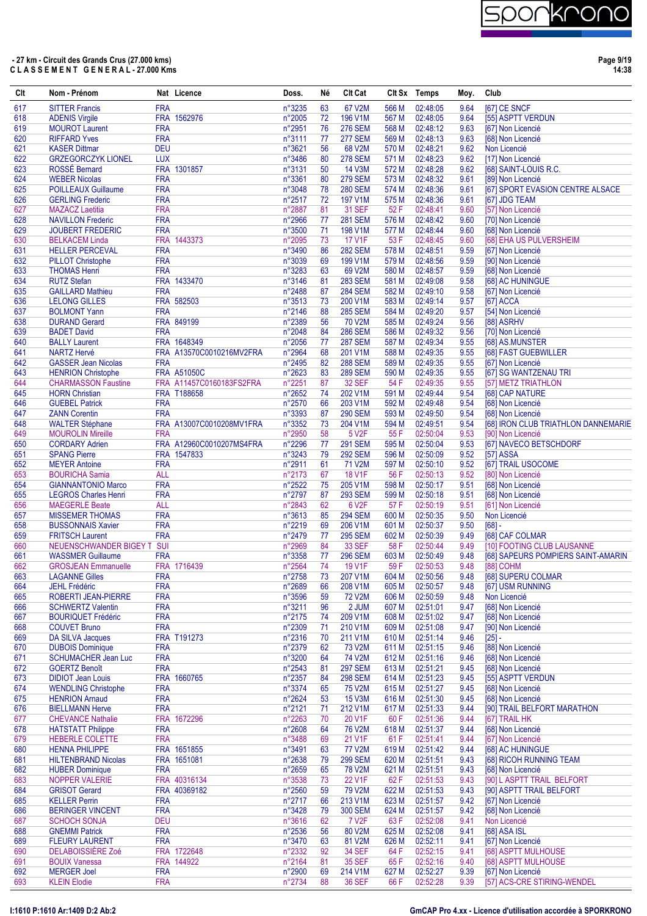**- 27 km - Circuit des Grands Crus (27.000 kms)**
**C L A S S E M E N T   G E N E R A L - 27.000 Kms**

| Clt | Nom - Prénom | Nat | Licence | Doss. | Né | Clt Cat | Clt Sx | Temps | Moy. | Club |
|---|---|---|---|---|---|---|---|---|---|---|
| 617 | SITTER Francis | FRA | | n°3235 | 63 | 67 V2M | 566 M | 02:48:05 | 9.64 | [67] CE SNCF |
| 618 | ADENIS Virgile | FRA | 1562976 | n°2005 | 72 | 196 V1M | 567 M | 02:48:05 | 9.64 | [55] ASPTT VERDUN |
| 619 | MOUROT Laurent | FRA | | n°2951 | 76 | 276 SEM | 568 M | 02:48:12 | 9.63 | [67] Non Licencié |
| 620 | RIFFARD Yves | FRA | | n°3111 | 77 | 277 SEM | 569 M | 02:48:13 | 9.63 | [68] Non Licencié |
| 621 | KASER Dittmar | DEU | | n°3621 | 56 | 68 V2M | 570 M | 02:48:21 | 9.62 | Non Licencié |
| 622 | GRZEGORCZYK LIONEL | LUX | | n°3486 | 80 | 278 SEM | 571 M | 02:48:23 | 9.62 | [17] Non Licencié |
| 623 | ROSSÉ Bernard | FRA | 1301857 | n°3131 | 50 | 14 V3M | 572 M | 02:48:28 | 9.62 | [68] SAINT-LOUIS R.C. |
| 624 | WEBER Nicolas | FRA | | n°3361 | 80 | 279 SEM | 573 M | 02:48:32 | 9.61 | [89] Non Licencié |
| 625 | POILLEAUX Guillaume | FRA | | n°3048 | 78 | 280 SEM | 574 M | 02:48:36 | 9.61 | [67] SPORT EVASION CENTRE ALSACE |
| 626 | GERLING Frederic | FRA | | n°2517 | 72 | 197 V1M | 575 M | 02:48:36 | 9.61 | [67] JDG TEAM |
| 627 | MAZACZ Laetitia | FRA | | n°2887 | 81 | 31 SEF | 52 F | 02:48:41 | 9.60 | [57] Non Licencié |
| 628 | NAVILLON Frederic | FRA | | n°2966 | 77 | 281 SEM | 576 M | 02:48:42 | 9.60 | [70] Non Licencié |
| 629 | JOUBERT FREDERIC | FRA | | n°3500 | 71 | 198 V1M | 577 M | 02:48:44 | 9.60 | [68] Non Licencié |
| 630 | BELKACEM Linda | FRA | 1443373 | n°2095 | 73 | 17 V1F | 53 F | 02:48:45 | 9.60 | [68] EHA US PULVERSHEIM |
| 631 | HELLER PERCEVAL | FRA | | n°3490 | 86 | 282 SEM | 578 M | 02:48:51 | 9.59 | [67] Non Licencié |
| 632 | PILLOT Christophe | FRA | | n°3039 | 69 | 199 V1M | 579 M | 02:48:56 | 9.59 | [90] Non Licencié |
| 633 | THOMAS Henri | FRA | | n°3283 | 63 | 69 V2M | 580 M | 02:48:57 | 9.59 | [68] Non Licencié |
| 634 | RUTZ Stefan | FRA | 1433470 | n°3146 | 81 | 283 SEM | 581 M | 02:49:08 | 9.58 | [68] AC HUNINGUE |
| 635 | GAILLARD Mathieu | FRA | | n°2488 | 87 | 284 SEM | 582 M | 02:49:10 | 9.58 | [67] Non Licencié |
| 636 | LELONG GILLES | FRA | 582503 | n°3513 | 73 | 200 V1M | 583 M | 02:49:14 | 9.57 | [67] ACCA |
| 637 | BOLMONT Yann | FRA | | n°2146 | 88 | 285 SEM | 584 M | 02:49:20 | 9.57 | [54] Non Licencié |
| 638 | DURAND Gerard | FRA | 849199 | n°2389 | 56 | 70 V2M | 585 M | 02:49:24 | 9.56 | [88] ASRHV |
| 639 | BADET David | FRA | | n°2048 | 84 | 286 SEM | 586 M | 02:49:32 | 9.56 | [70] Non Licencié |
| 640 | BALLY Laurent | FRA | 1648349 | n°2056 | 77 | 287 SEM | 587 M | 02:49:34 | 9.55 | [68] AS.MUNSTER |
| 641 | NARTZ Hervé | FRA | A13570C0010216MV2FRA | n°2964 | 68 | 201 V1M | 588 M | 02:49:35 | 9.55 | [68] FAST GUEBWILLER |
| 642 | GASSER Jean Nicolas | FRA | | n°2495 | 82 | 288 SEM | 589 M | 02:49:35 | 9.55 | [67] Non Licencié |
| 643 | HENRION Christophe | FRA | A51050C | n°2623 | 83 | 289 SEM | 590 M | 02:49:35 | 9.55 | [67] SG WANTZENAU TRI |
| 644 | CHARMASSON Faustine | FRA | A11457C0160183FS2FRA | n°2251 | 87 | 32 SEF | 54 F | 02:49:35 | 9.55 | [57] METZ TRIATHLON |
| 645 | HORN Christian | FRA | T188658 | n°2652 | 74 | 202 V1M | 591 M | 02:49:44 | 9.54 | [68] CAP NATURE |
| 646 | GUEBEL Patrick | FRA | | n°2570 | 66 | 203 V1M | 592 M | 02:49:48 | 9.54 | [68] Non Licencié |
| 647 | ZANN Corentin | FRA | | n°3393 | 87 | 290 SEM | 593 M | 02:49:50 | 9.54 | [68] Non Licencié |
| 648 | WALTER Stéphane | FRA | A13007C0010208MV1FRA | n°3352 | 73 | 204 V1M | 594 M | 02:49:51 | 9.54 | [68] IRON CLUB TRIATHLON DANNEMARIE |
| 649 | MOUROLIN Mireille | FRA | | n°2950 | 58 | 5 V2F | 55 F | 02:50:04 | 9.53 | [90] Non Licencié |
| 650 | CORDARY Adrien | FRA | A12960C0010207MS4FRA | n°2296 | 77 | 291 SEM | 595 M | 02:50:04 | 9.53 | [67] NAVECO BETSCHDORF |
| 651 | SPANG Pierre | FRA | 1547833 | n°3243 | 79 | 292 SEM | 596 M | 02:50:09 | 9.52 | [57] ASSA |
| 652 | MEYER Antoine | FRA | | n°2911 | 61 | 71 V2M | 597 M | 02:50:10 | 9.52 | [67] TRAIL USOCOME |
| 653 | BOURICHA Samia | ALL | | n°2173 | 67 | 18 V1F | 56 F | 02:50:13 | 9.52 | [80] Non Licencié |
| 654 | GIANNANTONIO Marco | FRA | | n°2522 | 75 | 205 V1M | 598 M | 02:50:17 | 9.51 | [68] Non Licencié |
| 655 | LEGROS Charles Henri | FRA | | n°2797 | 87 | 293 SEM | 599 M | 02:50:18 | 9.51 | [68] Non Licencié |
| 656 | MAEGERLE Beate | ALL | | n°2843 | 62 | 6 V2F | 57 F | 02:50:19 | 9.51 | [61] Non Licencié |
| 657 | MISSEMER THOMAS | FRA | | n°3613 | 85 | 294 SEM | 600 M | 02:50:35 | 9.50 | Non Licencié |
| 658 | BUSSONNAIS Xavier | FRA | | n°2219 | 69 | 206 V1M | 601 M | 02:50:37 | 9.50 | [68] - |
| 659 | FRITSCH Laurent | FRA | | n°2479 | 77 | 295 SEM | 602 M | 02:50:39 | 9.49 | [68] CAF COLMAR |
| 660 | NEUENSCHWANDER BIGEY T | SUI | | n°2969 | 84 | 33 SEF | 58 F | 02:50:44 | 9.49 | [10] FOOTING CLUB LAUSANNE |
| 661 | WASSMER Guillaume | FRA | | n°3358 | 77 | 296 SEM | 603 M | 02:50:49 | 9.48 | [68] SAPEURS POMPIERS SAINT-AMARIN |
| 662 | GROSJEAN Emmanuelle | FRA | 1716439 | n°2564 | 74 | 19 V1F | 59 F | 02:50:53 | 9.48 | [88] COHM |
| 663 | LAGANNE Gilles | FRA | | n°2758 | 73 | 207 V1M | 604 M | 02:50:56 | 9.48 | [68] SUPERU COLMAR |
| 664 | JEHL Frédéric | FRA | | n°2689 | 66 | 208 V1M | 605 M | 02:50:57 | 9.48 | [67] USM RUNNING |
| 665 | ROBERTI JEAN-PIERRE | FRA | | n°3596 | 59 | 72 V2M | 606 M | 02:50:59 | 9.48 | Non Licencié |
| 666 | SCHWERTZ Valentin | FRA | | n°3211 | 96 | 2 JUM | 607 M | 02:51:01 | 9.47 | [68] Non Licencié |
| 667 | BOURIQUET Frédéric | FRA | | n°2175 | 74 | 209 V1M | 608 M | 02:51:02 | 9.47 | [68] Non Licencié |
| 668 | COUVET Bruno | FRA | | n°2309 | 71 | 210 V1M | 609 M | 02:51:08 | 9.47 | [90] Non Licencié |
| 669 | DA SILVA Jacques | FRA | T191273 | n°2316 | 70 | 211 V1M | 610 M | 02:51:14 | 9.46 | [25] - |
| 670 | DUBOIS Dominique | FRA | | n°2379 | 62 | 73 V2M | 611 M | 02:51:15 | 9.46 | [88] Non Licencié |
| 671 | SCHUMACHER Jean Luc | FRA | | n°3200 | 64 | 74 V2M | 612 M | 02:51:16 | 9.46 | [68] Non Licencié |
| 672 | GOERTZ Benoît | FRA | | n°2543 | 81 | 297 SEM | 613 M | 02:51:21 | 9.45 | [68] Non Licencié |
| 673 | DIDIOT Jean Louis | FRA | 1660765 | n°2357 | 84 | 298 SEM | 614 M | 02:51:23 | 9.45 | [55] ASPTT VERDUN |
| 674 | WENDLING Christophe | FRA | | n°3374 | 65 | 75 V2M | 615 M | 02:51:27 | 9.45 | [68] Non Licencié |
| 675 | HENRION Arnaud | FRA | | n°2624 | 53 | 15 V3M | 616 M | 02:51:30 | 9.45 | [68] Non Licencié |
| 676 | BIELLMANN Herve | FRA | | n°2121 | 71 | 212 V1M | 617 M | 02:51:33 | 9.45 | [90] TRAIL BELFORT MARATHON |
| 677 | CHEVANCE Nathalie | FRA | 1672296 | n°2263 | 70 | 20 V1F | 60 F | 02:51:36 | 9.44 | [67] TRAIL HK |
| 678 | HATSTATT Philippe | FRA | | n°2608 | 64 | 76 V2M | 618 M | 02:51:37 | 9.44 | [68] Non Licencié |
| 679 | HEBERLE COLETTE | FRA | | n°3488 | 69 | 21 V1F | 61 F | 02:51:41 | 9.44 | [67] Non Licencié |
| 680 | HENNA PHILIPPE | FRA | 1651855 | n°3491 | 63 | 77 V2M | 619 M | 02:51:42 | 9.44 | [68] AC HUNINGUE |
| 681 | HILTENBRAND Nicolas | FRA | 1651081 | n°2638 | 79 | 299 SEM | 620 M | 02:51:51 | 9.43 | [68] RICOH RUNNING TEAM |
| 682 | HUBER Dominique | FRA | | n°2659 | 65 | 78 V2M | 621 M | 02:51:51 | 9.43 | [68] Non Licencié |
| 683 | NOPPER VALERIE | FRA | 40316134 | n°3538 | 73 | 22 V1F | 62 F | 02:51:53 | 9.43 | [90] L ASPTT TRAIL BELFORT |
| 684 | GRISOT Gerard | FRA | 40369182 | n°2560 | 59 | 79 V2M | 622 M | 02:51:53 | 9.43 | [90] ASPTT TRAIL BELFORT |
| 685 | KELLER Perrin | FRA | | n°2717 | 66 | 213 V1M | 623 M | 02:51:57 | 9.42 | [67] Non Licencié |
| 686 | BERINGER VINCENT | FRA | | n°3428 | 79 | 300 SEM | 624 M | 02:51:57 | 9.42 | [68] Non Licencié |
| 687 | SCHOCH SONJA | DEU | | n°3616 | 62 | 7 V2F | 63 F | 02:52:08 | 9.41 | Non Licencié |
| 688 | GNEMMI Patrick | FRA | | n°2536 | 56 | 80 V2M | 625 M | 02:52:08 | 9.41 | [68] ASA ISL |
| 689 | FLEURY LAURENT | FRA | | n°3470 | 63 | 81 V2M | 626 M | 02:52:11 | 9.41 | [67] Non Licencié |
| 690 | DELABOISSIÈRE Zoé | FRA | 1722648 | n°2332 | 92 | 34 SEF | 64 F | 02:52:15 | 9.41 | [68] ASPTT MULHOUSE |
| 691 | BOUIX Vanessa | FRA | 144922 | n°2164 | 81 | 35 SEF | 65 F | 02:52:16 | 9.40 | [68] ASPTT MULHOUSE |
| 692 | MERGER Joel | FRA | | n°2900 | 69 | 214 V1M | 627 M | 02:52:27 | 9.39 | [67] Non Licencié |
| 693 | KLEIN Elodie | FRA | | n°2734 | 88 | 36 SEF | 66 F | 02:52:28 | 9.39 | [57] ACS-CRE STIRING-WENDEL |

I:1610 P:1610 Ar:1409 D:2 Ab:2

GmCAP Pro 4.xx - Licence d'utilisation accordée à SPORKRONO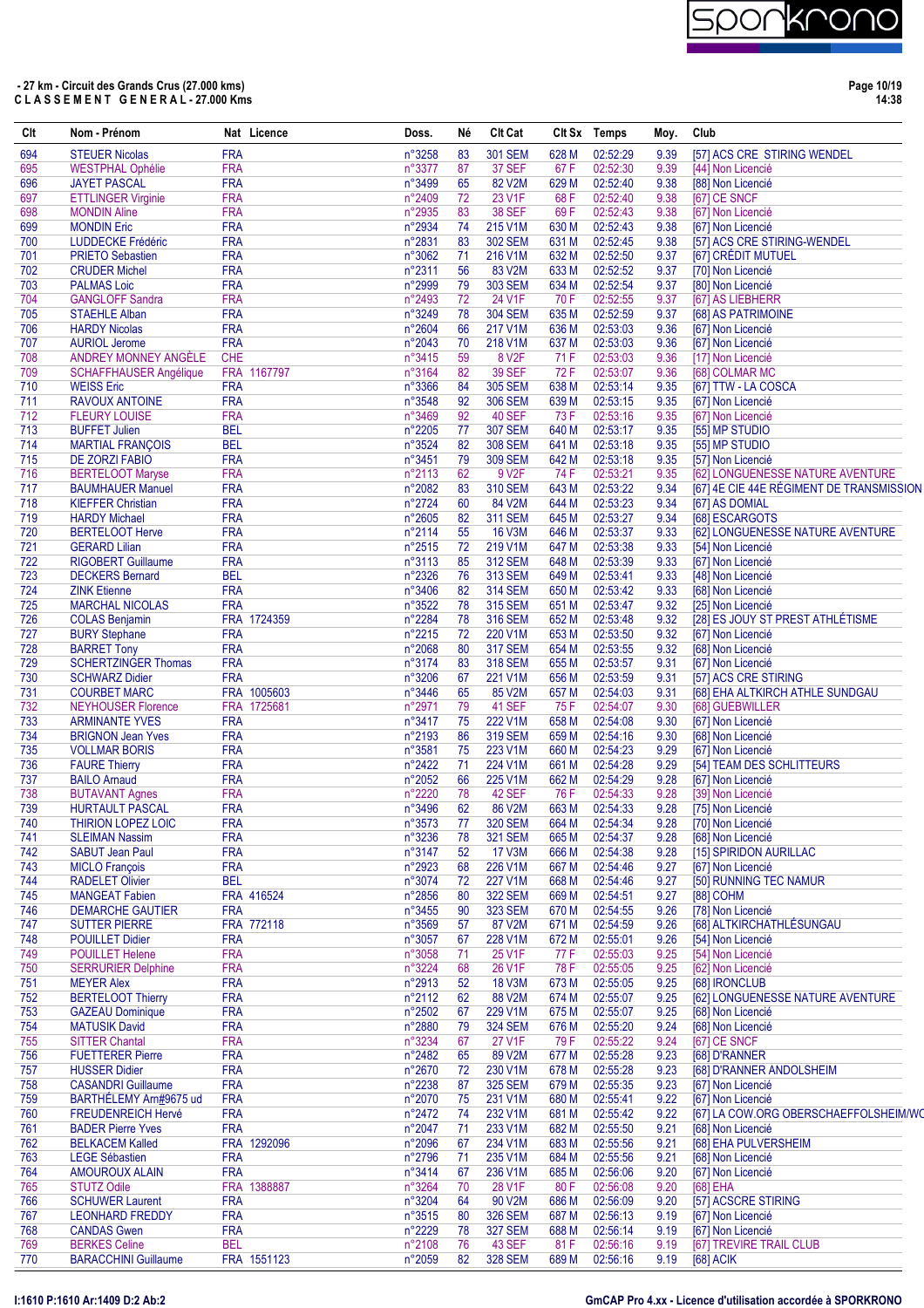**- 27 km - Circuit des Grands Crus (27.000 kms)**
**C L A S S E M E N T   G E N E R A L - 27.000 Kms**

| Clt | Nom - Prénom | Nat | Licence | Doss. | Né | Clt Cat | Clt Sx | Temps | Moy. | Club |
|---|---|---|---|---|---|---|---|---|---|---|
| 694 | STEUER Nicolas | FRA | | n°3258 | 83 | 301 SEM | 628 M | 02:52:29 | 9.39 | [57] ACS CRE STIRING WENDEL |
| 695 | WESTPHAL Ophélie | FRA | | n°3377 | 87 | 37 SEF | 67 F | 02:52:30 | 9.39 | [44] Non Licencié |
| 696 | JAYET PASCAL | FRA | | n°3499 | 65 | 82 V2M | 629 M | 02:52:40 | 9.38 | [88] Non Licencié |
| 697 | ETTLINGER Virginie | FRA | | n°2409 | 72 | 23 V1F | 68 F | 02:52:40 | 9.38 | [67] CE SNCF |
| 698 | MONDIN Aline | FRA | | n°2935 | 83 | 38 SEF | 69 F | 02:52:43 | 9.38 | [67] Non Licencié |
| 699 | MONDIN Eric | FRA | | n°2934 | 74 | 215 V1M | 630 M | 02:52:43 | 9.38 | [67] Non Licencié |
| 700 | LUDDECKE Frédéric | FRA | | n°2831 | 83 | 302 SEM | 631 M | 02:52:45 | 9.38 | [57] ACS CRE STIRING-WENDEL |
| 701 | PRIETO Sebastien | FRA | | n°3062 | 71 | 216 V1M | 632 M | 02:52:50 | 9.37 | [67] CRÉDIT MUTUEL |
| 702 | CRUDER Michel | FRA | | n°2311 | 56 | 83 V2M | 633 M | 02:52:52 | 9.37 | [70] Non Licencié |
| 703 | PALMAS Loic | FRA | | n°2999 | 79 | 303 SEM | 634 M | 02:52:54 | 9.37 | [80] Non Licencié |
| 704 | GANGLOFF Sandra | FRA | | n°2493 | 72 | 24 V1F | 70 F | 02:52:55 | 9.37 | [67] AS LIEBHERR |
| 705 | STAEHLE Alban | FRA | | n°3249 | 78 | 304 SEM | 635 M | 02:52:59 | 9.37 | [68] AS PATRIMOINE |
| 706 | HARDY Nicolas | FRA | | n°2604 | 66 | 217 V1M | 636 M | 02:53:03 | 9.36 | [67] Non Licencié |
| 707 | AURIOL Jerome | FRA | | n°2043 | 70 | 218 V1M | 637 M | 02:53:03 | 9.36 | [67] Non Licencié |
| 708 | ANDREY MONNEY ANGÈLE | CHE | | n°3415 | 59 | 8 V2F | 71 F | 02:53:03 | 9.36 | [17] Non Licencié |
| 709 | SCHAFFHAUSER Angélique | FRA | 1167797 | n°3164 | 82 | 39 SEF | 72 F | 02:53:07 | 9.36 | [68] COLMAR MC |
| 710 | WEISS Eric | FRA | | n°3366 | 84 | 305 SEM | 638 M | 02:53:14 | 9.35 | [67] TTW - LA COSCA |
| 711 | RAVOUX ANTOINE | FRA | | n°3548 | 92 | 306 SEM | 639 M | 02:53:15 | 9.35 | [67] Non Licencié |
| 712 | FLEURY LOUISE | FRA | | n°3469 | 92 | 40 SEF | 73 F | 02:53:16 | 9.35 | [67] Non Licencié |
| 713 | BUFFET Julien | BEL | | n°2205 | 77 | 307 SEM | 640 M | 02:53:17 | 9.35 | [55] MP STUDIO |
| 714 | MARTIAL FRANÇOIS | BEL | | n°3524 | 82 | 308 SEM | 641 M | 02:53:18 | 9.35 | [55] MP STUDIO |
| 715 | DE ZORZI FABIO | FRA | | n°3451 | 79 | 309 SEM | 642 M | 02:53:18 | 9.35 | [57] Non Licencié |
| 716 | BERTELOOT Maryse | FRA | | n°2113 | 62 | 9 V2F | 74 F | 02:53:21 | 9.35 | [62] LONGUENESSE NATURE AVENTURE |
| 717 | BAUMHAUER Manuel | FRA | | n°2082 | 83 | 310 SEM | 643 M | 02:53:22 | 9.34 | [67] 4E CIE 44E RÉGIMENT DE TRANSMISSION |
| 718 | KIEFFER Christian | FRA | | n°2724 | 60 | 84 V2M | 644 M | 02:53:23 | 9.34 | [67] AS DOMIAL |
| 719 | HARDY Michael | FRA | | n°2605 | 82 | 311 SEM | 645 M | 02:53:27 | 9.34 | [68] ESCARGOTS |
| 720 | BERTELOOT Herve | FRA | | n°2114 | 55 | 16 V3M | 646 M | 02:53:37 | 9.33 | [62] LONGUENESSE NATURE AVENTURE |
| 721 | GERARD Lilian | FRA | | n°2515 | 72 | 219 V1M | 647 M | 02:53:38 | 9.33 | [54] Non Licencié |
| 722 | RIGOBERT Guillaume | FRA | | n°3113 | 85 | 312 SEM | 648 M | 02:53:39 | 9.33 | [67] Non Licencié |
| 723 | DECKERS Bernard | BEL | | n°2326 | 76 | 313 SEM | 649 M | 02:53:41 | 9.33 | [48] Non Licencié |
| 724 | ZINK Etienne | FRA | | n°3406 | 82 | 314 SEM | 650 M | 02:53:42 | 9.33 | [68] Non Licencié |
| 725 | MARCHAL NICOLAS | FRA | | n°3522 | 78 | 315 SEM | 651 M | 02:53:47 | 9.32 | [25] Non Licencié |
| 726 | COLAS Benjamin | FRA | 1724359 | n°2284 | 78 | 316 SEM | 652 M | 02:53:48 | 9.32 | [28] ES JOUY ST PREST ATHLÉTISME |
| 727 | BURY Stephane | FRA | | n°2215 | 72 | 220 V1M | 653 M | 02:53:50 | 9.32 | [67] Non Licencié |
| 728 | BARRET Tony | FRA | | n°2068 | 80 | 317 SEM | 654 M | 02:53:55 | 9.32 | [68] Non Licencié |
| 729 | SCHERTZINGER Thomas | FRA | | n°3174 | 83 | 318 SEM | 655 M | 02:53:57 | 9.31 | [67] Non Licencié |
| 730 | SCHWARZ Didier | FRA | | n°3206 | 67 | 221 V1M | 656 M | 02:53:59 | 9.31 | [57] ACS CRE STIRING |
| 731 | COURBET MARC | FRA | 1005603 | n°3446 | 65 | 85 V2M | 657 M | 02:54:03 | 9.31 | [68] EHA ALTKIRCH ATHLE SUNDGAU |
| 732 | NEYHOUSER Florence | FRA | 1725681 | n°2971 | 79 | 41 SEF | 75 F | 02:54:07 | 9.30 | [68] GUEBWILLER |
| 733 | ARMINANTE YVES | FRA | | n°3417 | 75 | 222 V1M | 658 M | 02:54:08 | 9.30 | [67] Non Licencié |
| 734 | BRIGNON Jean Yves | FRA | | n°2193 | 86 | 319 SEM | 659 M | 02:54:16 | 9.30 | [68] Non Licencié |
| 735 | VOLLMAR BORIS | FRA | | n°3581 | 75 | 223 V1M | 660 M | 02:54:23 | 9.29 | [67] Non Licencié |
| 736 | FAURE Thierry | FRA | | n°2422 | 71 | 224 V1M | 661 M | 02:54:28 | 9.29 | [54] TEAM DES SCHLITTEURS |
| 737 | BAILO Arnaud | FRA | | n°2052 | 66 | 225 V1M | 662 M | 02:54:29 | 9.28 | [67] Non Licencié |
| 738 | BUTAVANT Agnes | FRA | | n°2220 | 78 | 42 SEF | 76 F | 02:54:33 | 9.28 | [39] Non Licencié |
| 739 | HURTAULT PASCAL | FRA | | n°3496 | 62 | 86 V2M | 663 M | 02:54:33 | 9.28 | [75] Non Licencié |
| 740 | THIRION LOPEZ LOIC | FRA | | n°3573 | 77 | 320 SEM | 664 M | 02:54:34 | 9.28 | [70] Non Licencié |
| 741 | SLEIMAN Nassim | FRA | | n°3236 | 78 | 321 SEM | 665 M | 02:54:37 | 9.28 | [68] Non Licencié |
| 742 | SABUT Jean Paul | FRA | | n°3147 | 52 | 17 V3M | 666 M | 02:54:38 | 9.28 | [15] SPIRIDON AURILLAC |
| 743 | MICLO François | FRA | | n°2923 | 68 | 226 V1M | 667 M | 02:54:46 | 9.27 | [67] Non Licencié |
| 744 | RADELET Olivier | BEL | | n°3074 | 72 | 227 V1M | 668 M | 02:54:46 | 9.27 | [50] RUNNING TEC NAMUR |
| 745 | MANGEAT Fabien | FRA | 416524 | n°2856 | 80 | 322 SEM | 669 M | 02:54:51 | 9.27 | [88] COHM |
| 746 | DEMARCHE GAUTIER | FRA | | n°3455 | 90 | 323 SEM | 670 M | 02:54:55 | 9.26 | [78] Non Licencié |
| 747 | SUTTER PIERRE | FRA | 772118 | n°3569 | 57 | 87 V2M | 671 M | 02:54:59 | 9.26 | [68] ALTKIRCHATHLÉSUNGAU |
| 748 | POUILLET Didier | FRA | | n°3057 | 67 | 228 V1M | 672 M | 02:55:01 | 9.26 | [54] Non Licencié |
| 749 | POUILLET Helene | FRA | | n°3058 | 71 | 25 V1F | 77 F | 02:55:03 | 9.25 | [54] Non Licencié |
| 750 | SERRURIER Delphine | FRA | | n°3224 | 68 | 26 V1F | 78 F | 02:55:05 | 9.25 | [62] Non Licencié |
| 751 | MEYER Alex | FRA | | n°2913 | 52 | 18 V3M | 673 M | 02:55:05 | 9.25 | [68] IRONCLUB |
| 752 | BERTELOOT Thierry | FRA | | n°2112 | 62 | 88 V2M | 674 M | 02:55:07 | 9.25 | [62] LONGUENESSE NATURE AVENTURE |
| 753 | GAZEAU Dominique | FRA | | n°2502 | 67 | 229 V1M | 675 M | 02:55:07 | 9.25 | [68] Non Licencié |
| 754 | MATUSIK David | FRA | | n°2880 | 79 | 324 SEM | 676 M | 02:55:20 | 9.24 | [68] Non Licencié |
| 755 | SITTER Chantal | FRA | | n°3234 | 67 | 27 V1F | 79 F | 02:55:22 | 9.24 | [67] CE SNCF |
| 756 | FUETTERER Pierre | FRA | | n°2482 | 65 | 89 V2M | 677 M | 02:55:28 | 9.23 | [68] D'RANNER |
| 757 | HUSSER Didier | FRA | | n°2670 | 72 | 230 V1M | 678 M | 02:55:28 | 9.23 | [68] D'RANNER ANDOLSHEIM |
| 758 | CASANDRI Guillaume | FRA | | n°2238 | 87 | 325 SEM | 679 M | 02:55:35 | 9.23 | [67] Non Licencié |
| 759 | BARTHÉLEMY Arn#9675 ud | FRA | | n°2070 | 75 | 231 V1M | 680 M | 02:55:41 | 9.22 | [67] Non Licencié |
| 760 | FREUDENREICH Hervé | FRA | | n°2472 | 74 | 232 V1M | 681 M | 02:55:42 | 9.22 | [67] LA COW.ORG OBERSCHAEFFOLSHEIM/WC |
| 761 | BADER Pierre Yves | FRA | | n°2047 | 71 | 233 V1M | 682 M | 02:55:50 | 9.21 | [68] Non Licencié |
| 762 | BELKACEM Kalled | FRA | 1292096 | n°2096 | 67 | 234 V1M | 683 M | 02:55:56 | 9.21 | [68] EHA PULVERSHEIM |
| 763 | LEGE Sébastien | FRA | | n°2796 | 71 | 235 V1M | 684 M | 02:55:56 | 9.21 | [68] Non Licencié |
| 764 | AMOUROUX ALAIN | FRA | | n°3414 | 67 | 236 V1M | 685 M | 02:56:06 | 9.20 | [67] Non Licencié |
| 765 | STUTZ Odile | FRA | 1388887 | n°3264 | 70 | 28 V1F | 80 F | 02:56:08 | 9.20 | [68] EHA |
| 766 | SCHUWER Laurent | FRA | | n°3204 | 64 | 90 V2M | 686 M | 02:56:09 | 9.20 | [57] ACSCRE STIRING |
| 767 | LEONHARD FREDDY | FRA | | n°3515 | 80 | 326 SEM | 687 M | 02:56:13 | 9.19 | [67] Non Licencié |
| 768 | CANDAS Gwen | FRA | | n°2229 | 78 | 327 SEM | 688 M | 02:56:14 | 9.19 | [67] Non Licencié |
| 769 | BERKES Celine | BEL | | n°2108 | 76 | 43 SEF | 81 F | 02:56:16 | 9.19 | [67] TREVIRE TRAIL CLUB |
| 770 | BARACCHINI Guillaume | FRA | 1551123 | n°2059 | 82 | 328 SEM | 689 M | 02:56:16 | 9.19 | [68] ACIK |

I:1610 P:1610 Ar:1409 D:2 Ab:2

GmCAP Pro 4.xx - Licence d'utilisation accordée à SPORKRONO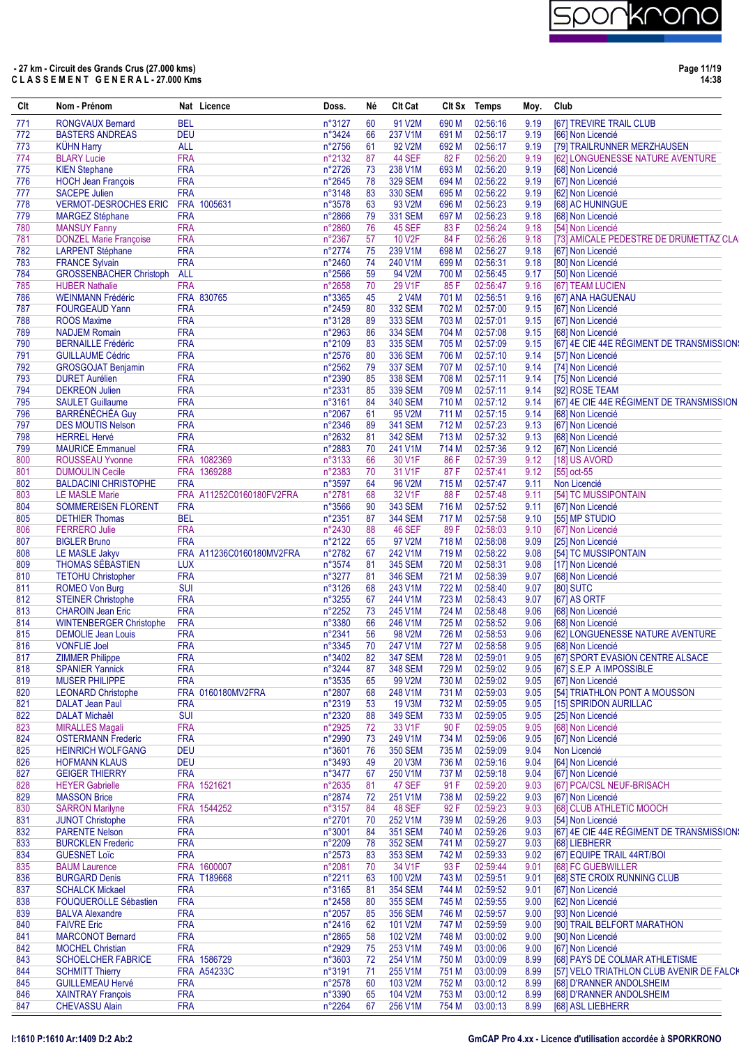**- 27 km - Circuit des Grands Crus (27.000 kms)**
**C L A S S E M E N T   G E N E R A L - 27.000 Kms**

| Clt | Nom - Prénom | Nat | Licence | Doss. | Né | Clt Cat | Clt Sx | Temps | Moy. | Club |
|---|---|---|---|---|---|---|---|---|---|---|
| 771 | RONGVAUX Bernard | BEL | | n°3127 | 60 | 91 V2M | 690 M | 02:56:16 | 9.19 | [67] TREVIRE TRAIL CLUB |
| 772 | BASTERS ANDREAS | DEU | | n°3424 | 66 | 237 V1M | 691 M | 02:56:17 | 9.19 | [66] Non Licencié |
| 773 | KÜHN Harry | ALL | | n°2756 | 61 | 92 V2M | 692 M | 02:56:17 | 9.19 | [79] TRAILRUNNER MERZHAUSEN |
| 774 | BLARY Lucie | FRA | | n°2132 | 87 | 44 SEF | 82 F | 02:56:20 | 9.19 | [62] LONGUENESSE NATURE AVENTURE |
| 775 | KIEN Stephane | FRA | | n°2726 | 73 | 238 V1M | 693 M | 02:56:20 | 9.19 | [68] Non Licencié |
| 776 | HOCH Jean François | FRA | | n°2645 | 78 | 329 SEM | 694 M | 02:56:22 | 9.19 | [67] Non Licencié |
| 777 | SACEPE Julien | FRA | | n°3148 | 83 | 330 SEM | 695 M | 02:56:22 | 9.19 | [67] Non Licencié |
| 778 | VERMOT-DESROCHES ERIC | FRA | 1005631 | n°3578 | 63 | 93 V2M | 696 M | 02:56:23 | 9.19 | [68] AC HUNINGUE |
| 779 | MARGEZ Stéphane | FRA | | n°2866 | 79 | 331 SEM | 697 M | 02:56:23 | 9.18 | [68] Non Licencié |
| 780 | MANSUY Fanny | FRA | | n°2860 | 76 | 45 SEF | 83 F | 02:56:24 | 9.18 | [54] Non Licencié |
| 781 | DONZEL Marie Françoise | FRA | | n°2367 | 57 | 10 V2F | 84 F | 02:56:26 | 9.18 | [73] AMICALE PEDESTRE DE DRUMETTAZ CLA |
| 782 | LARPENT Stéphane | FRA | | n°2774 | 75 | 239 V1M | 698 M | 02:56:27 | 9.18 | [67] Non Licencié |
| 783 | FRANCE Sylvain | FRA | | n°2460 | 74 | 240 V1M | 699 M | 02:56:31 | 9.18 | [80] Non Licencié |
| 784 | GROSSENBACHER Christoph | ALL | | n°2566 | 59 | 94 V2M | 700 M | 02:56:45 | 9.17 | [50] Non Licencié |
| 785 | HUBER Nathalie | FRA | | n°2658 | 70 | 29 V1F | 85 F | 02:56:47 | 9.16 | [67] TEAM LUCIEN |
| 786 | WEINMANN Frédéric | FRA | 830765 | n°3365 | 45 | 2 V4M | 701 M | 02:56:51 | 9.16 | [67] ANA HAGUENAU |
| 787 | FOURGEAUD Yann | FRA | | n°2459 | 80 | 332 SEM | 702 M | 02:57:00 | 9.15 | [67] Non Licencié |
| 788 | ROOS Maxime | FRA | | n°3128 | 89 | 333 SEM | 703 M | 02:57:01 | 9.15 | [67] Non Licencié |
| 789 | NADJEM Romain | FRA | | n°2963 | 86 | 334 SEM | 704 M | 02:57:08 | 9.15 | [68] Non Licencié |
| 790 | BERNAILLE Frédéric | FRA | | n°2109 | 83 | 335 SEM | 705 M | 02:57:09 | 9.15 | [67] 4E CIE 44E RÉGIMENT DE TRANSMISSION |
| 791 | GUILLAUME Cédric | FRA | | n°2576 | 80 | 336 SEM | 706 M | 02:57:10 | 9.14 | [57] Non Licencié |
| 792 | GROSGOJAT Benjamin | FRA | | n°2562 | 79 | 337 SEM | 707 M | 02:57:10 | 9.14 | [74] Non Licencié |
| 793 | DURET Aurélien | FRA | | n°2390 | 85 | 338 SEM | 708 M | 02:57:11 | 9.14 | [75] Non Licencié |
| 794 | DEKREON Julien | FRA | | n°2331 | 85 | 339 SEM | 709 M | 02:57:11 | 9.14 | [92] ROSE TEAM |
| 795 | SAULET Guillaume | FRA | | n°3161 | 84 | 340 SEM | 710 M | 02:57:12 | 9.14 | [67] 4E CIE 44E RÉGIMENT DE TRANSMISSION |
| 796 | BARRÉNÉCHÉA Guy | FRA | | n°2067 | 61 | 95 V2M | 711 M | 02:57:15 | 9.14 | [68] Non Licencié |
| 797 | DES MOUTIS Nelson | FRA | | n°2346 | 89 | 341 SEM | 712 M | 02:57:23 | 9.13 | [67] Non Licencié |
| 798 | HERREL Hervé | FRA | | n°2632 | 81 | 342 SEM | 713 M | 02:57:32 | 9.13 | [68] Non Licencié |
| 799 | MAURICE Emmanuel | FRA | | n°2883 | 70 | 241 V1M | 714 M | 02:57:36 | 9.12 | [67] Non Licencié |
| 800 | ROUSSEAU Yvonne | FRA | 1082369 | n°3133 | 66 | 30 V1F | 86 F | 02:57:39 | 9.12 | [18] US AVORD |
| 801 | DUMOULIN Cecile | FRA | 1369288 | n°2383 | 70 | 31 V1F | 87 F | 02:57:41 | 9.12 | [55] oct-55 |
| 802 | BALDACINI CHRISTOPHE | FRA | | n°3597 | 64 | 96 V2M | 715 M | 02:57:47 | 9.11 | Non Licencié |
| 803 | LE MASLE Marie | FRA | A11252C0160180FV2FRA | n°2781 | 68 | 32 V1F | 88 F | 02:57:48 | 9.11 | [54] TC MUSSIPONTAIN |
| 804 | SOMMEREISEN FLORENT | FRA | | n°3566 | 90 | 343 SEM | 716 M | 02:57:52 | 9.11 | [67] Non Licencié |
| 805 | DETHIER Thomas | BEL | | n°2351 | 87 | 344 SEM | 717 M | 02:57:58 | 9.10 | [55] MP STUDIO |
| 806 | FERRERO Julie | FRA | | n°2430 | 88 | 46 SEF | 89 F | 02:58:03 | 9.10 | [67] Non Licencié |
| 807 | BIGLER Bruno | FRA | | n°2122 | 65 | 97 V2M | 718 M | 02:58:08 | 9.09 | [25] Non Licencié |
| 808 | LE MASLE Jakyv | FRA | A11236C0160180MV2FRA | n°2782 | 67 | 242 V1M | 719 M | 02:58:22 | 9.08 | [54] TC MUSSIPONTAIN |
| 809 | THOMAS SÉBASTIEN | LUX | | n°3574 | 81 | 345 SEM | 720 M | 02:58:31 | 9.08 | [17] Non Licencié |
| 810 | TETOHU Christopher | FRA | | n°3277 | 81 | 346 SEM | 721 M | 02:58:39 | 9.07 | [68] Non Licencié |
| 811 | ROMEO Von Burg | SUI | | n°3126 | 68 | 243 V1M | 722 M | 02:58:40 | 9.07 | [80] SUTC |
| 812 | STEINER Christophe | FRA | | n°3255 | 67 | 244 V1M | 723 M | 02:58:43 | 9.07 | [67] AS ORTF |
| 813 | CHAROIN Jean Eric | FRA | | n°2252 | 73 | 245 V1M | 724 M | 02:58:48 | 9.06 | [68] Non Licencié |
| 814 | WINTENBERGER Christophe | FRA | | n°3380 | 66 | 246 V1M | 725 M | 02:58:52 | 9.06 | [68] Non Licencié |
| 815 | DEMOLIE Jean Louis | FRA | | n°2341 | 56 | 98 V2M | 726 M | 02:58:53 | 9.06 | [62] LONGUENESSE NATURE AVENTURE |
| 816 | VONFLIE Joel | FRA | | n°3345 | 70 | 247 V1M | 727 M | 02:58:58 | 9.05 | [68] Non Licencié |
| 817 | ZIMMER Philippe | FRA | | n°3402 | 82 | 347 SEM | 728 M | 02:59:01 | 9.05 | [67] SPORT EVASION CENTRE ALSACE |
| 818 | SPANIER Yannick | FRA | | n°3244 | 87 | 348 SEM | 729 M | 02:59:02 | 9.05 | [67] S.E.P A IMPOSSIBLE |
| 819 | MUSER PHILIPPE | FRA | | n°3535 | 65 | 99 V2M | 730 M | 02:59:02 | 9.05 | [67] Non Licencié |
| 820 | LEONARD Christophe | FRA | 0160180MV2FRA | n°2807 | 68 | 248 V1M | 731 M | 02:59:03 | 9.05 | [54] TRIATHLON PONT A MOUSSON |
| 821 | DALAT Jean Paul | FRA | | n°2319 | 53 | 19 V3M | 732 M | 02:59:05 | 9.05 | [15] SPIRIDON AURILLAC |
| 822 | DALAT Michaël | SUI | | n°2320 | 88 | 349 SEM | 733 M | 02:59:05 | 9.05 | [25] Non Licencié |
| 823 | MIRALLES Magali | FRA | | n°2925 | 72 | 33 V1F | 90 F | 02:59:05 | 9.05 | [68] Non Licencié |
| 824 | OSTERMANN Frederic | FRA | | n°2990 | 73 | 249 V1M | 734 M | 02:59:06 | 9.05 | [68] Non Licencié |
| 825 | HEINRICH WOLFGANG | DEU | | n°3601 | 76 | 350 SEM | 735 M | 02:59:09 | 9.04 | Non Licencié |
| 826 | HOFMANN KLAUS | DEU | | n°3493 | 49 | 20 V3M | 736 M | 02:59:16 | 9.04 | [64] Non Licencié |
| 827 | GEIGER THIERRY | FRA | | n°3477 | 67 | 250 V1M | 737 M | 02:59:18 | 9.04 | [67] Non Licencié |
| 828 | HEYER Gabrielle | FRA | 1521621 | n°2635 | 81 | 47 SEF | 91 F | 02:59:20 | 9.03 | [67] PCA/CSL NEUF-BRISACH |
| 829 | MASSON Brice | FRA | | n°2874 | 72 | 251 V1M | 738 M | 02:59:22 | 9.03 | [67] Non Licencié |
| 830 | SARRON Marilyne | FRA | 1544252 | n°3157 | 84 | 48 SEF | 92 F | 02:59:23 | 9.03 | [68] CLUB ATHLETIC MOOCH |
| 831 | JUNOT Christophe | FRA | | n°2701 | 70 | 252 V1M | 739 M | 02:59:26 | 9.03 | [54] Non Licencié |
| 832 | PARENTE Nelson | FRA | | n°3001 | 84 | 351 SEM | 740 M | 02:59:26 | 9.03 | [67] 4E CIE 44E RÉGIMENT DE TRANSMISSION |
| 833 | BURCKLEN Frederic | FRA | | n°2209 | 78 | 352 SEM | 741 M | 02:59:27 | 9.03 | [68] LIEBHERR |
| 834 | GUESNET Loïc | FRA | | n°2573 | 83 | 353 SEM | 742 M | 02:59:33 | 9.02 | [67] EQUIPE TRAIL 44RT/BOI |
| 835 | BAUM Laurence | FRA | 1600007 | n°2081 | 70 | 34 V1F | 93 F | 02:59:44 | 9.01 | [68] FC GUEBWILLER |
| 836 | BURGARD Denis | FRA | T189668 | n°2211 | 63 | 100 V2M | 743 M | 02:59:51 | 9.01 | [68] STE CROIX RUNNING CLUB |
| 837 | SCHALCK Mickael | FRA | | n°3165 | 81 | 354 SEM | 744 M | 02:59:52 | 9.01 | [67] Non Licencié |
| 838 | FOUQUEROLLE Sébastien | FRA | | n°2458 | 80 | 355 SEM | 745 M | 02:59:55 | 9.00 | [62] Non Licencié |
| 839 | BALVA Alexandre | FRA | | n°2057 | 85 | 356 SEM | 746 M | 02:59:57 | 9.00 | [93] Non Licencié |
| 840 | FAIVRE Eric | FRA | | n°2416 | 62 | 101 V2M | 747 M | 02:59:59 | 9.00 | [90] TRAIL BELFORT MARATHON |
| 841 | MARCONOT Bernard | FRA | | n°2865 | 58 | 102 V2M | 748 M | 03:00:02 | 9.00 | [90] Non Licencié |
| 842 | MOCHEL Christian | FRA | | n°2929 | 75 | 253 V1M | 749 M | 03:00:06 | 9.00 | [67] Non Licencié |
| 843 | SCHOELCHER FABRICE | FRA | 1586729 | n°3603 | 72 | 254 V1M | 750 M | 03:00:09 | 8.99 | [68] PAYS DE COLMAR ATHLETISME |
| 844 | SCHMITT Thierry | FRA | A54233C | n°3191 | 71 | 255 V1M | 751 M | 03:00:09 | 8.99 | [57] VELO TRIATHLON CLUB AVENIR DE FALCK |
| 845 | GUILLEMEAU Hervé | FRA | | n°2578 | 60 | 103 V2M | 752 M | 03:00:12 | 8.99 | [68] D'RANNER ANDOLSHEIM |
| 846 | XAINTRAY François | FRA | | n°3390 | 65 | 104 V2M | 753 M | 03:00:12 | 8.99 | [68] D'RANNER ANDOLSHEIM |
| 847 | CHEVASSU Alain | FRA | | n°2264 | 67 | 256 V1M | 754 M | 03:00:13 | 8.99 | [68] ASL LIEBHERR |

I:1610 P:1610 Ar:1409 D:2 Ab:2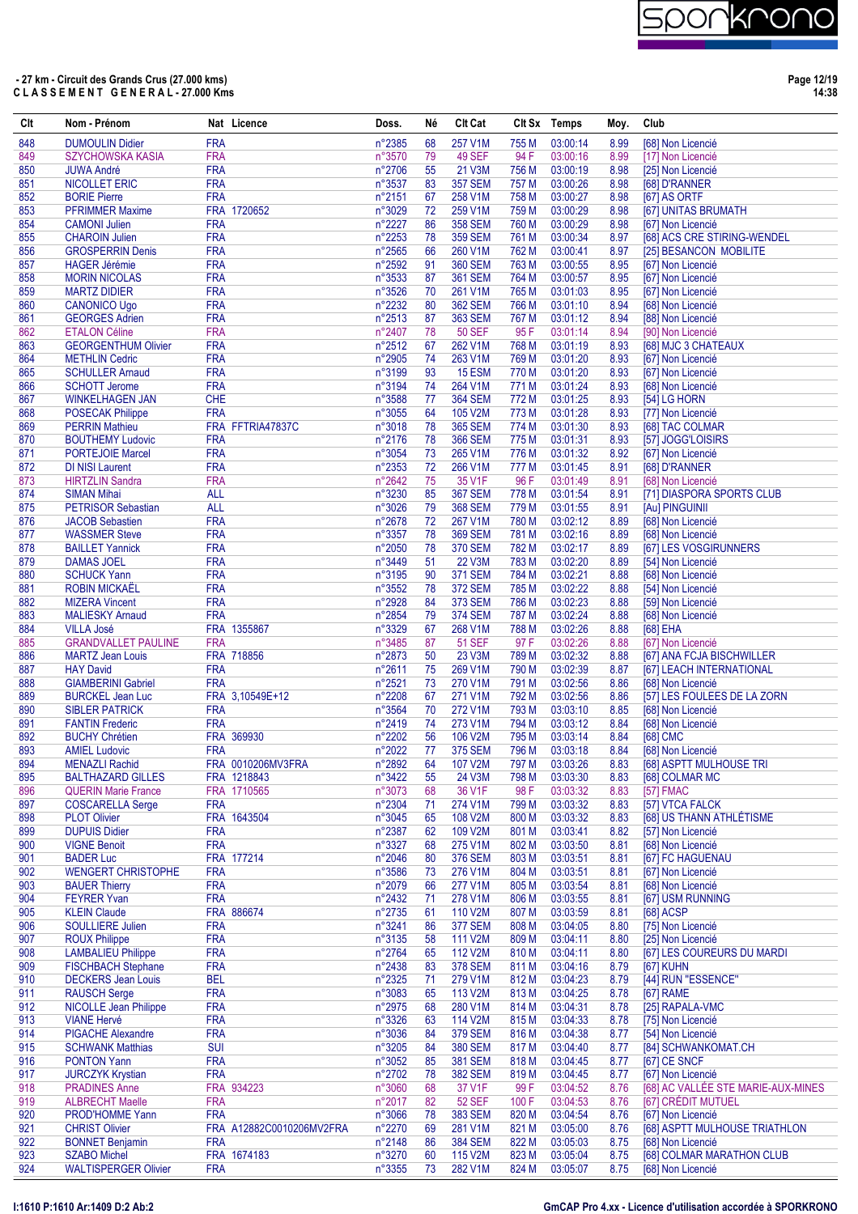**- 27 km - Circuit des Grands Crus (27.000 kms)**
**C L A S S E M E N T   G E N E R A L - 27.000 Kms**

| Clt | Nom - Prénom | Nat | Licence | Doss. | Né | Clt Cat | Clt Sx | Temps | Moy. | Club |
|---|---|---|---|---|---|---|---|---|---|---|
| 848 | DUMOULIN Didier | FRA | | n°2385 | 68 | 257 V1M | 755 M | 03:00:14 | 8.99 | [68] Non Licencié |
| 849 | SZYCHOWSKA KASIA | FRA | | n°3570 | 79 | 49 SEF | 94 F | 03:00:16 | 8.99 | [17] Non Licencié |
| 850 | JUWA André | FRA | | n°2706 | 55 | 21 V3M | 756 M | 03:00:19 | 8.98 | [25] Non Licencié |
| 851 | NICOLLET ERIC | FRA | | n°3537 | 83 | 357 SEM | 757 M | 03:00:26 | 8.98 | [68] D'RANNER |
| 852 | BORIE Pierre | FRA | | n°2151 | 67 | 258 V1M | 758 M | 03:00:27 | 8.98 | [67] AS ORTF |
| 853 | PFRIMMER Maxime | FRA | 1720652 | n°3029 | 72 | 259 V1M | 759 M | 03:00:29 | 8.98 | [67] UNITAS BRUMATH |
| 854 | CAMONI Julien | FRA | | n°2227 | 86 | 358 SEM | 760 M | 03:00:29 | 8.98 | [67] Non Licencié |
| 855 | CHAROIN Julien | FRA | | n°2253 | 78 | 359 SEM | 761 M | 03:00:34 | 8.97 | [68] ACS CRE STIRING-WENDEL |
| 856 | GROSPERRIN Denis | FRA | | n°2565 | 66 | 260 V1M | 762 M | 03:00:41 | 8.97 | [25] BESANCON MOBILITE |
| 857 | HAGER Jérémie | FRA | | n°2592 | 91 | 360 SEM | 763 M | 03:00:55 | 8.95 | [67] Non Licencié |
| 858 | MORIN NICOLAS | FRA | | n°3533 | 87 | 361 SEM | 764 M | 03:00:57 | 8.95 | [67] Non Licencié |
| 859 | MARTZ DIDIER | FRA | | n°3526 | 70 | 261 V1M | 765 M | 03:01:03 | 8.95 | [67] Non Licencié |
| 860 | CANONICO Ugo | FRA | | n°2232 | 80 | 362 SEM | 766 M | 03:01:10 | 8.94 | [68] Non Licencié |
| 861 | GEORGES Adrien | FRA | | n°2513 | 87 | 363 SEM | 767 M | 03:01:12 | 8.94 | [88] Non Licencié |
| 862 | ETALON Céline | FRA | | n°2407 | 78 | 50 SEF | 95 F | 03:01:14 | 8.94 | [90] Non Licencié |
| 863 | GEORGENTHUM Olivier | FRA | | n°2512 | 67 | 262 V1M | 768 M | 03:01:19 | 8.93 | [68] MJC 3 CHATEAUX |
| 864 | METHLIN Cedric | FRA | | n°2905 | 74 | 263 V1M | 769 M | 03:01:20 | 8.93 | [67] Non Licencié |
| 865 | SCHULLER Arnaud | FRA | | n°3199 | 93 | 15 ESM | 770 M | 03:01:20 | 8.93 | [67] Non Licencié |
| 866 | SCHOTT Jerome | FRA | | n°3194 | 74 | 264 V1M | 771 M | 03:01:24 | 8.93 | [68] Non Licencié |
| 867 | WINKELHAGEN JAN | CHE | | n°3588 | 77 | 364 SEM | 772 M | 03:01:25 | 8.93 | [54] LG HORN |
| 868 | POSECAK Philippe | FRA | | n°3055 | 64 | 105 V2M | 773 M | 03:01:28 | 8.93 | [77] Non Licencié |
| 869 | PERRIN Mathieu | FRA | FFTRIA47837C | n°3018 | 78 | 365 SEM | 774 M | 03:01:30 | 8.93 | [68] TAC COLMAR |
| 870 | BOUTHEMY Ludovic | FRA | | n°2176 | 78 | 366 SEM | 775 M | 03:01:31 | 8.93 | [57] JOGG'LOISIRS |
| 871 | PORTEJOIE Marcel | FRA | | n°3054 | 73 | 265 V1M | 776 M | 03:01:32 | 8.92 | [67] Non Licencié |
| 872 | DI NISI Laurent | FRA | | n°2353 | 72 | 266 V1M | 777 M | 03:01:45 | 8.91 | [68] D'RANNER |
| 873 | HIRTZLIN Sandra | FRA | | n°2642 | 75 | 35 V1F | 96 F | 03:01:49 | 8.91 | [68] Non Licencié |
| 874 | SIMAN Mihai | ALL | | n°3230 | 85 | 367 SEM | 778 M | 03:01:54 | 8.91 | [71] DIASPORA SPORTS CLUB |
| 875 | PETRISOR Sebastian | ALL | | n°3026 | 79 | 368 SEM | 779 M | 03:01:55 | 8.91 | [Au] PINGUINII |
| 876 | JACOB Sebastien | FRA | | n°2678 | 72 | 267 V1M | 780 M | 03:02:12 | 8.89 | [68] Non Licencié |
| 877 | WASSMER Steve | FRA | | n°3357 | 78 | 369 SEM | 781 M | 03:02:16 | 8.89 | [68] Non Licencié |
| 878 | BAILLET Yannick | FRA | | n°2050 | 78 | 370 SEM | 782 M | 03:02:17 | 8.89 | [67] LES VOSGIRUNNERS |
| 879 | DAMAS JOEL | FRA | | n°3449 | 51 | 22 V3M | 783 M | 03:02:20 | 8.89 | [54] Non Licencié |
| 880 | SCHUCK Yann | FRA | | n°3195 | 90 | 371 SEM | 784 M | 03:02:21 | 8.88 | [68] Non Licencié |
| 881 | ROBIN MICKAËL | FRA | | n°3552 | 78 | 372 SEM | 785 M | 03:02:22 | 8.88 | [54] Non Licencié |
| 882 | MIZERA Vincent | FRA | | n°2928 | 84 | 373 SEM | 786 M | 03:02:23 | 8.88 | [59] Non Licencié |
| 883 | MALIESKY Arnaud | FRA | | n°2854 | 79 | 374 SEM | 787 M | 03:02:24 | 8.88 | [68] Non Licencié |
| 884 | VILLA José | FRA | 1355867 | n°3329 | 67 | 268 V1M | 788 M | 03:02:26 | 8.88 | [68] EHA |
| 885 | GRANDVALLET PAULINE | FRA | | n°3485 | 87 | 51 SEF | 97 F | 03:02:26 | 8.88 | [67] Non Licencié |
| 886 | MARTZ Jean Louis | FRA | 718856 | n°2873 | 50 | 23 V3M | 789 M | 03:02:32 | 8.88 | [67] ANA FCJA BISCHWILLER |
| 887 | HAY David | FRA | | n°2611 | 75 | 269 V1M | 790 M | 03:02:39 | 8.87 | [67] LEACH INTERNATIONAL |
| 888 | GIAMBERINI Gabriel | FRA | | n°2521 | 73 | 270 V1M | 791 M | 03:02:56 | 8.86 | [68] Non Licencié |
| 889 | BURCKEL Jean Luc | FRA | 3,10549E+12 | n°2208 | 67 | 271 V1M | 792 M | 03:02:56 | 8.86 | [57] LES FOULEES DE LA ZORN |
| 890 | SIBLER PATRICK | FRA | | n°3564 | 70 | 272 V1M | 793 M | 03:03:10 | 8.85 | [68] Non Licencié |
| 891 | FANTIN Frederic | FRA | | n°2419 | 74 | 273 V1M | 794 M | 03:03:12 | 8.84 | [68] Non Licencié |
| 892 | BUCHY Chrétien | FRA | 369930 | n°2202 | 56 | 106 V2M | 795 M | 03:03:14 | 8.84 | [68] CMC |
| 893 | AMIEL Ludovic | FRA | | n°2022 | 77 | 375 SEM | 796 M | 03:03:18 | 8.84 | [68] Non Licencié |
| 894 | MENAZLI Rachid | FRA | 0010206MV3FRA | n°2892 | 64 | 107 V2M | 797 M | 03:03:26 | 8.83 | [68] ASPTT MULHOUSE TRI |
| 895 | BALTHAZARD GILLES | FRA | 1218843 | n°3422 | 55 | 24 V3M | 798 M | 03:03:30 | 8.83 | [68] COLMAR MC |
| 896 | QUERIN Marie France | FRA | 1710565 | n°3073 | 68 | 36 V1F | 98 F | 03:03:32 | 8.83 | [57] FMAC |
| 897 | COSCARELLA Serge | FRA | | n°2304 | 71 | 274 V1M | 799 M | 03:03:32 | 8.83 | [57] VTCA FALCK |
| 898 | PLOT Olivier | FRA | 1643504 | n°3045 | 65 | 108 V2M | 800 M | 03:03:32 | 8.83 | [68] US THANN ATHLÉTISME |
| 899 | DUPUIS Didier | FRA | | n°2387 | 62 | 109 V2M | 801 M | 03:03:41 | 8.82 | [57] Non Licencié |
| 900 | VIGNE Benoit | FRA | | n°3327 | 68 | 275 V1M | 802 M | 03:03:50 | 8.81 | [68] Non Licencié |
| 901 | BADER Luc | FRA | 177214 | n°2046 | 80 | 376 SEM | 803 M | 03:03:51 | 8.81 | [67] FC HAGUENAU |
| 902 | WENGERT CHRISTOPHE | FRA | | n°3586 | 73 | 276 V1M | 804 M | 03:03:51 | 8.81 | [67] Non Licencié |
| 903 | BAUER Thierry | FRA | | n°2079 | 66 | 277 V1M | 805 M | 03:03:54 | 8.81 | [68] Non Licencié |
| 904 | FEYRER Yvan | FRA | | n°2432 | 71 | 278 V1M | 806 M | 03:03:55 | 8.81 | [67] USM RUNNING |
| 905 | KLEIN Claude | FRA | 886674 | n°2735 | 61 | 110 V2M | 807 M | 03:03:59 | 8.81 | [68] ACSP |
| 906 | SOULLIERE Julien | FRA | | n°3241 | 86 | 377 SEM | 808 M | 03:04:05 | 8.80 | [75] Non Licencié |
| 907 | ROUX Philippe | FRA | | n°3135 | 58 | 111 V2M | 809 M | 03:04:11 | 8.80 | [25] Non Licencié |
| 908 | LAMBALIEU Philippe | FRA | | n°2764 | 65 | 112 V2M | 810 M | 03:04:11 | 8.80 | [67] LES COUREURS DU MARDI |
| 909 | FISCHBACH Stephane | FRA | | n°2438 | 83 | 378 SEM | 811 M | 03:04:16 | 8.79 | [67] KUHN |
| 910 | DECKERS Jean Louis | BEL | | n°2325 | 71 | 279 V1M | 812 M | 03:04:23 | 8.79 | [44] RUN "ESSENCE" |
| 911 | RAUSCH Serge | FRA | | n°3083 | 65 | 113 V2M | 813 M | 03:04:25 | 8.78 | [67] RAME |
| 912 | NICOLLE Jean Philippe | FRA | | n°2975 | 68 | 280 V1M | 814 M | 03:04:31 | 8.78 | [25] RAPALA-VMC |
| 913 | VIANE Hervé | FRA | | n°3326 | 63 | 114 V2M | 815 M | 03:04:33 | 8.78 | [75] Non Licencié |
| 914 | PIGACHE Alexandre | FRA | | n°3036 | 84 | 379 SEM | 816 M | 03:04:38 | 8.77 | [54] Non Licencié |
| 915 | SCHWANK Matthias | SUI | | n°3205 | 84 | 380 SEM | 817 M | 03:04:40 | 8.77 | [84] SCHWANKOMAT.CH |
| 916 | PONTON Yann | FRA | | n°3052 | 85 | 381 SEM | 818 M | 03:04:45 | 8.77 | [67] CE SNCF |
| 917 | JURCZYK Krystian | FRA | | n°2702 | 78 | 382 SEM | 819 M | 03:04:45 | 8.77 | [67] Non Licencié |
| 918 | PRADINES Anne | FRA | 934223 | n°3060 | 68 | 37 V1F | 99 F | 03:04:52 | 8.76 | [68] AC VALLÉE STE MARIE-AUX-MINES |
| 919 | ALBRECHT Maelle | FRA | | n°2017 | 82 | 52 SEF | 100 F | 03:04:53 | 8.76 | [67] CRÉDIT MUTUEL |
| 920 | PROD'HOMME Yann | FRA | | n°3066 | 78 | 383 SEM | 820 M | 03:04:54 | 8.76 | [67] Non Licencié |
| 921 | CHRIST Olivier | FRA | A12882C0010206MV2FRA | n°2270 | 69 | 281 V1M | 821 M | 03:05:00 | 8.76 | [68] ASPTT MULHOUSE TRIATHLON |
| 922 | BONNET Benjamin | FRA | | n°2148 | 86 | 384 SEM | 822 M | 03:05:03 | 8.75 | [68] Non Licencié |
| 923 | SZABO Michel | FRA | 1674183 | n°3270 | 60 | 115 V2M | 823 M | 03:05:04 | 8.75 | [68] COLMAR MARATHON CLUB |
| 924 | WALTISPERGER Olivier | FRA | | n°3355 | 73 | 282 V1M | 824 M | 03:05:07 | 8.75 | [68] Non Licencié |

I:1610 P:1610 Ar:1409 D:2 Ab:2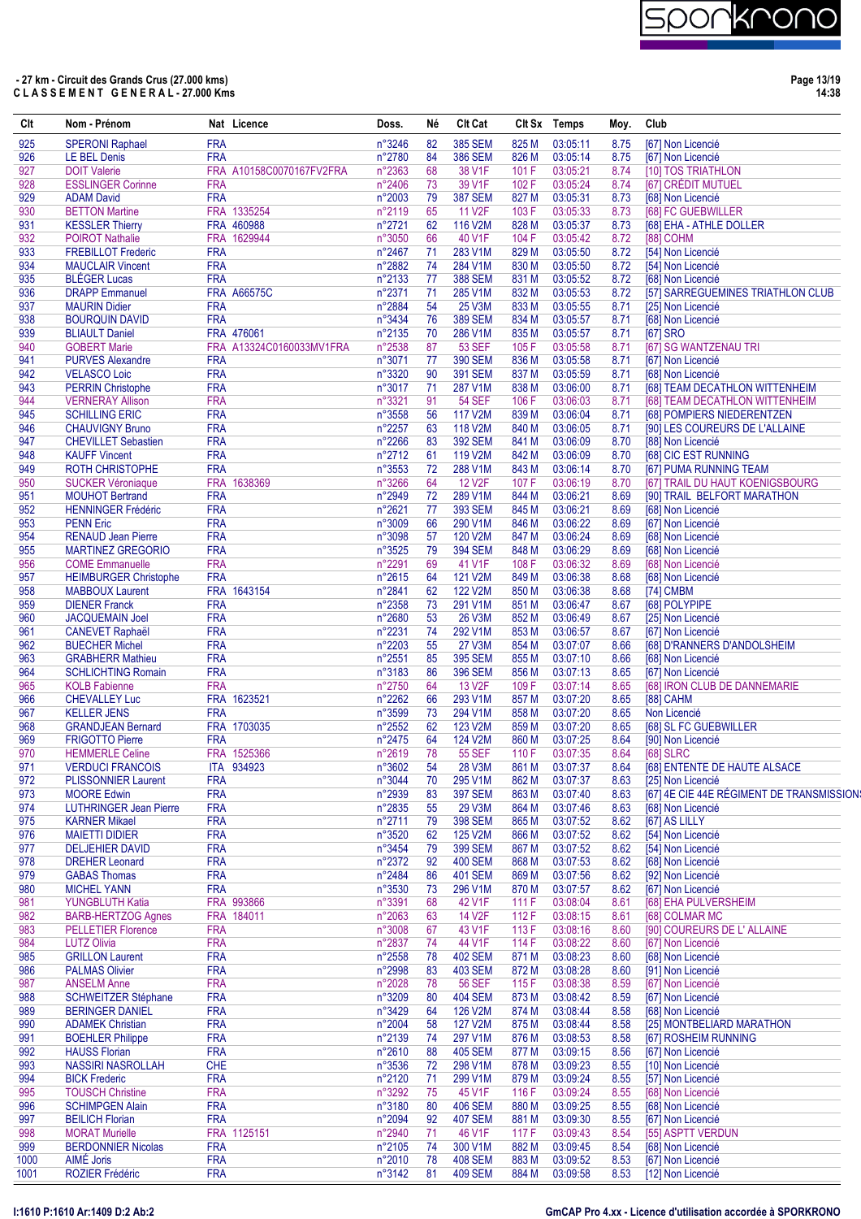- 27 km - Circuit des Grands Crus (27.000 kms)
C L A S S E M E N T   G E N E R A L - 27.000 Kms

| Clt | Nom - Prénom | Nat | Licence | Doss. | Né | Clt Cat | Clt Sx | Temps | Moy. | Club |
|---|---|---|---|---|---|---|---|---|---|---|
| 925 | SPERONI Raphael | FRA | | n°3246 | 82 | 385 SEM | 825 M | 03:05:11 | 8.75 | [67] Non Licencié |
| 926 | LE BEL Denis | FRA | | n°2780 | 84 | 386 SEM | 826 M | 03:05:14 | 8.75 | [67] Non Licencié |
| 927 | DOIT Valerie | FRA | A10158C0070167FV2FRA | n°2363 | 68 | 38 V1F | 101 F | 03:05:21 | 8.74 | [10] TOS TRIATHLON |
| 928 | ESSLINGER Corinne | FRA | | n°2406 | 73 | 39 V1F | 102 F | 03:05:24 | 8.74 | [67] CRÉDIT MUTUEL |
| 929 | ADAM David | FRA | | n°2003 | 79 | 387 SEM | 827 M | 03:05:31 | 8.73 | [68] Non Licencié |
| 930 | BETTON Martine | FRA | 1335254 | n°2119 | 65 | 11 V2F | 103 F | 03:05:33 | 8.73 | [68] FC GUEBWILLER |
| 931 | KESSLER Thierry | FRA | 460988 | n°2721 | 62 | 116 V2M | 828 M | 03:05:37 | 8.73 | [68] EHA - ATHLE DOLLER |
| 932 | POIROT Nathalie | FRA | 1629944 | n°3050 | 66 | 40 V1F | 104 F | 03:05:42 | 8.72 | [88] COHM |
| 933 | FREBILLOT Frederic | FRA | | n°2467 | 71 | 283 V1M | 829 M | 03:05:50 | 8.72 | [54] Non Licencié |
| 934 | MAUCLAIR Vincent | FRA | | n°2882 | 74 | 284 V1M | 830 M | 03:05:50 | 8.72 | [54] Non Licencié |
| 935 | BLÉGER Lucas | FRA | | n°2133 | 77 | 388 SEM | 831 M | 03:05:52 | 8.72 | [68] Non Licencié |
| 936 | DRAPP Emmanuel | FRA | A66575C | n°2371 | 71 | 285 V1M | 832 M | 03:05:53 | 8.72 | [57] SARREGUEMINES TRIATHLON CLUB |
| 937 | MAURIN Didier | FRA | | n°2884 | 54 | 25 V3M | 833 M | 03:05:55 | 8.71 | [25] Non Licencié |
| 938 | BOURQUIN DAVID | FRA | | n°3434 | 76 | 389 SEM | 834 M | 03:05:57 | 8.71 | [68] Non Licencié |
| 939 | BLIAULT Daniel | FRA | 476061 | n°2135 | 70 | 286 V1M | 835 M | 03:05:57 | 8.71 | [67] SRO |
| 940 | GOBERT Marie | FRA | A13324C0160033MV1FRA | n°2538 | 87 | 53 SEF | 105 F | 03:05:58 | 8.71 | [67] SG WANTZENAU TRI |
| 941 | PURVES Alexandre | FRA | | n°3071 | 77 | 390 SEM | 836 M | 03:05:58 | 8.71 | [67] Non Licencié |
| 942 | VELASCO Loic | FRA | | n°3320 | 90 | 391 SEM | 837 M | 03:05:59 | 8.71 | [68] Non Licencié |
| 943 | PERRIN Christophe | FRA | | n°3017 | 71 | 287 V1M | 838 M | 03:06:00 | 8.71 | [68] TEAM DECATHLON WITTENHEIM |
| 944 | VERNERAY Allison | FRA | | n°3321 | 91 | 54 SEF | 106 F | 03:06:03 | 8.71 | [68] TEAM DECATHLON WITTENHEIM |
| 945 | SCHILLING ERIC | FRA | | n°3558 | 56 | 117 V2M | 839 M | 03:06:04 | 8.71 | [68] POMPIERS NIEDERENTZEN |
| 946 | CHAUVIGNY Bruno | FRA | | n°2257 | 63 | 118 V2M | 840 M | 03:06:05 | 8.71 | [90] LES COUREURS DE L'ALLAINE |
| 947 | CHEVILLET Sebastien | FRA | | n°2266 | 83 | 392 SEM | 841 M | 03:06:09 | 8.70 | [88] Non Licencié |
| 948 | KAUFF Vincent | FRA | | n°2712 | 61 | 119 V2M | 842 M | 03:06:09 | 8.70 | [68] CIC EST RUNNING |
| 949 | ROTH CHRISTOPHE | FRA | | n°3553 | 72 | 288 V1M | 843 M | 03:06:14 | 8.70 | [67] PUMA RUNNING TEAM |
| 950 | SUCKER Véroniaque | FRA | 1638369 | n°3266 | 64 | 12 V2F | 107 F | 03:06:19 | 8.70 | [67] TRAIL DU HAUT KOENIGSBOURG |
| 951 | MOUHOT Bertrand | FRA | | n°2949 | 72 | 289 V1M | 844 M | 03:06:21 | 8.69 | [90] TRAIL  BELFORT MARATHON |
| 952 | HENNINGER Frédéric | FRA | | n°2621 | 77 | 393 SEM | 845 M | 03:06:21 | 8.69 | [68] Non Licencié |
| 953 | PENN Eric | FRA | | n°3009 | 66 | 290 V1M | 846 M | 03:06:22 | 8.69 | [67] Non Licencié |
| 954 | RENAUD Jean Pierre | FRA | | n°3098 | 57 | 120 V2M | 847 M | 03:06:24 | 8.69 | [68] Non Licencié |
| 955 | MARTINEZ GREGORIO | FRA | | n°3525 | 79 | 394 SEM | 848 M | 03:06:29 | 8.69 | [68] Non Licencié |
| 956 | COME Emmanuelle | FRA | | n°2291 | 69 | 41 V1F | 108 F | 03:06:32 | 8.69 | [68] Non Licencié |
| 957 | HEIMBURGER Christophe | FRA | | n°2615 | 64 | 121 V2M | 849 M | 03:06:38 | 8.68 | [68] Non Licencié |
| 958 | MABBOUX Laurent | FRA | 1643154 | n°2841 | 62 | 122 V2M | 850 M | 03:06:38 | 8.68 | [74] CMBM |
| 959 | DIENER Franck | FRA | | n°2358 | 73 | 291 V1M | 851 M | 03:06:47 | 8.67 | [68] POLYPIPE |
| 960 | JACQUEMAIN Joel | FRA | | n°2680 | 53 | 26 V3M | 852 M | 03:06:49 | 8.67 | [25] Non Licencié |
| 961 | CANEVET Raphaël | FRA | | n°2231 | 74 | 292 V1M | 853 M | 03:06:57 | 8.67 | [67] Non Licencié |
| 962 | BUECHER Michel | FRA | | n°2203 | 55 | 27 V3M | 854 M | 03:07:07 | 8.66 | [68] D'RANNERS D'ANDOLSHEIM |
| 963 | GRABHERR Mathieu | FRA | | n°2551 | 85 | 395 SEM | 855 M | 03:07:10 | 8.66 | [68] Non Licencié |
| 964 | SCHLICHTING Romain | FRA | | n°3183 | 86 | 396 SEM | 856 M | 03:07:13 | 8.65 | [67] Non Licencié |
| 965 | KOLB Fabienne | FRA | | n°2750 | 64 | 13 V2F | 109 F | 03:07:14 | 8.65 | [68] IRON CLUB DE DANNEMARIE |
| 966 | CHEVALLEY Luc | FRA | 1623521 | n°2262 | 66 | 293 V1M | 857 M | 03:07:20 | 8.65 | [88] CAHM |
| 967 | KELLER JENS | FRA | | n°3599 | 73 | 294 V1M | 858 M | 03:07:20 | 8.65 | Non Licencié |
| 968 | GRANDJEAN Bernard | FRA | 1703035 | n°2552 | 62 | 123 V2M | 859 M | 03:07:20 | 8.65 | [68] SL FC GUEBWILLER |
| 969 | FRIGOTTO Pierre | FRA | | n°2475 | 64 | 124 V2M | 860 M | 03:07:25 | 8.64 | [90] Non Licencié |
| 970 | HEMMERLE Celine | FRA | 1525366 | n°2619 | 78 | 55 SEF | 110 F | 03:07:35 | 8.64 | [68] SLRC |
| 971 | VERDUCI FRANCOIS | ITA | 934923 | n°3602 | 54 | 28 V3M | 861 M | 03:07:37 | 8.64 | [68] ENTENTE DE HAUTE ALSACE |
| 972 | PLISSONNIER Laurent | FRA | | n°3044 | 70 | 295 V1M | 862 M | 03:07:37 | 8.63 | [25] Non Licencié |
| 973 | MOORE Edwin | FRA | | n°2939 | 83 | 397 SEM | 863 M | 03:07:40 | 8.63 | [67] 4E CIE 44E RÉGIMENT DE TRANSMISSION |
| 974 | LUTHRINGER Jean Pierre | FRA | | n°2835 | 55 | 29 V3M | 864 M | 03:07:46 | 8.63 | [68] Non Licencié |
| 975 | KARNER Mikael | FRA | | n°2711 | 79 | 398 SEM | 865 M | 03:07:52 | 8.62 | [67] AS LILLY |
| 976 | MAIETTI DIDIER | FRA | | n°3520 | 62 | 125 V2M | 866 M | 03:07:52 | 8.62 | [54] Non Licencié |
| 977 | DELJEHIER DAVID | FRA | | n°3454 | 79 | 399 SEM | 867 M | 03:07:52 | 8.62 | [54] Non Licencié |
| 978 | DREHER Leonard | FRA | | n°2372 | 92 | 400 SEM | 868 M | 03:07:53 | 8.62 | [68] Non Licencié |
| 979 | GABAS Thomas | FRA | | n°2484 | 86 | 401 SEM | 869 M | 03:07:56 | 8.62 | [92] Non Licencié |
| 980 | MICHEL YANN | FRA | | n°3530 | 73 | 296 V1M | 870 M | 03:07:57 | 8.62 | [67] Non Licencié |
| 981 | YUNGBLUTH Katia | FRA | 993866 | n°3391 | 68 | 42 V1F | 111 F | 03:08:04 | 8.61 | [68] EHA PULVERSHEIM |
| 982 | BARB-HERTZOG Agnes | FRA | 184011 | n°2063 | 63 | 14 V2F | 112 F | 03:08:15 | 8.61 | [68] COLMAR MC |
| 983 | PELLETIER Florence | FRA | | n°3008 | 67 | 43 V1F | 113 F | 03:08:16 | 8.60 | [90] COUREURS DE L' ALLAINE |
| 984 | LUTZ Olivia | FRA | | n°2837 | 74 | 44 V1F | 114 F | 03:08:22 | 8.60 | [67] Non Licencié |
| 985 | GRILLON Laurent | FRA | | n°2558 | 78 | 402 SEM | 871 M | 03:08:23 | 8.60 | [68] Non Licencié |
| 986 | PALMAS Olivier | FRA | | n°2998 | 83 | 403 SEM | 872 M | 03:08:28 | 8.60 | [91] Non Licencié |
| 987 | ANSELM Anne | FRA | | n°2028 | 78 | 56 SEF | 115 F | 03:08:38 | 8.59 | [67] Non Licencié |
| 988 | SCHWEITZER Stéphane | FRA | | n°3209 | 80 | 404 SEM | 873 M | 03:08:42 | 8.59 | [67] Non Licencié |
| 989 | BERINGER DANIEL | FRA | | n°3429 | 64 | 126 V2M | 874 M | 03:08:44 | 8.58 | [68] Non Licencié |
| 990 | ADAMEK Christian | FRA | | n°2004 | 58 | 127 V2M | 875 M | 03:08:44 | 8.58 | [25] MONTBELIARD MARATHON |
| 991 | BOEHLER Philippe | FRA | | n°2139 | 74 | 297 V1M | 876 M | 03:08:53 | 8.58 | [67] ROSHEIM RUNNING |
| 992 | HAUSS Florian | FRA | | n°2610 | 88 | 405 SEM | 877 M | 03:09:15 | 8.56 | [67] Non Licencié |
| 993 | NASSIRI NASROLLAH | CHE | | n°3536 | 72 | 298 V1M | 878 M | 03:09:23 | 8.55 | [10] Non Licencié |
| 994 | BICK Frederic | FRA | | n°2120 | 71 | 299 V1M | 879 M | 03:09:24 | 8.55 | [57] Non Licencié |
| 995 | TOUSCH Christine | FRA | | n°3292 | 75 | 45 V1F | 116 F | 03:09:24 | 8.55 | [68] Non Licencié |
| 996 | SCHIMPGEN Alain | FRA | | n°3180 | 80 | 406 SEM | 880 M | 03:09:25 | 8.55 | [68] Non Licencié |
| 997 | BEILICH Florian | FRA | | n°2094 | 92 | 407 SEM | 881 M | 03:09:30 | 8.55 | [68] Non Licencié |
| 998 | MORAT Murielle | FRA | 1125151 | n°2940 | 71 | 46 V1F | 117 F | 03:09:43 | 8.54 | [55] ASPTT VERDUN |
| 999 | BERDONNIER Nicolas | FRA | | n°2105 | 74 | 300 V1M | 882 M | 03:09:45 | 8.54 | [68] Non Licencié |
| 1000 | AIMÉ Joris | FRA | | n°2010 | 78 | 408 SEM | 883 M | 03:09:52 | 8.53 | [67] Non Licencié |
| 1001 | ROZIER Frédéric | FRA | | n°3142 | 81 | 409 SEM | 884 M | 03:09:58 | 8.53 | [12] Non Licencié |

I:1610 P:1610 Ar:1409 D:2 Ab:2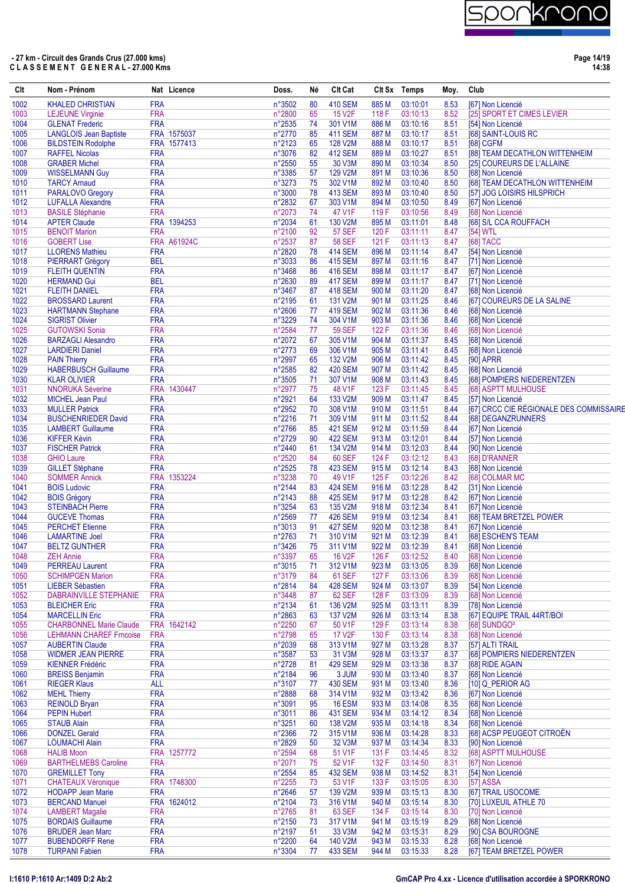**- 27 km - Circuit des Grands Crus (27.000 kms)**
**C L A S S E M E N T G E N E R A L - 27.000 Kms**

| Clt | Nom - Prénom | Nat | Licence | Doss. | Né | Clt Cat | Clt Sx | Temps | Moy. | Club |
|---|---|---|---|---|---|---|---|---|---|---|
| 1002 | KHALED CHRISTIAN | FRA | | n°3502 | 80 | 410 SEM | 885 M | 03:10:01 | 8.53 | [67] Non Licencié |
| 1003 | LEJEUNE Virginie | FRA | | n°2800 | 65 | 15 V2F | 118 F | 03:10:13 | 8.52 | [25] SPORT ET CIMES LEVIER |
| 1004 | GLENAT Frederic | FRA | | n°2535 | 74 | 301 V1M | 886 M | 03:10:16 | 8.51 | [54] Non Licencié |
| 1005 | LANGLOIS Jean Baptiste | FRA | 1575037 | n°2770 | 85 | 411 SEM | 887 M | 03:10:17 | 8.51 | [68] SAINT-LOUIS RC |
| 1006 | BILDSTEIN Rodolphe | FRA | 1577413 | n°2123 | 65 | 128 V2M | 888 M | 03:10:17 | 8.51 | [68] CGFM |
| 1007 | RAFFEL Nicolas | FRA | | n°3076 | 82 | 412 SEM | 889 M | 03:10:27 | 8.51 | [88] TEAM DECATHLON WITTENHEIM |
| 1008 | GRABER Michel | FRA | | n°2550 | 55 | 30 V3M | 890 M | 03:10:34 | 8.50 | [25] COUREURS DE L'ALLAINE |
| 1009 | WISSELMANN Guy | FRA | | n°3385 | 57 | 129 V2M | 891 M | 03:10:36 | 8.50 | [68] Non Licencié |
| 1010 | TARCY Arnaud | FRA | | n°3273 | 75 | 302 V1M | 892 M | 03:10:40 | 8.50 | [68] TEAM DECATHLON WITTENHEIM |
| 1011 | PARALOVO Gregory | FRA | | n°3000 | 78 | 413 SEM | 893 M | 03:10:40 | 8.50 | [57] JOG LOISIRS HILSPRICH |
| 1012 | LUFALLA Alexandre | FRA | | n°2832 | 67 | 303 V1M | 894 M | 03:10:50 | 8.49 | [67] Non Licencié |
| 1013 | BASILE Stéphanie | FRA | | n°2073 | 74 | 47 V1F | 119 F | 03:10:56 | 8.49 | [68] Non Licencié |
| 1014 | APTER Claude | FRA | 1394253 | n°2034 | 61 | 130 V2M | 895 M | 03:11:01 | 8.48 | [68] S/L CCA ROUFFACH |
| 1015 | BENOIT Marion | FRA | | n°2100 | 92 | 57 SEF | 120 F | 03:11:11 | 8.47 | [54] WTL |
| 1016 | GOBERT Lise | FRA | A61924C | n°2537 | 87 | 58 SEF | 121 F | 03:11:13 | 8.47 | [68] TACC |
| 1017 | LLORENS Mathieu | FRA | | n°2820 | 78 | 414 SEM | 896 M | 03:11:14 | 8.47 | [54] Non Licencié |
| 1018 | PIERRART Grégory | BEL | | n°3033 | 86 | 415 SEM | 897 M | 03:11:16 | 8.47 | [71] Non Licencié |
| 1019 | FLEITH QUENTIN | FRA | | n°3468 | 86 | 416 SEM | 898 M | 03:11:17 | 8.47 | [67] Non Licencié |
| 1020 | HERMAND Gui | BEL | | n°2630 | 89 | 417 SEM | 899 M | 03:11:17 | 8.47 | [71] Non Licencié |
| 1021 | FLEITH DANIEL | FRA | | n°3467 | 87 | 418 SEM | 900 M | 03:11:20 | 8.47 | [68] Non Licencié |
| 1022 | BROSSARD Laurent | FRA | | n°2195 | 61 | 131 V2M | 901 M | 03:11:25 | 8.46 | [67] COUREURS DE LA SALINE |
| 1023 | HARTMANN Stephane | FRA | | n°2606 | 77 | 419 SEM | 902 M | 03:11:36 | 8.46 | [68] Non Licencié |
| 1024 | SIGRIST Olivier | FRA | | n°3229 | 74 | 304 V1M | 903 M | 03:11:36 | 8.46 | [68] Non Licencié |
| 1025 | GUTOWSKI Sonia | FRA | | n°2584 | 77 | 59 SEF | 122 F | 03:11:36 | 8.46 | [68] Non Licencié |
| 1026 | BARZAGLI Alesandro | FRA | | n°2072 | 67 | 305 V1M | 904 M | 03:11:37 | 8.45 | [68] Non Licencié |
| 1027 | LARDIERI Daniel | FRA | | n°2773 | 69 | 306 V1M | 905 M | 03:11:41 | 8.45 | [68] Non Licencié |
| 1028 | PAIN Thierry | FRA | | n°2997 | 65 | 132 V2M | 906 M | 03:11:42 | 8.45 | [90] APRR |
| 1029 | HABERBUSCH Guillaume | FRA | | n°2585 | 82 | 420 SEM | 907 M | 03:11:42 | 8.45 | [68] Non Licencié |
| 1030 | KLAR OLIVIER | FRA | | n°3505 | 71 | 307 V1M | 908 M | 03:11:43 | 8.45 | [68] POMPIERS NIEDERENTZEN |
| 1031 | NNORUKA Séverine | FRA | 1430447 | n°2977 | 75 | 48 V1F | 123 F | 03:11:45 | 8.45 | [68] ASPTT MULHOUSE |
| 1032 | MICHEL Jean Paul | FRA | | n°2921 | 64 | 133 V2M | 909 M | 03:11:47 | 8.45 | [57] Non Licencié |
| 1033 | MULLER Patrick | FRA | | n°2952 | 70 | 308 V1M | 910 M | 03:11:51 | 8.44 | [67] CRCC CIE RÉGIONALE DES COMMISSAIRE |
| 1034 | BUSCHENRIEDER David | FRA | | n°2216 | 71 | 309 V1M | 911 M | 03:11:52 | 8.44 | [68] DEGANZRUNNERS |
| 1035 | LAMBERT Guillaume | FRA | | n°2766 | 85 | 421 SEM | 912 M | 03:11:59 | 8.44 | [67] Non Licencié |
| 1036 | KIFFER Kévin | FRA | | n°2729 | 90 | 422 SEM | 913 M | 03:12:01 | 8.44 | [57] Non Licencié |
| 1037 | FISCHER Patrick | FRA | | n°2440 | 61 | 134 V2M | 914 M | 03:12:03 | 8.44 | [90] Non Licencié |
| 1038 | GHIO Laure | FRA | | n°2520 | 84 | 60 SEF | 124 F | 03:12:12 | 8.43 | [68] D'RANNER |
| 1039 | GILLET Stéphane | FRA | | n°2525 | 78 | 423 SEM | 915 M | 03:12:14 | 8.43 | [68] Non Licencié |
| 1040 | SOMMER Annick | FRA | 1353224 | n°3238 | 70 | 49 V1F | 125 F | 03:12:26 | 8.42 | [68] COLMAR MC |
| 1041 | BOIS Ludovic | FRA | | n°2144 | 83 | 424 SEM | 916 M | 03:12:28 | 8.42 | [31] Non Licencié |
| 1042 | BOIS Grégory | FRA | | n°2143 | 88 | 425 SEM | 917 M | 03:12:28 | 8.42 | [67] Non Licencié |
| 1043 | STEINBACH Pierre | FRA | | n°3254 | 63 | 135 V2M | 918 M | 03:12:34 | 8.41 | [67] Non Licencié |
| 1044 | GUCEVE Thomas | FRA | | n°2569 | 77 | 426 SEM | 919 M | 03:12:34 | 8.41 | [68] TEAM BRETZEL POWER |
| 1045 | PERCHET Etienne | FRA | | n°3013 | 91 | 427 SEM | 920 M | 03:12:38 | 8.41 | [67] Non Licencié |
| 1046 | LAMARTINE Joel | FRA | | n°2763 | 71 | 310 V1M | 921 M | 03:12:39 | 8.41 | [68] ESCHEN'S TEAM |
| 1047 | BELTZ GUNTHER | FRA | | n°3426 | 75 | 311 V1M | 922 M | 03:12:39 | 8.41 | [68] Non Licencié |
| 1048 | ZEH Annie | FRA | | n°3397 | 65 | 16 V2F | 126 F | 03:12:52 | 8.40 | [68] Non Licencié |
| 1049 | PERREAU Laurent | FRA | | n°3015 | 71 | 312 V1M | 923 M | 03:13:05 | 8.39 | [68] Non Licencié |
| 1050 | SCHIMPGEN Marion | FRA | | n°3179 | 84 | 61 SEF | 127 F | 03:13:06 | 8.39 | [68] Non Licencié |
| 1051 | LIEBER Sébastien | FRA | | n°2814 | 84 | 428 SEM | 924 M | 03:13:07 | 8.39 | [54] Non Licencié |
| 1052 | DABRAINVILLE STEPHANIE | FRA | | n°3448 | 87 | 62 SEF | 128 F | 03:13:09 | 8.39 | [68] Non Licencié |
| 1053 | BLEICHER Eric | FRA | | n°2134 | 61 | 136 V2M | 925 M | 03:13:11 | 8.39 | [78] Non Licencié |
| 1054 | MARCELLIN Eric | FRA | | n°2863 | 63 | 137 V2M | 926 M | 03:13:14 | 8.38 | [67] EQUIPE TRAIL 44RT/BOI |
| 1055 | CHARBONNEL Marie Claude | FRA | 1642142 | n°2250 | 67 | 50 V1F | 129 F | 03:13:14 | 8.38 | [68] SUNDGO² |
| 1056 | LEHMANN CHAREF Frncoise | FRA | | n°2798 | 65 | 17 V2F | 130 F | 03:13:14 | 8.38 | [68] Non Licencié |
| 1057 | AUBERTIN Claude | FRA | | n°2039 | 68 | 313 V1M | 927 M | 03:13:28 | 8.37 | [57] ALTI TRAIL |
| 1058 | WIDMER JEAN PIERRE | FRA | | n°3587 | 53 | 31 V3M | 928 M | 03:13:37 | 8.37 | [68] POMPIERS NIEDERENTZEN |
| 1059 | KIENNER Frédéric | FRA | | n°2728 | 81 | 429 SEM | 929 M | 03:13:38 | 8.37 | [68] RIDE AGAIN |
| 1060 | BREISS Benjamin | FRA | | n°2184 | 96 | 3 JUM | 930 M | 03:13:40 | 8.37 | [68] Non Licencié |
| 1061 | RIEGER Klaus | ALL | | n°3107 | 77 | 430 SEM | 931 M | 03:13:40 | 8.36 | [10] Q_PERIOR AG |
| 1062 | MEHL Thierry | FRA | | n°2888 | 68 | 314 V1M | 932 M | 03:13:42 | 8.36 | [67] Non Licencié |
| 1063 | REINOLD Bryan | FRA | | n°3091 | 95 | 16 ESM | 933 M | 03:14:08 | 8.35 | [67] Non Licencié |
| 1064 | PEPIN Hubert | FRA | | n°3011 | 86 | 431 SEM | 934 M | 03:14:12 | 8.34 | [68] Non Licencié |
| 1065 | STAUB Alain | FRA | | n°3251 | 60 | 138 V2M | 935 M | 03:14:18 | 8.34 | [68] Non Licencié |
| 1066 | DONZEL Gerald | FRA | | n°2366 | 72 | 315 V1M | 936 M | 03:14:28 | 8.33 | [68] ACSP PEUGEOT CITROËN |
| 1067 | LOUMACHI Alain | FRA | | n°2829 | 50 | 32 V3M | 937 M | 03:14:34 | 8.33 | [90] Non Licencié |
| 1068 | HALIB Moon | FRA | 1257772 | n°2594 | 68 | 51 V1F | 131 F | 03:14:45 | 8.32 | [68] ASPTT MULHOUSE |
| 1069 | BARTHELMEBS Caroline | FRA | | n°2071 | 75 | 52 V1F | 132 F | 03:14:50 | 8.31 | [67] Non Licencié |
| 1070 | GREMILLET Tony | FRA | | n°2554 | 85 | 432 SEM | 938 M | 03:14:52 | 8.31 | [54] Non Licencié |
| 1071 | CHATEAUX Véronique | FRA | 1748300 | n°2255 | 73 | 53 V1F | 133 F | 03:15:05 | 8.30 | [57] ASSA |
| 1072 | HODAPP Jean Marie | FRA | | n°2646 | 57 | 139 V2M | 939 M | 03:15:13 | 8.30 | [67] TRAIL USOCOME |
| 1073 | BERCAND Manuel | FRA | 1624012 | n°2104 | 73 | 316 V1M | 940 M | 03:15:14 | 8.30 | [70] LUXEUIL ATHLE 70 |
| 1074 | LAMBERT Magalie | FRA | | n°2765 | 81 | 63 SEF | 134 F | 03:15:14 | 8.30 | [70] Non Licencié |
| 1075 | BORDAIS Guillaume | FRA | | n°2150 | 73 | 317 V1M | 941 M | 03:15:19 | 8.29 | [68] Non Licencié |
| 1076 | BRUDER Jean Marc | FRA | | n°2197 | 51 | 33 V3M | 942 M | 03:15:31 | 8.29 | [90] CSA BOUROGNE |
| 1077 | BUBENDORFF Rene | FRA | | n°2200 | 64 | 140 V2M | 943 M | 03:15:33 | 8.28 | [68] Non Licencié |
| 1078 | TURPANI Fabien | FRA | | n°3304 | 77 | 433 SEM | 944 M | 03:15:33 | 8.28 | [67] TEAM BRETZEL POWER |

I:1610 P:1610 Ar:1409 D:2 Ab:2

GmCAP Pro 4.xx - Licence d'utilisation accordée à SPORKRONO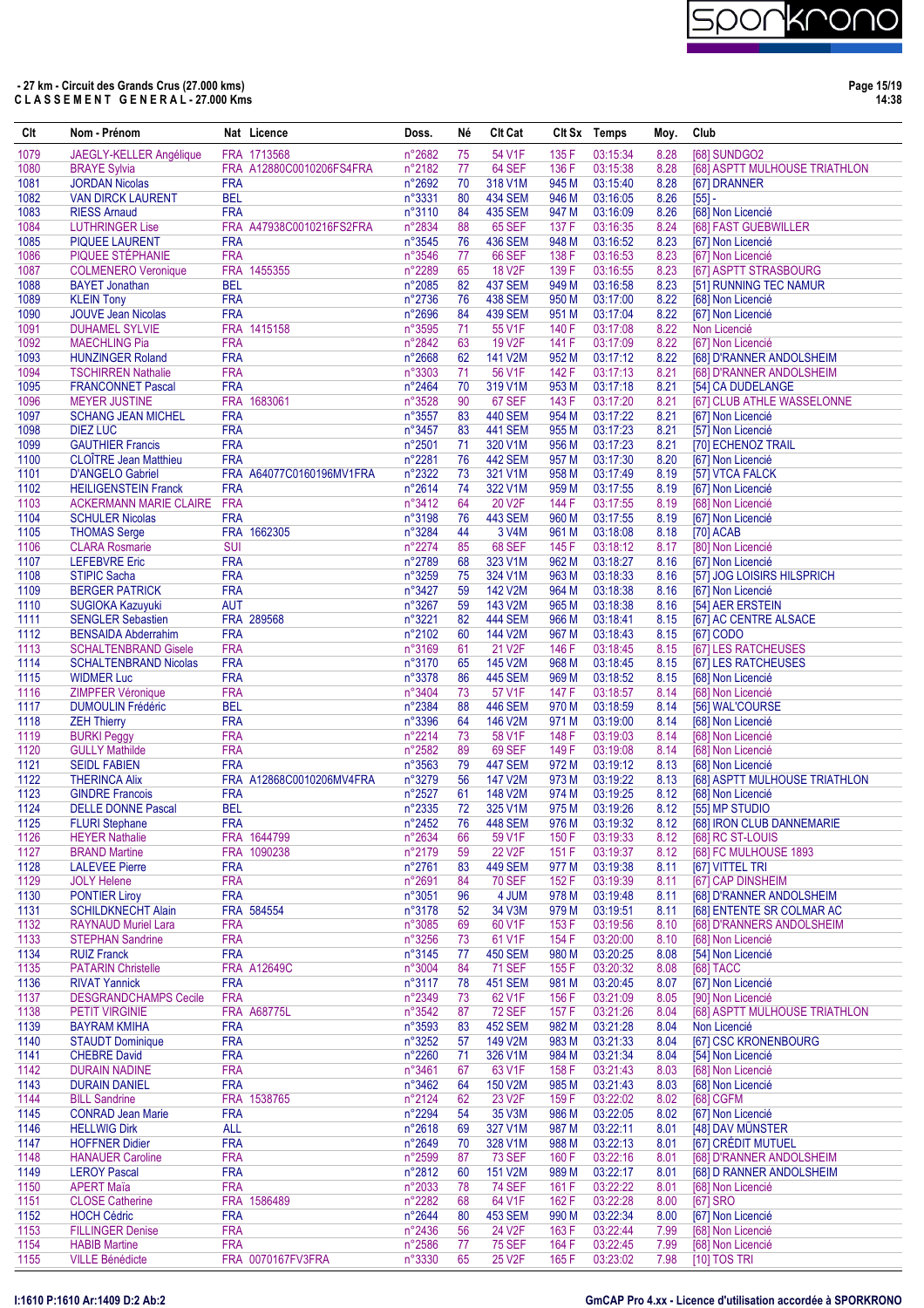**- 27 km - Circuit des Grands Crus (27.000 kms)**
**C L A S S E M E N T   G E N E R A L - 27.000 Kms**

| Clt | Nom - Prénom | Nat | Licence | Doss. | Né | Clt Cat | Clt Sx | Temps | Moy. | Club |
|---|---|---|---|---|---|---|---|---|---|---|
| 1079 | JAEGLY-KELLER Angélique | FRA | 1713568 | n°2682 | 75 | 54 V1F | 135 F | 03:15:34 | 8.28 | [68] SUNDGO2 |
| 1080 | BRAYE Sylvia | FRA | A12880C0010206FS4FRA | n°2182 | 77 | 64 SEF | 136 F | 03:15:38 | 8.28 | [68] ASPTT MULHOUSE TRIATHLON |
| 1081 | JORDAN Nicolas | FRA | | n°2692 | 70 | 318 V1M | 945 M | 03:15:40 | 8.28 | [67] DRANNER |
| 1082 | VAN DIRCK LAURENT | BEL | | n°3331 | 80 | 434 SEM | 946 M | 03:16:05 | 8.26 | [55] - |
| 1083 | RIESS Arnaud | FRA | | n°3110 | 84 | 435 SEM | 947 M | 03:16:09 | 8.26 | [68] Non Licencié |
| 1084 | LUTHRINGER Lise | FRA | A47938C0010216FS2FRA | n°2834 | 88 | 65 SEF | 137 F | 03:16:35 | 8.24 | [68] FAST GUEBWILLER |
| 1085 | PIQUEE LAURENT | FRA | | n°3545 | 76 | 436 SEM | 948 M | 03:16:52 | 8.23 | [67] Non Licencié |
| 1086 | PIQUEE STÉPHANIE | FRA | | n°3546 | 77 | 66 SEF | 138 F | 03:16:53 | 8.23 | [67] Non Licencié |
| 1087 | COLMENERO Veronique | FRA | 1455355 | n°2289 | 65 | 18 V2F | 139 F | 03:16:55 | 8.23 | [67] ASPTT STRASBOURG |
| 1088 | BAYET Jonathan | BEL | | n°2085 | 82 | 437 SEM | 949 M | 03:16:58 | 8.23 | [51] RUNNING TEC NAMUR |
| 1089 | KLEIN Tony | FRA | | n°2736 | 76 | 438 SEM | 950 M | 03:17:00 | 8.22 | [68] Non Licencié |
| 1090 | JOUVE Jean Nicolas | FRA | | n°2696 | 84 | 439 SEM | 951 M | 03:17:04 | 8.22 | [67] Non Licencié |
| 1091 | DUHAMEL SYLVIE | FRA | 1415158 | n°3595 | 71 | 55 V1F | 140 F | 03:17:08 | 8.22 | Non Licencié |
| 1092 | MAECHLING Pia | FRA | | n°2842 | 63 | 19 V2F | 141 F | 03:17:09 | 8.22 | [67] Non Licencié |
| 1093 | HUNZINGER Roland | FRA | | n°2668 | 62 | 141 V2M | 952 M | 03:17:12 | 8.22 | [68] D'RANNER ANDOLSHEIM |
| 1094 | TSCHIRREN Nathalie | FRA | | n°3303 | 71 | 56 V1F | 142 F | 03:17:13 | 8.21 | [68] D'RANNER ANDOLSHEIM |
| 1095 | FRANCONNET Pascal | FRA | | n°2464 | 70 | 319 V1M | 953 M | 03:17:18 | 8.21 | [54] CA DUDELANGE |
| 1096 | MEYER JUSTINE | FRA | 1683061 | n°3528 | 90 | 67 SEF | 143 F | 03:17:20 | 8.21 | [67] CLUB ATHLE WASSELONNE |
| 1097 | SCHANG JEAN MICHEL | FRA | | n°3557 | 83 | 440 SEM | 954 M | 03:17:22 | 8.21 | [67] Non Licencié |
| 1098 | DIEZ LUC | FRA | | n°3457 | 83 | 441 SEM | 955 M | 03:17:23 | 8.21 | [57] Non Licencié |
| 1099 | GAUTHIER Francis | FRA | | n°2501 | 71 | 320 V1M | 956 M | 03:17:23 | 8.21 | [70] ECHENOZ TRAIL |
| 1100 | CLOÎTRE Jean Matthieu | FRA | | n°2281 | 76 | 442 SEM | 957 M | 03:17:30 | 8.20 | [67] Non Licencié |
| 1101 | D'ANGELO Gabriel | FRA | A64077C0160196MV1FRA | n°2322 | 73 | 321 V1M | 958 M | 03:17:49 | 8.19 | [57] VTCA FALCK |
| 1102 | HEILIGENSTEIN Franck | FRA | | n°2614 | 74 | 322 V1M | 959 M | 03:17:55 | 8.19 | [67] Non Licencié |
| 1103 | ACKERMANN MARIE CLAIRE | FRA | | n°3412 | 64 | 20 V2F | 144 F | 03:17:55 | 8.19 | [68] Non Licencié |
| 1104 | SCHULER Nicolas | FRA | | n°3198 | 76 | 443 SEM | 960 M | 03:17:55 | 8.19 | [67] Non Licencié |
| 1105 | THOMAS Serge | FRA | 1662305 | n°3284 | 44 | 3 V4M | 961 M | 03:18:08 | 8.18 | [70] ACAB |
| 1106 | CLARA Rosmarie | SUI | | n°2274 | 85 | 68 SEF | 145 F | 03:18:12 | 8.17 | [80] Non Licencié |
| 1107 | LEFEBVRE Eric | FRA | | n°2789 | 68 | 323 V1M | 962 M | 03:18:27 | 8.16 | [67] Non Licencié |
| 1108 | STIPIC Sacha | FRA | | n°3259 | 75 | 324 V1M | 963 M | 03:18:33 | 8.16 | [57] JOG LOISIRS HILSPRICH |
| 1109 | BERGER PATRICK | FRA | | n°3427 | 59 | 142 V2M | 964 M | 03:18:38 | 8.16 | [67] Non Licencié |
| 1110 | SUGIOKA Kazuyuki | AUT | | n°3267 | 59 | 143 V2M | 965 M | 03:18:38 | 8.16 | [54] AER ERSTEIN |
| 1111 | SENGLER Sebastien | FRA | 289568 | n°3221 | 82 | 444 SEM | 966 M | 03:18:41 | 8.15 | [67] AC CENTRE ALSACE |
| 1112 | BENSAIDA Abderrahim | FRA | | n°2102 | 60 | 144 V2M | 967 M | 03:18:43 | 8.15 | [67] CODO |
| 1113 | SCHALTENBRAND Gisele | FRA | | n°3169 | 61 | 21 V2F | 146 F | 03:18:45 | 8.15 | [67] LES RATCHEUSES |
| 1114 | SCHALTENBRAND Nicolas | FRA | | n°3170 | 65 | 145 V2M | 968 M | 03:18:45 | 8.15 | [67] LES RATCHEUSES |
| 1115 | WIDMER Luc | FRA | | n°3378 | 86 | 445 SEM | 969 M | 03:18:52 | 8.15 | [68] Non Licencié |
| 1116 | ZIMPFER Véronique | FRA | | n°3404 | 73 | 57 V1F | 147 F | 03:18:57 | 8.14 | [68] Non Licencié |
| 1117 | DUMOULIN Frédéric | BEL | | n°2384 | 88 | 446 SEM | 970 M | 03:18:59 | 8.14 | [56] WAL'COURSE |
| 1118 | ZEH Thierry | FRA | | n°3396 | 64 | 146 V2M | 971 M | 03:19:00 | 8.14 | [68] Non Licencié |
| 1119 | BURKI Peggy | FRA | | n°2214 | 73 | 58 V1F | 148 F | 03:19:03 | 8.14 | [68] Non Licencié |
| 1120 | GULLY Mathilde | FRA | | n°2582 | 89 | 69 SEF | 149 F | 03:19:08 | 8.14 | [68] Non Licencié |
| 1121 | SEIDL FABIEN | FRA | | n°3563 | 79 | 447 SEM | 972 M | 03:19:12 | 8.13 | [68] Non Licencié |
| 1122 | THERINCA Alix | FRA | A12868C0010206MV4FRA | n°3279 | 56 | 147 V2M | 973 M | 03:19:22 | 8.13 | [68] ASPTT MULHOUSE TRIATHLON |
| 1123 | GINDRE Francois | FRA | | n°2527 | 61 | 148 V2M | 974 M | 03:19:25 | 8.12 | [68] Non Licencié |
| 1124 | DELLE DONNE Pascal | BEL | | n°2335 | 72 | 325 V1M | 975 M | 03:19:26 | 8.12 | [55] MP STUDIO |
| 1125 | FLURI Stephane | FRA | | n°2452 | 76 | 448 SEM | 976 M | 03:19:32 | 8.12 | [68] IRON CLUB DANNEMARIE |
| 1126 | HEYER Nathalie | FRA | 1644799 | n°2634 | 66 | 59 V1F | 150 F | 03:19:33 | 8.12 | [68] RC ST-LOUIS |
| 1127 | BRAND Martine | FRA | 1090238 | n°2179 | 59 | 22 V2F | 151 F | 03:19:37 | 8.12 | [68] FC MULHOUSE 1893 |
| 1128 | LALEVEE Pierre | FRA | | n°2761 | 83 | 449 SEM | 977 M | 03:19:38 | 8.11 | [67] VITTEL TRI |
| 1129 | JOLY Helene | FRA | | n°2691 | 84 | 70 SEF | 152 F | 03:19:39 | 8.11 | [67] CAP DINSHEIM |
| 1130 | PONTIER Liroy | FRA | | n°3051 | 96 | 4 JUM | 978 M | 03:19:48 | 8.11 | [68] D'RANNER ANDOLSHEIM |
| 1131 | SCHILDKNECHT Alain | FRA | 584554 | n°3178 | 52 | 34 V3M | 979 M | 03:19:51 | 8.11 | [68] ENTENTE SR COLMAR AC |
| 1132 | RAYNAUD Muriel Lara | FRA | | n°3085 | 69 | 60 V1F | 153 F | 03:19:56 | 8.10 | [68] D'RANNERS ANDOLSHEIM |
| 1133 | STEPHAN Sandrine | FRA | | n°3256 | 73 | 61 V1F | 154 F | 03:20:00 | 8.10 | [68] Non Licencié |
| 1134 | RUIZ Franck | FRA | | n°3145 | 77 | 450 SEM | 980 M | 03:20:25 | 8.08 | [54] Non Licencié |
| 1135 | PATARIN Christelle | FRA | A12649C | n°3004 | 84 | 71 SEF | 155 F | 03:20:32 | 8.08 | [68] TACC |
| 1136 | RIVAT Yannick | FRA | | n°3117 | 78 | 451 SEM | 981 M | 03:20:45 | 8.07 | [67] Non Licencié |
| 1137 | DESGRANDCHAMPS Cecile | FRA | | n°2349 | 73 | 62 V1F | 156 F | 03:21:09 | 8.05 | [90] Non Licencié |
| 1138 | PETIT VIRGINIE | FRA | A68775L | n°3542 | 87 | 72 SEF | 157 F | 03:21:26 | 8.04 | [68] ASPTT MULHOUSE TRIATHLON |
| 1139 | BAYRAM KMIHA | FRA | | n°3593 | 83 | 452 SEM | 982 M | 03:21:28 | 8.04 | Non Licencié |
| 1140 | STAUDT Dominique | FRA | | n°3252 | 57 | 149 V2M | 983 M | 03:21:33 | 8.04 | [67] CSC KRONENBOURG |
| 1141 | CHEBRE David | FRA | | n°2260 | 71 | 326 V1M | 984 M | 03:21:34 | 8.04 | [54] Non Licencié |
| 1142 | DURAIN NADINE | FRA | | n°3461 | 67 | 63 V1F | 158 F | 03:21:43 | 8.03 | [68] Non Licencié |
| 1143 | DURAIN DANIEL | FRA | | n°3462 | 64 | 150 V2M | 985 M | 03:21:43 | 8.03 | [68] Non Licencié |
| 1144 | BILL Sandrine | FRA | 1538765 | n°2124 | 62 | 23 V2F | 159 F | 03:22:02 | 8.02 | [68] CGFM |
| 1145 | CONRAD Jean Marie | FRA | | n°2294 | 54 | 35 V3M | 986 M | 03:22:05 | 8.02 | [67] Non Licencié |
| 1146 | HELLWIG Dirk | ALL | | n°2618 | 69 | 327 V1M | 987 M | 03:22:11 | 8.01 | [48] DAV MÜNSTER |
| 1147 | HOFFNER Didier | FRA | | n°2649 | 70 | 328 V1M | 988 M | 03:22:13 | 8.01 | [67] CRÉDIT MUTUEL |
| 1148 | HANAUER Caroline | FRA | | n°2599 | 87 | 73 SEF | 160 F | 03:22:16 | 8.01 | [68] D'RANNER ANDOLSHEIM |
| 1149 | LEROY Pascal | FRA | | n°2812 | 60 | 151 V2M | 989 M | 03:22:17 | 8.01 | [68] D RANNER ANDOLSHEIM |
| 1150 | APERT Maïa | FRA | | n°2033 | 78 | 74 SEF | 161 F | 03:22:22 | 8.01 | [68] Non Licencié |
| 1151 | CLOSE Catherine | FRA | 1586489 | n°2282 | 68 | 64 V1F | 162 F | 03:22:28 | 8.00 | [67] SRO |
| 1152 | HOCH Cédric | FRA | | n°2644 | 80 | 453 SEM | 990 M | 03:22:34 | 8.00 | [67] Non Licencié |
| 1153 | FILLINGER Denise | FRA | | n°2436 | 56 | 24 V2F | 163 F | 03:22:44 | 7.99 | [68] Non Licencié |
| 1154 | HABIB Martine | FRA | | n°2586 | 77 | 75 SEF | 164 F | 03:22:45 | 7.99 | [68] Non Licencié |
| 1155 | VILLE Bénédicte | FRA | 0070167FV3FRA | n°3330 | 65 | 25 V2F | 165 F | 03:23:02 | 7.98 | [10] TOS TRI |

I:1610 P:1610 Ar:1409 D:2 Ab:2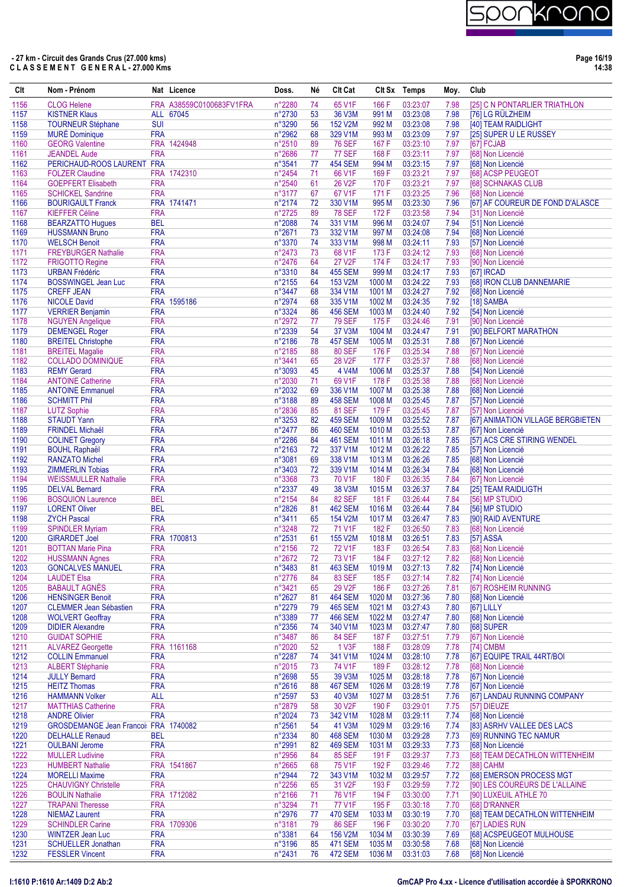**- 27 km - Circuit des Grands Crus (27.000 kms)**
**C L A S S E M E N T G E N E R A L - 27.000 Kms**

| Clt | Nom - Prénom | Nat | Licence | Doss. | Né | Clt Cat | Clt Sx | Temps | Moy. | Club |
|---|---|---|---|---|---|---|---|---|---|---|
| 1156 | CLOG Helene | FRA | A38559C0100683FV1FRA | n°2280 | 74 | 65 V1F | 166 F | 03:23:07 | 7.98 | [25] C N PONTARLIER TRIATHLON |
| 1157 | KISTNER Klaus | ALL | 67045 | n°2730 | 53 | 36 V3M | 991 M | 03:23:08 | 7.98 | [76] LG RÜLZHEIM |
| 1158 | TOURNEUR Stéphane | SUI | | n°3290 | 56 | 152 V2M | 992 M | 03:23:08 | 7.98 | [40] TEAM RAIDLIGHT |
| 1159 | MURÉ Dominique | FRA | | n°2962 | 68 | 329 V1M | 993 M | 03:23:09 | 7.97 | [25] SUPER U LE RUSSEY |
| 1160 | GEORG Valentine | FRA | 1424948 | n°2510 | 89 | 76 SEF | 167 F | 03:23:10 | 7.97 | [67] FCJAB |
| 1161 | JEANDEL Aude | FRA | | n°2686 | 77 | 77 SEF | 168 F | 03:23:11 | 7.97 | [68] Non Licencié |
| 1162 | PERICHAUD-ROOS LAURENT | FRA | | n°3541 | 77 | 454 SEM | 994 M | 03:23:15 | 7.97 | [68] Non Licencié |
| 1163 | FOLZER Claudine | FRA | 1742310 | n°2454 | 71 | 66 V1F | 169 F | 03:23:21 | 7.97 | [68] ACSP PEUGEOT |
| 1164 | GOEPFERT Elisabeth | FRA | | n°2540 | 61 | 26 V2F | 170 F | 03:23:21 | 7.97 | [68] SCHNAKAS CLUB |
| 1165 | SCHICKEL Sandrine | FRA | | n°3177 | 67 | 67 V1F | 171 F | 03:23:25 | 7.96 | [68] Non Licencié |
| 1166 | BOURIGAULT Franck | FRA | 1741471 | n°2174 | 72 | 330 V1M | 995 M | 03:23:30 | 7.96 | [67] AF COUREUR DE FOND D'ALASCE |
| 1167 | KIEFFER Céline | FRA | | n°2725 | 89 | 78 SEF | 172 F | 03:23:58 | 7.94 | [31] Non Licencié |
| 1168 | BEARZATTO Hugues | BEL | | n°2088 | 74 | 331 V1M | 996 M | 03:24:07 | 7.94 | [51] Non Licencié |
| 1169 | HUSSMANN Bruno | FRA | | n°2671 | 73 | 332 V1M | 997 M | 03:24:08 | 7.94 | [68] Non Licencié |
| 1170 | WELSCH Benoit | FRA | | n°3370 | 74 | 333 V1M | 998 M | 03:24:11 | 7.93 | [57] Non Licencié |
| 1171 | FREYBURGER Nathalie | FRA | | n°2473 | 73 | 68 V1F | 173 F | 03:24:12 | 7.93 | [68] Non Licencié |
| 1172 | FRIGOTTO Regine | FRA | | n°2476 | 64 | 27 V2F | 174 F | 03:24:17 | 7.93 | [90] Non Licencié |
| 1173 | URBAN Frédéric | FRA | | n°3310 | 84 | 455 SEM | 999 M | 03:24:17 | 7.93 | [67] IRCAD |
| 1174 | BOSSWINGEL Jean Luc | FRA | | n°2155 | 64 | 153 V2M | 1000 M | 03:24:22 | 7.93 | [68] IRON CLUB DANNEMARIE |
| 1175 | CREFF JEAN | FRA | | n°3447 | 68 | 334 V1M | 1001 M | 03:24:27 | 7.92 | [68] Non Licencié |
| 1176 | NICOLE David | FRA | 1595186 | n°2974 | 68 | 335 V1M | 1002 M | 03:24:35 | 7.92 | [18] SAMBA |
| 1177 | VERRIER Benjamin | FRA | | n°3324 | 86 | 456 SEM | 1003 M | 03:24:40 | 7.92 | [54] Non Licencié |
| 1178 | NGUYEN Angelique | FRA | | n°2972 | 77 | 79 SEF | 175 F | 03:24:46 | 7.91 | [90] Non Licencié |
| 1179 | DEMENGEL Roger | FRA | | n°2339 | 54 | 37 V3M | 1004 M | 03:24:47 | 7.91 | [90] BELFORT MARATHON |
| 1180 | BREITEL Christophe | FRA | | n°2186 | 78 | 457 SEM | 1005 M | 03:25:31 | 7.88 | [67] Non Licencié |
| 1181 | BREITEL Magalie | FRA | | n°2185 | 88 | 80 SEF | 176 F | 03:25:34 | 7.88 | [67] Non Licencié |
| 1182 | COLLADO DOMINIQUE | FRA | | n°3441 | 65 | 28 V2F | 177 F | 03:25:37 | 7.88 | [68] Non Licencié |
| 1183 | REMY Gerard | FRA | | n°3093 | 45 | 4 V4M | 1006 M | 03:25:37 | 7.88 | [54] Non Licencié |
| 1184 | ANTOINE Catherine | FRA | | n°2030 | 71 | 69 V1F | 178 F | 03:25:38 | 7.88 | [68] Non Licencié |
| 1185 | ANTOINE Emmanuel | FRA | | n°2032 | 69 | 336 V1M | 1007 M | 03:25:38 | 7.88 | [68] Non Licencié |
| 1186 | SCHMITT Phil | FRA | | n°3188 | 89 | 458 SEM | 1008 M | 03:25:45 | 7.87 | [57] Non Licencié |
| 1187 | LUTZ Sophie | FRA | | n°2836 | 85 | 81 SEF | 179 F | 03:25:45 | 7.87 | [57] Non Licencié |
| 1188 | STAUDT Yann | FRA | | n°3253 | 82 | 459 SEM | 1009 M | 03:25:52 | 7.87 | [67] ANIMATION VILLAGE BERGBIETEN |
| 1189 | FRINDEL Michaël | FRA | | n°2477 | 86 | 460 SEM | 1010 M | 03:25:53 | 7.87 | [67] Non Licencié |
| 1190 | COLINET Gregory | FRA | | n°2286 | 84 | 461 SEM | 1011 M | 03:26:18 | 7.85 | [57] ACS CRE STIRING WENDEL |
| 1191 | BOUHL Raphaël | FRA | | n°2163 | 72 | 337 V1M | 1012 M | 03:26:22 | 7.85 | [57] Non Licencié |
| 1192 | RANZATO Michel | FRA | | n°3081 | 69 | 338 V1M | 1013 M | 03:26:26 | 7.85 | [68] Non Licencié |
| 1193 | ZIMMERLIN Tobias | FRA | | n°3403 | 72 | 339 V1M | 1014 M | 03:26:34 | 7.84 | [68] Non Licencié |
| 1194 | WEISSMULLER Nathalie | FRA | | n°3368 | 73 | 70 V1F | 180 F | 03:26:35 | 7.84 | [67] Non Licencié |
| 1195 | DELVAL Bernard | FRA | | n°2337 | 49 | 38 V3M | 1015 M | 03:26:37 | 7.84 | [25] TEAM RAIDLIGTH |
| 1196 | BOSQUION Laurence | BEL | | n°2154 | 84 | 82 SEF | 181 F | 03:26:44 | 7.84 | [56] MP STUDIO |
| 1197 | LORENT Oliver | BEL | | n°2826 | 81 | 462 SEM | 1016 M | 03:26:44 | 7.84 | [56] MP STUDIO |
| 1198 | ZYCH Pascal | FRA | | n°3411 | 65 | 154 V2M | 1017 M | 03:26:47 | 7.83 | [90] RAID AVENTURE |
| 1199 | SPINDLER Myriam | FRA | | n°3248 | 72 | 71 V1F | 182 F | 03:26:50 | 7.83 | [68] Non Licencié |
| 1200 | GIRARDET Joel | FRA | 1700813 | n°2531 | 61 | 155 V2M | 1018 M | 03:26:51 | 7.83 | [57] ASSA |
| 1201 | BOTTAN Marie Pina | FRA | | n°2156 | 72 | 72 V1F | 183 F | 03:26:54 | 7.83 | [68] Non Licencié |
| 1202 | HUSSMANN Agnes | FRA | | n°2672 | 72 | 73 V1F | 184 F | 03:27:12 | 7.82 | [68] Non Licencié |
| 1203 | GONCALVES MANUEL | FRA | | n°3483 | 81 | 463 SEM | 1019 M | 03:27:13 | 7.82 | [74] Non Licencié |
| 1204 | LAUDET Elsa | FRA | | n°2776 | 84 | 83 SEF | 185 F | 03:27:14 | 7.82 | [74] Non Licencié |
| 1205 | BABAULT AGNÈS | FRA | | n°3421 | 65 | 29 V2F | 186 F | 03:27:26 | 7.81 | [67] ROSHEIM RUNNING |
| 1206 | HENSINGER Benoit | FRA | | n°2627 | 81 | 464 SEM | 1020 M | 03:27:36 | 7.80 | [68] Non Licencié |
| 1207 | CLEMMER Jean Sébastien | FRA | | n°2279 | 79 | 465 SEM | 1021 M | 03:27:43 | 7.80 | [67] LILLY |
| 1208 | WOLVERT Geoffray | FRA | | n°3389 | 77 | 466 SEM | 1022 M | 03:27:47 | 7.80 | [68] Non Licencié |
| 1209 | DIDIER Alexandre | FRA | | n°2356 | 74 | 340 V1M | 1023 M | 03:27:47 | 7.80 | [68] SUPER |
| 1210 | GUIDAT SOPHIE | FRA | | n°3487 | 86 | 84 SEF | 187 F | 03:27:51 | 7.79 | [67] Non Licencié |
| 1211 | ALVAREZ Georgette | FRA | 1161168 | n°2020 | 52 | 1 V3F | 188 F | 03:28:09 | 7.78 | [74] CMBM |
| 1212 | COLLIN Emmanuel | FRA | | n°2287 | 74 | 341 V1M | 1024 M | 03:28:10 | 7.78 | [67] EQUIPE TRAIL 44RT/BOI |
| 1213 | ALBERT Stéphanie | FRA | | n°2015 | 73 | 74 V1F | 189 F | 03:28:12 | 7.78 | [68] Non Licencié |
| 1214 | JULLY Bernard | FRA | | n°2698 | 55 | 39 V3M | 1025 M | 03:28:18 | 7.78 | [67] Non Licencié |
| 1215 | HEITZ Thomas | FRA | | n°2616 | 88 | 467 SEM | 1026 M | 03:28:19 | 7.78 | [67] Non Licencié |
| 1216 | HAMMANN Volker | ALL | | n°2597 | 53 | 40 V3M | 1027 M | 03:28:51 | 7.76 | [67] LANDAU RUNNING COMPANY |
| 1217 | MATTHIAS Catherine | FRA | | n°2879 | 58 | 30 V2F | 190 F | 03:29:01 | 7.75 | [57] DIEUZE |
| 1218 | ANDRE Olivier | FRA | | n°2024 | 73 | 342 V1M | 1028 M | 03:29:11 | 7.74 | [68] Non Licencié |
| 1219 | GROSDEMANGE Jean Francoi: | FRA | 1740082 | n°2561 | 54 | 41 V3M | 1029 M | 03:29:16 | 7.74 | [83] ASRHV VALLEE DES LACS |
| 1220 | DELHALLE Renaud | BEL | | n°2334 | 80 | 468 SEM | 1030 M | 03:29:28 | 7.73 | [69] RUNNING TEC NAMUR |
| 1221 | OULBANI Jerome | FRA | | n°2991 | 82 | 469 SEM | 1031 M | 03:29:33 | 7.73 | [68] Non Licencié |
| 1222 | MULLER Ludivine | FRA | | n°2956 | 84 | 85 SEF | 191 F | 03:29:37 | 7.73 | [68] TEAM DECATHLON WITTENHEIM |
| 1223 | HUMBERT Nathalie | FRA | 1541867 | n°2665 | 68 | 75 V1F | 192 F | 03:29:46 | 7.72 | [88] CAHM |
| 1224 | MORELLI Maxime | FRA | | n°2944 | 72 | 343 V1M | 1032 M | 03:29:57 | 7.72 | [68] EMERSON PROCESS MGT |
| 1225 | CHAUVIGNY Christelle | FRA | | n°2256 | 65 | 31 V2F | 193 F | 03:29:59 | 7.72 | [90] LES COUREURS DE L'ALLAINE |
| 1226 | BOULIN Nathalie | FRA | 1712082 | n°2166 | 71 | 76 V1F | 194 F | 03:30:00 | 7.71 | [90] LUXEUIL ATHLE 70 |
| 1227 | TRAPANI Theresse | FRA | | n°3294 | 71 | 77 V1F | 195 F | 03:30:18 | 7.70 | [68] D'RANNER |
| 1228 | NIEMAZ Laurent | FRA | | n°2976 | 77 | 470 SEM | 1033 M | 03:30:19 | 7.70 | [68] TEAM DECATHLON WITTENHEIM |
| 1229 | SCHINDLER Carine | FRA | 1709306 | n°3181 | 79 | 86 SEF | 196 F | 03:30:20 | 7.70 | [67] LADIES RUN |
| 1230 | WINTZER Jean Luc | FRA | | n°3381 | 64 | 156 V2M | 1034 M | 03:30:39 | 7.69 | [68] ACSPEUGEOT MULHOUSE |
| 1231 | SCHUELLER Jonathan | FRA | | n°3196 | 85 | 471 SEM | 1035 M | 03:30:58 | 7.68 | [68] Non Licencié |
| 1232 | FESSLER Vincent | FRA | | n°2431 | 76 | 472 SEM | 1036 M | 03:31:03 | 7.68 | [68] Non Licencié |

I:1610 P:1610 Ar:1409 D:2 Ab:2

GmCAP Pro 4.xx - Licence d'utilisation accordée à SPORKRONO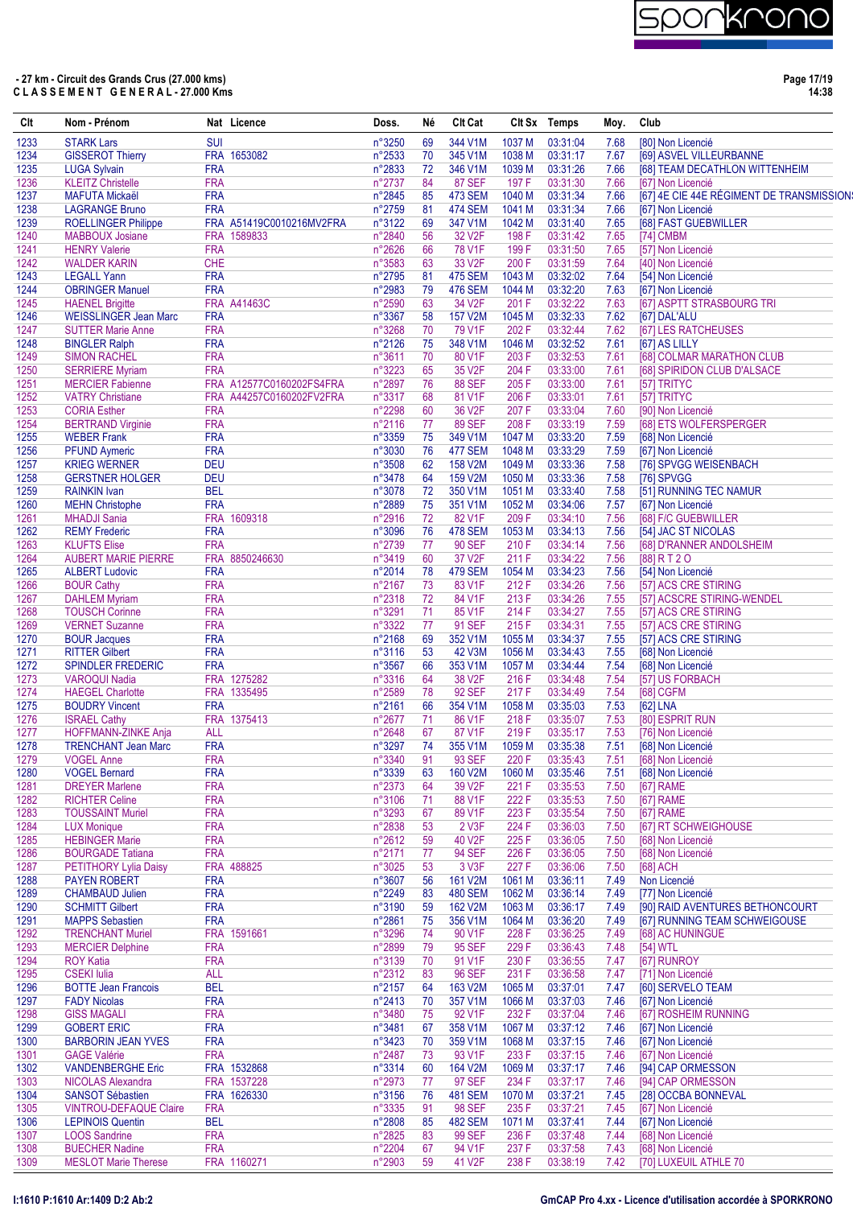**- 27 km - Circuit des Grands Crus (27.000 kms)**
**C L A S S E M E N T   G E N E R A L - 27.000 Kms**

| Clt | Nom - Prénom | Nat | Licence | Doss. | Né | Clt Cat | Clt Sx | Temps | Moy. | Club |
|---|---|---|---|---|---|---|---|---|---|---|
| 1233 | STARK Lars | SUI | | n°3250 | 69 | 344 V1M | 1037 M | 03:31:04 | 7.68 | [80] Non Licencié |
| 1234 | GISSEROT Thierry | FRA | 1653082 | n°2533 | 70 | 345 V1M | 1038 M | 03:31:17 | 7.67 | [69] ASVEL VILLEURBANNE |
| 1235 | LUGA Sylvain | FRA | | n°2833 | 72 | 346 V1M | 1039 M | 03:31:26 | 7.66 | [68] TEAM DECATHLON WITTENHEIM |
| 1236 | KLEITZ Christelle | FRA | | n°2737 | 84 | 87 SEF | 197 F | 03:31:30 | 7.66 | [67] Non Licencié |
| 1237 | MAFUTA Mickaël | FRA | | n°2845 | 85 | 473 SEM | 1040 M | 03:31:34 | 7.66 | [67] 4E CIE 44E RÉGIMENT DE TRANSMISSION |
| 1238 | LAGRANGE Bruno | FRA | | n°2759 | 81 | 474 SEM | 1041 M | 03:31:34 | 7.66 | [67] Non Licencié |
| 1239 | ROELLINGER Philippe | FRA | A51419C0010216MV2FRA | n°3122 | 69 | 347 V1M | 1042 M | 03:31:40 | 7.65 | [68] FAST GUEBWILLER |
| 1240 | MABBOUX Josiane | FRA | 1589833 | n°2840 | 56 | 32 V2F | 198 F | 03:31:42 | 7.65 | [74] CMBM |
| 1241 | HENRY Valerie | FRA | | n°2626 | 66 | 78 V1F | 199 F | 03:31:50 | 7.65 | [57] Non Licencié |
| 1242 | WALDER KARIN | CHE | | n°3583 | 63 | 33 V2F | 200 F | 03:31:59 | 7.64 | [40] Non Licencié |
| 1243 | LEGALL Yann | FRA | | n°2795 | 81 | 475 SEM | 1043 M | 03:32:02 | 7.64 | [54] Non Licencié |
| 1244 | OBRINGER Manuel | FRA | | n°2983 | 79 | 476 SEM | 1044 M | 03:32:20 | 7.63 | [67] Non Licencié |
| 1245 | HAENEL Brigitte | FRA | A41463C | n°2590 | 63 | 34 V2F | 201 F | 03:32:22 | 7.63 | [67] ASPTT STRASBOURG TRI |
| 1246 | WEISSLINGER Jean Marc | FRA | | n°3367 | 58 | 157 V2M | 1045 M | 03:32:33 | 7.62 | [67] DAL'ALU |
| 1247 | SUTTER Marie Anne | FRA | | n°3268 | 70 | 79 V1F | 202 F | 03:32:44 | 7.62 | [67] LES RATCHEUSES |
| 1248 | BINGLER Ralph | FRA | | n°2126 | 75 | 348 V1M | 1046 M | 03:32:52 | 7.61 | [67] AS LILLY |
| 1249 | SIMON RACHEL | FRA | | n°3611 | 70 | 80 V1F | 203 F | 03:32:53 | 7.61 | [68] COLMAR MARATHON CLUB |
| 1250 | SERRIERE Myriam | FRA | | n°3223 | 65 | 35 V2F | 204 F | 03:33:00 | 7.61 | [68] SPIRIDON CLUB D'ALSACE |
| 1251 | MERCIER Fabienne | FRA | A12577C0160202FS4FRA | n°2897 | 76 | 88 SEF | 205 F | 03:33:00 | 7.61 | [57] TRITYC |
| 1252 | VATRY Christiane | FRA | A44257C0160202FV2FRA | n°3317 | 68 | 81 V1F | 206 F | 03:33:01 | 7.61 | [57] TRITYC |
| 1253 | CORIA Esther | FRA | | n°2298 | 60 | 36 V2F | 207 F | 03:33:04 | 7.60 | [90] Non Licencié |
| 1254 | BERTRAND Virginie | FRA | | n°2116 | 77 | 89 SEF | 208 F | 03:33:19 | 7.59 | [68] ETS WOLFERSPERGER |
| 1255 | WEBER Frank | FRA | | n°3359 | 75 | 349 V1M | 1047 M | 03:33:20 | 7.59 | [68] Non Licencié |
| 1256 | PFUND Aymeric | FRA | | n°3030 | 76 | 477 SEM | 1048 M | 03:33:29 | 7.59 | [67] Non Licencié |
| 1257 | KRIEG WERNER | DEU | | n°3508 | 62 | 158 V2M | 1049 M | 03:33:36 | 7.58 | [76] SPVGG WEISENBACH |
| 1258 | GERSTNER HOLGER | DEU | | n°3478 | 64 | 159 V2M | 1050 M | 03:33:36 | 7.58 | [76] SPVGG |
| 1259 | RAINKIN Ivan | BEL | | n°3078 | 72 | 350 V1M | 1051 M | 03:33:40 | 7.58 | [51] RUNNING TEC NAMUR |
| 1260 | MEHN Christophe | FRA | | n°2889 | 75 | 351 V1M | 1052 M | 03:34:06 | 7.57 | [67] Non Licencié |
| 1261 | MHADJI Sania | FRA | 1609318 | n°2916 | 72 | 82 V1F | 209 F | 03:34:10 | 7.56 | [68] F/C GUEBWILLER |
| 1262 | REMY Frederic | FRA | | n°3096 | 76 | 478 SEM | 1053 M | 03:34:13 | 7.56 | [54] JAC ST NICOLAS |
| 1263 | KLUFTS Elise | FRA | | n°2739 | 77 | 90 SEF | 210 F | 03:34:14 | 7.56 | [68] D'RANNER ANDOLSHEIM |
| 1264 | AUBERT MARIE PIERRE | FRA | 8850246630 | n°3419 | 60 | 37 V2F | 211 F | 03:34:22 | 7.56 | [88] R T 2 O |
| 1265 | ALBERT Ludovic | FRA | | n°2014 | 78 | 479 SEM | 1054 M | 03:34:23 | 7.56 | [54] Non Licencié |
| 1266 | BOUR Cathy | FRA | | n°2167 | 73 | 83 V1F | 212 F | 03:34:26 | 7.56 | [57] ACS CRE STIRING |
| 1267 | DAHLEM Myriam | FRA | | n°2318 | 72 | 84 V1F | 213 F | 03:34:26 | 7.55 | [57] ACSCRE STIRING-WENDEL |
| 1268 | TOUSCH Corinne | FRA | | n°3291 | 71 | 85 V1F | 214 F | 03:34:27 | 7.55 | [57] ACS CRE STIRING |
| 1269 | VERNET Suzanne | FRA | | n°3322 | 77 | 91 SEF | 215 F | 03:34:31 | 7.55 | [57] ACS CRE STIRING |
| 1270 | BOUR Jacques | FRA | | n°2168 | 69 | 352 V1M | 1055 M | 03:34:37 | 7.55 | [57] ACS CRE STIRING |
| 1271 | RITTER Gilbert | FRA | | n°3116 | 53 | 42 V3M | 1056 M | 03:34:43 | 7.55 | [68] Non Licencié |
| 1272 | SPINDLER FREDERIC | FRA | | n°3567 | 66 | 353 V1M | 1057 M | 03:34:44 | 7.54 | [68] Non Licencié |
| 1273 | VAROQUI Nadia | FRA | 1275282 | n°3316 | 64 | 38 V2F | 216 F | 03:34:48 | 7.54 | [57] US FORBACH |
| 1274 | HAEGEL Charlotte | FRA | 1335495 | n°2589 | 78 | 92 SEF | 217 F | 03:34:49 | 7.54 | [68] CGFM |
| 1275 | BOUDRY Vincent | FRA | | n°2161 | 66 | 354 V1M | 1058 M | 03:35:03 | 7.53 | [62] LNA |
| 1276 | ISRAEL Cathy | FRA | 1375413 | n°2677 | 71 | 86 V1F | 218 F | 03:35:07 | 7.53 | [80] ESPRIT RUN |
| 1277 | HOFFMANN-ZINKE Anja | ALL | | n°2648 | 67 | 87 V1F | 219 F | 03:35:17 | 7.53 | [76] Non Licencié |
| 1278 | TRENCHANT Jean Marc | FRA | | n°3297 | 74 | 355 V1M | 1059 M | 03:35:38 | 7.51 | [68] Non Licencié |
| 1279 | VOGEL Anne | FRA | | n°3340 | 91 | 93 SEF | 220 F | 03:35:43 | 7.51 | [68] Non Licencié |
| 1280 | VOGEL Bernard | FRA | | n°3339 | 63 | 160 V2M | 1060 M | 03:35:46 | 7.51 | [68] Non Licencié |
| 1281 | DREYER Marlene | FRA | | n°2373 | 64 | 39 V2F | 221 F | 03:35:53 | 7.50 | [67] RAME |
| 1282 | RICHTER Celine | FRA | | n°3106 | 71 | 88 V1F | 222 F | 03:35:53 | 7.50 | [67] RAME |
| 1283 | TOUSSAINT Muriel | FRA | | n°3293 | 67 | 89 V1F | 223 F | 03:35:54 | 7.50 | [67] RAME |
| 1284 | LUX Monique | FRA | | n°2838 | 53 | 2 V3F | 224 F | 03:36:03 | 7.50 | [67] RT SCHWEIGHOUSE |
| 1285 | HEBINGER Marie | FRA | | n°2612 | 59 | 40 V2F | 225 F | 03:36:05 | 7.50 | [68] Non Licencié |
| 1286 | BOURGADE Tatiana | FRA | | n°2171 | 77 | 94 SEF | 226 F | 03:36:05 | 7.50 | [68] Non Licencié |
| 1287 | PETITHORY Lylia Daisy | FRA | 488825 | n°3025 | 53 | 3 V3F | 227 F | 03:36:06 | 7.50 | [68] ACH |
| 1288 | PAYEN ROBERT | FRA | | n°3607 | 56 | 161 V2M | 1061 M | 03:36:11 | 7.49 | Non Licencié |
| 1289 | CHAMBAUD Julien | FRA | | n°2249 | 83 | 480 SEM | 1062 M | 03:36:14 | 7.49 | [77] Non Licencié |
| 1290 | SCHMITT Gilbert | FRA | | n°3190 | 59 | 162 V2M | 1063 M | 03:36:17 | 7.49 | [90] RAID AVENTURES BETHONCOURT |
| 1291 | MAPPS Sebastien | FRA | | n°2861 | 75 | 356 V1M | 1064 M | 03:36:20 | 7.49 | [67] RUNNING TEAM SCHWEIGOUSE |
| 1292 | TRENCHANT Muriel | FRA | 1591661 | n°3296 | 74 | 90 V1F | 228 F | 03:36:25 | 7.49 | [68] AC HUNINGUE |
| 1293 | MERCIER Delphine | FRA | | n°2899 | 79 | 95 SEF | 229 F | 03:36:43 | 7.48 | [54] WTL |
| 1294 | ROY Katia | FRA | | n°3139 | 70 | 91 V1F | 230 F | 03:36:55 | 7.47 | [67] RUNROY |
| 1295 | CSEKI Iulia | ALL | | n°2312 | 83 | 96 SEF | 231 F | 03:36:58 | 7.47 | [71] Non Licencié |
| 1296 | BOTTE Jean Francois | BEL | | n°2157 | 64 | 163 V2M | 1065 M | 03:37:01 | 7.47 | [60] SERVELO TEAM |
| 1297 | FADY Nicolas | FRA | | n°2413 | 70 | 357 V1M | 1066 M | 03:37:03 | 7.46 | [67] Non Licencié |
| 1298 | GISS MAGALI | FRA | | n°3480 | 75 | 92 V1F | 232 F | 03:37:04 | 7.46 | [67] ROSHEIM RUNNING |
| 1299 | GOBERT ERIC | FRA | | n°3481 | 67 | 358 V1M | 1067 M | 03:37:12 | 7.46 | [67] Non Licencié |
| 1300 | BARBORIN JEAN YVES | FRA | | n°3423 | 70 | 359 V1M | 1068 M | 03:37:15 | 7.46 | [67] Non Licencié |
| 1301 | GAGE Valérie | FRA | | n°2487 | 73 | 93 V1F | 233 F | 03:37:15 | 7.46 | [67] Non Licencié |
| 1302 | VANDENBERGHE Eric | FRA | 1532868 | n°3314 | 60 | 164 V2M | 1069 M | 03:37:17 | 7.46 | [94] CAP ORMESSON |
| 1303 | NICOLAS Alexandra | FRA | 1537228 | n°2973 | 77 | 97 SEF | 234 F | 03:37:17 | 7.46 | [94] CAP ORMESSON |
| 1304 | SANSOT Sébastien | FRA | 1626330 | n°3156 | 76 | 481 SEM | 1070 M | 03:37:21 | 7.45 | [28] OCCBA BONNEVAL |
| 1305 | VINTROU-DEFAQUE Claire | FRA | | n°3335 | 91 | 98 SEF | 235 F | 03:37:21 | 7.45 | [67] Non Licencié |
| 1306 | LEPINOIS Quentin | BEL | | n°2808 | 85 | 482 SEM | 1071 M | 03:37:41 | 7.44 | [67] Non Licencié |
| 1307 | LOOS Sandrine | FRA | | n°2825 | 83 | 99 SEF | 236 F | 03:37:48 | 7.44 | [68] Non Licencié |
| 1308 | BUECHER Nadine | FRA | | n°2204 | 67 | 94 V1F | 237 F | 03:37:58 | 7.43 | [68] Non Licencié |
| 1309 | MESLOT Marie Therese | FRA | 1160271 | n°2903 | 59 | 41 V2F | 238 F | 03:38:19 | 7.42 | [70] LUXEUIL ATHLE 70 |

I:1610 P:1610 Ar:1409 D:2 Ab:2

GmCAP Pro 4.xx - Licence d'utilisation accordée à SPORKRONO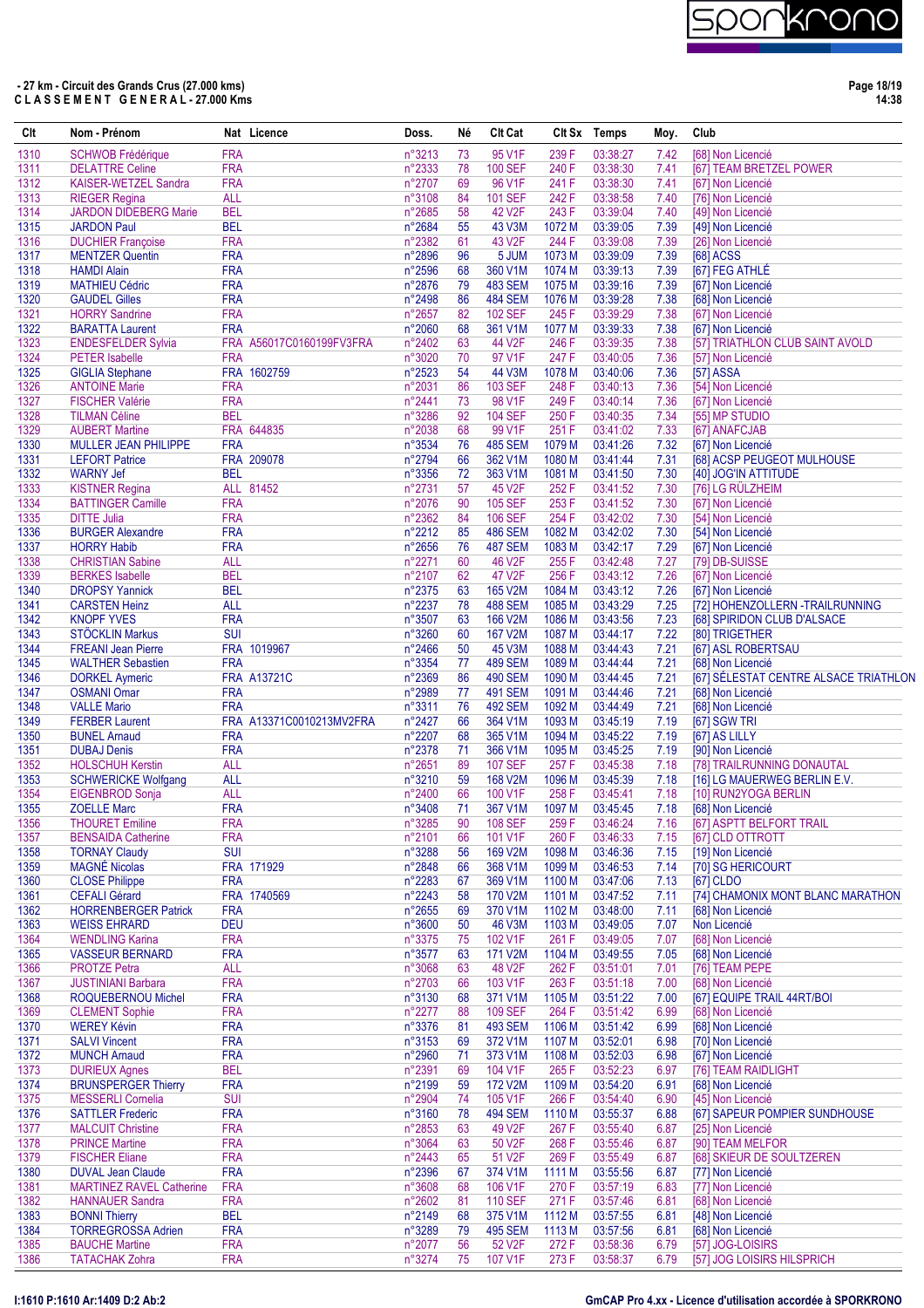**- 27 km - Circuit des Grands Crus (27.000 kms)**
**C L A S S E M E N T   G E N E R A L - 27.000 Kms**

| Clt | Nom - Prénom | Nat | Licence | Doss. | Né | Clt Cat | Clt Sx | Temps | Moy. | Club |
|---|---|---|---|---|---|---|---|---|---|---|
| 1310 | SCHWOB Frédérique | FRA | | n°3213 | 73 | 95 V1F | 239 F | 03:38:27 | 7.42 | [68] Non Licencié |
| 1311 | DELATTRE Celine | FRA | | n°2333 | 78 | 100 SEF | 240 F | 03:38:30 | 7.41 | [67] TEAM BRETZEL POWER |
| 1312 | KAISER-WETZEL Sandra | FRA | | n°2707 | 69 | 96 V1F | 241 F | 03:38:30 | 7.41 | [67] Non Licencié |
| 1313 | RIEGER Regina | ALL | | n°3108 | 84 | 101 SEF | 242 F | 03:38:58 | 7.40 | [76] Non Licencié |
| 1314 | JARDON DIDEBERG Marie | BEL | | n°2685 | 58 | 42 V2F | 243 F | 03:39:04 | 7.40 | [49] Non Licencié |
| 1315 | JARDON Paul | BEL | | n°2684 | 55 | 43 V3M | 1072 M | 03:39:05 | 7.39 | [49] Non Licencié |
| 1316 | DUCHIER Françoise | FRA | | n°2382 | 61 | 43 V2F | 244 F | 03:39:08 | 7.39 | [26] Non Licencié |
| 1317 | MENTZER Quentin | FRA | | n°2896 | 96 | 5 JUM | 1073 M | 03:39:09 | 7.39 | [68] ACSS |
| 1318 | HAMDI Alain | FRA | | n°2596 | 68 | 360 V1M | 1074 M | 03:39:13 | 7.39 | [67] FEG ATHLÉ |
| 1319 | MATHIEU Cédric | FRA | | n°2876 | 79 | 483 SEM | 1075 M | 03:39:16 | 7.39 | [67] Non Licencié |
| 1320 | GAUDEL Gilles | FRA | | n°2498 | 86 | 484 SEM | 1076 M | 03:39:28 | 7.38 | [68] Non Licencié |
| 1321 | HORRY Sandrine | FRA | | n°2657 | 82 | 102 SEF | 245 F | 03:39:29 | 7.38 | [67] Non Licencié |
| 1322 | BARATTA Laurent | FRA | | n°2060 | 68 | 361 V1M | 1077 M | 03:39:33 | 7.38 | [67] Non Licencié |
| 1323 | ENDESFELDER Sylvia | FRA | A56017C0160199FV3FRA | n°2402 | 63 | 44 V2F | 246 F | 03:39:35 | 7.38 | [57] TRIATHLON CLUB SAINT AVOLD |
| 1324 | PETER Isabelle | FRA | | n°3020 | 70 | 97 V1F | 247 F | 03:40:05 | 7.36 | [57] Non Licencié |
| 1325 | GIGLIA Stephane | FRA | 1602759 | n°2523 | 54 | 44 V3M | 1078 M | 03:40:06 | 7.36 | [57] ASSA |
| 1326 | ANTOINE Marie | FRA | | n°2031 | 86 | 103 SEF | 248 F | 03:40:13 | 7.36 | [54] Non Licencié |
| 1327 | FISCHER Valérie | FRA | | n°2441 | 73 | 98 V1F | 249 F | 03:40:14 | 7.36 | [67] Non Licencié |
| 1328 | TILMAN Céline | BEL | | n°3286 | 92 | 104 SEF | 250 F | 03:40:35 | 7.34 | [55] MP STUDIO |
| 1329 | AUBERT Martine | FRA | 644835 | n°2038 | 68 | 99 V1F | 251 F | 03:41:02 | 7.33 | [67] ANAFCJAB |
| 1330 | MULLER JEAN PHILIPPE | FRA | | n°3534 | 76 | 485 SEM | 1079 M | 03:41:26 | 7.32 | [67] Non Licencié |
| 1331 | LEFORT Patrice | FRA | 209078 | n°2794 | 66 | 362 V1M | 1080 M | 03:41:44 | 7.31 | [68] ACSP PEUGEOT MULHOUSE |
| 1332 | WARNY Jef | BEL | | n°3356 | 72 | 363 V1M | 1081 M | 03:41:50 | 7.30 | [40] JOG'IN ATTITUDE |
| 1333 | KISTNER Regina | ALL | 81452 | n°2731 | 57 | 45 V2F | 252 F | 03:41:52 | 7.30 | [76] LG RÜLZHEIM |
| 1334 | BATTINGER Camille | FRA | | n°2076 | 90 | 105 SEF | 253 F | 03:41:52 | 7.30 | [67] Non Licencié |
| 1335 | DITTE Julia | FRA | | n°2362 | 84 | 106 SEF | 254 F | 03:42:02 | 7.30 | [54] Non Licencié |
| 1336 | BURGER Alexandre | FRA | | n°2212 | 85 | 486 SEM | 1082 M | 03:42:02 | 7.30 | [54] Non Licencié |
| 1337 | HORRY Habib | FRA | | n°2656 | 76 | 487 SEM | 1083 M | 03:42:17 | 7.29 | [67] Non Licencié |
| 1338 | CHRISTIAN Sabine | ALL | | n°2271 | 60 | 46 V2F | 255 F | 03:42:48 | 7.27 | [79] DB-SUISSE |
| 1339 | BERKES Isabelle | BEL | | n°2107 | 62 | 47 V2F | 256 F | 03:43:12 | 7.26 | [67] Non Licencié |
| 1340 | DROPSY Yannick | BEL | | n°2375 | 63 | 165 V2M | 1084 M | 03:43:12 | 7.26 | [67] Non Licencié |
| 1341 | CARSTEN Heinz | ALL | | n°2237 | 78 | 488 SEM | 1085 M | 03:43:29 | 7.25 | [72] HOHENZOLLERN -TRAILRUNNING |
| 1342 | KNOPF YVES | FRA | | n°3507 | 63 | 166 V2M | 1086 M | 03:43:56 | 7.23 | [68] SPIRIDON CLUB D'ALSACE |
| 1343 | STÖCKLIN Markus | SUI | | n°3260 | 60 | 167 V2M | 1087 M | 03:44:17 | 7.22 | [80] TRIGETHER |
| 1344 | FREANI Jean Pierre | FRA | 1019967 | n°2466 | 50 | 45 V3M | 1088 M | 03:44:43 | 7.21 | [67] ASL ROBERTSAU |
| 1345 | WALTHER Sebastien | FRA | | n°3354 | 77 | 489 SEM | 1089 M | 03:44:44 | 7.21 | [68] Non Licencié |
| 1346 | DORKEL Aymeric | FRA | A13721C | n°2369 | 86 | 490 SEM | 1090 M | 03:44:45 | 7.21 | [67] SÉLESTAT CENTRE ALSACE TRIATHLON |
| 1347 | OSMANI Omar | FRA | | n°2989 | 77 | 491 SEM | 1091 M | 03:44:46 | 7.21 | [68] Non Licencié |
| 1348 | VALLE Mario | FRA | | n°3311 | 76 | 492 SEM | 1092 M | 03:44:49 | 7.21 | [68] Non Licencié |
| 1349 | FERBER Laurent | FRA | A13371C0010213MV2FRA | n°2427 | 66 | 364 V1M | 1093 M | 03:45:19 | 7.19 | [67] SGW TRI |
| 1350 | BUNEL Arnaud | FRA | | n°2207 | 68 | 365 V1M | 1094 M | 03:45:22 | 7.19 | [67] AS LILLY |
| 1351 | DUBAJ Denis | FRA | | n°2378 | 71 | 366 V1M | 1095 M | 03:45:25 | 7.19 | [90] Non Licencié |
| 1352 | HOLSCHUH Kerstin | ALL | | n°2651 | 89 | 107 SEF | 257 F | 03:45:38 | 7.18 | [78] TRAILRUNNING DONAUTAL |
| 1353 | SCHWERICKE Wolfgang | ALL | | n°3210 | 59 | 168 V2M | 1096 M | 03:45:39 | 7.18 | [16] LG MAUERWEG BERLIN E.V. |
| 1354 | EIGENBROD Sonja | ALL | | n°2400 | 66 | 100 V1F | 258 F | 03:45:41 | 7.18 | [10] RUN2YOGA BERLIN |
| 1355 | ZOELLE Marc | FRA | | n°3408 | 71 | 367 V1M | 1097 M | 03:45:45 | 7.18 | [68] Non Licencié |
| 1356 | THOURET Emiline | FRA | | n°3285 | 90 | 108 SEF | 259 F | 03:46:24 | 7.16 | [67] ASPTT BELFORT TRAIL |
| 1357 | BENSAIDA Catherine | FRA | | n°2101 | 66 | 101 V1F | 260 F | 03:46:33 | 7.15 | [67] CLD OTTROTT |
| 1358 | TORNAY Claudy | SUI | | n°3288 | 56 | 169 V2M | 1098 M | 03:46:36 | 7.15 | [19] Non Licencié |
| 1359 | MAGNÉ Nicolas | FRA | 171929 | n°2848 | 66 | 368 V1M | 1099 M | 03:46:53 | 7.14 | [70] SG HERICOURT |
| 1360 | CLOSE Philippe | FRA | | n°2283 | 67 | 369 V1M | 1100 M | 03:47:06 | 7.13 | [67] CLDO |
| 1361 | CEFALI Gérard | FRA | 1740569 | n°2243 | 58 | 170 V2M | 1101 M | 03:47:52 | 7.11 | [74] CHAMONIX MONT BLANC MARATHON |
| 1362 | HORRENBERGER Patrick | FRA | | n°2655 | 69 | 370 V1M | 1102 M | 03:48:00 | 7.11 | [68] Non Licencié |
| 1363 | WEISS EHRARD | DEU | | n°3600 | 50 | 46 V3M | 1103 M | 03:49:05 | 7.07 | Non Licencié |
| 1364 | WENDLING Karina | FRA | | n°3375 | 75 | 102 V1F | 261 F | 03:49:05 | 7.07 | [68] Non Licencié |
| 1365 | VASSEUR BERNARD | FRA | | n°3577 | 63 | 171 V2M | 1104 M | 03:49:55 | 7.05 | [68] Non Licencié |
| 1366 | PROTZE Petra | ALL | | n°3068 | 63 | 48 V2F | 262 F | 03:51:01 | 7.01 | [76] TEAM PEPE |
| 1367 | JUSTINIANI Barbara | FRA | | n°2703 | 66 | 103 V1F | 263 F | 03:51:18 | 7.00 | [68] Non Licencié |
| 1368 | ROQUEBERNOU Michel | FRA | | n°3130 | 68 | 371 V1M | 1105 M | 03:51:22 | 7.00 | [67] EQUIPE TRAIL 44RT/BOI |
| 1369 | CLEMENT Sophie | FRA | | n°2277 | 88 | 109 SEF | 264 F | 03:51:42 | 6.99 | [68] Non Licencié |
| 1370 | WEREY Kévin | FRA | | n°3376 | 81 | 493 SEM | 1106 M | 03:51:42 | 6.99 | [68] Non Licencié |
| 1371 | SALVI Vincent | FRA | | n°3153 | 69 | 372 V1M | 1107 M | 03:52:01 | 6.98 | [70] Non Licencié |
| 1372 | MUNCH Arnaud | FRA | | n°2960 | 71 | 373 V1M | 1108 M | 03:52:03 | 6.98 | [67] Non Licencié |
| 1373 | DURIEUX Agnes | BEL | | n°2391 | 69 | 104 V1F | 265 F | 03:52:23 | 6.97 | [76] TEAM RAIDLIGHT |
| 1374 | BRUNSPERGER Thierry | FRA | | n°2199 | 59 | 172 V2M | 1109 M | 03:54:20 | 6.91 | [68] Non Licencié |
| 1375 | MESSERLI Cornelia | SUI | | n°2904 | 74 | 105 V1F | 266 F | 03:54:40 | 6.90 | [45] Non Licencié |
| 1376 | SATTLER Frederic | FRA | | n°3160 | 78 | 494 SEM | 1110 M | 03:55:37 | 6.88 | [67] SAPEUR POMPIER SUNDHOUSE |
| 1377 | MALCUIT Christine | FRA | | n°2853 | 63 | 49 V2F | 267 F | 03:55:40 | 6.87 | [25] Non Licencié |
| 1378 | PRINCE Martine | FRA | | n°3064 | 63 | 50 V2F | 268 F | 03:55:46 | 6.87 | [90] TEAM MELFOR |
| 1379 | FISCHER Eliane | FRA | | n°2443 | 65 | 51 V2F | 269 F | 03:55:49 | 6.87 | [68] SKIEUR DE SOULTZEREN |
| 1380 | DUVAL Jean Claude | FRA | | n°2396 | 67 | 374 V1M | 1111 M | 03:55:56 | 6.87 | [77] Non Licencié |
| 1381 | MARTINEZ RAVEL Catherine | FRA | | n°3608 | 68 | 106 V1F | 270 F | 03:57:19 | 6.83 | [77] Non Licencié |
| 1382 | HANNAUER Sandra | FRA | | n°2602 | 81 | 110 SEF | 271 F | 03:57:46 | 6.81 | [68] Non Licencié |
| 1383 | BONNI Thierry | BEL | | n°2149 | 68 | 375 V1M | 1112 M | 03:57:55 | 6.81 | [48] Non Licencié |
| 1384 | TORREGROSSA Adrien | FRA | | n°3289 | 79 | 495 SEM | 1113 M | 03:57:56 | 6.81 | [68] Non Licencié |
| 1385 | BAUCHE Martine | FRA | | n°2077 | 56 | 52 V2F | 272 F | 03:58:36 | 6.79 | [57] JOG-LOISIRS |
| 1386 | TATACHAK Zohra | FRA | | n°3274 | 75 | 107 V1F | 273 F | 03:58:37 | 6.79 | [57] JOG LOISIRS HILSPRICH |

I:1610 P:1610 Ar:1409 D:2 Ab:2

GmCAP Pro 4.xx - Licence d'utilisation accordée à SPORKRONO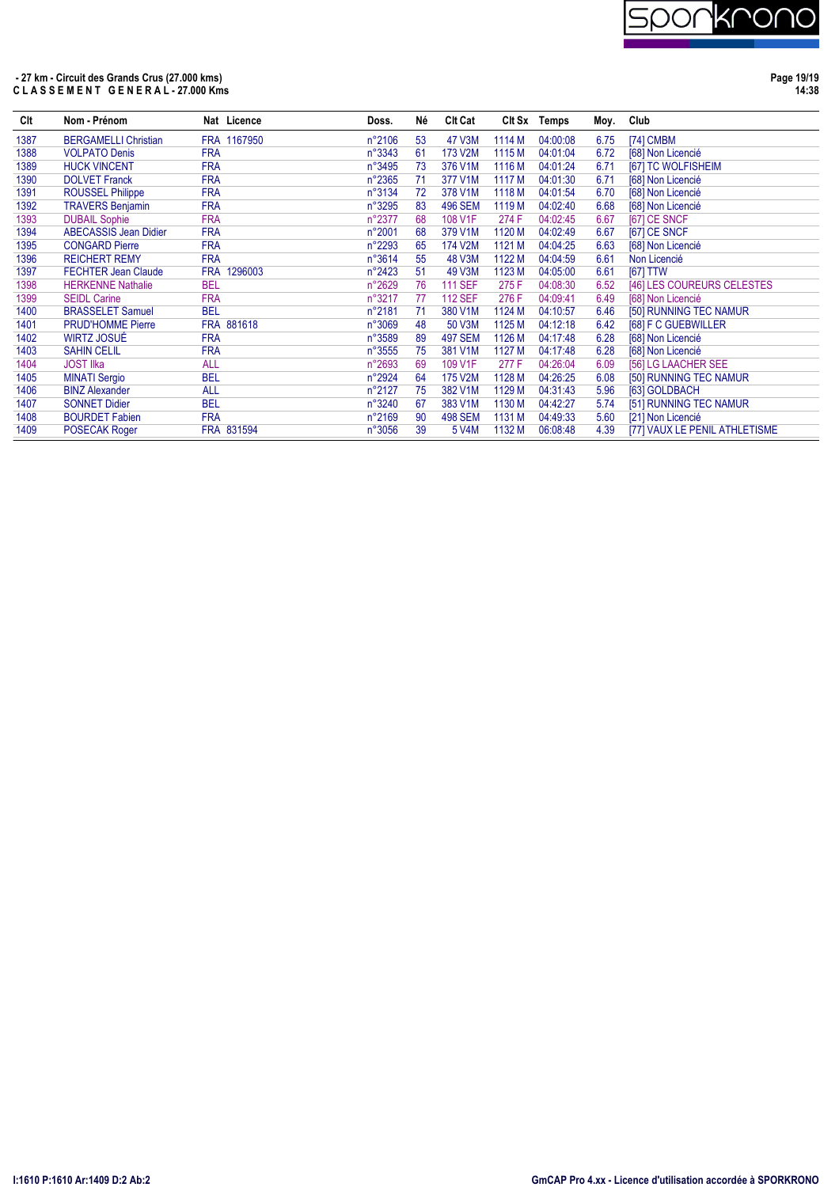- 27 km - Circuit des Grands Crus (27.000 kms)
C L A S S E M E N T   G E N E R A L - 27.000 Kms

| Clt | Nom - Prénom | Nat | Licence | Doss. | Né | Clt Cat | Clt Sx | Temps | Moy. | Club |
|---|---|---|---|---|---|---|---|---|---|---|
| 1387 | BERGAMELLI Christian | FRA | 1167950 | n°2106 | 53 | 47 V3M | 1114 M | 04:00:08 | 6.75 | [74] CMBM |
| 1388 | VOLPATO Denis | FRA | | n°3343 | 61 | 173 V2M | 1115 M | 04:01:04 | 6.72 | [68] Non Licencié |
| 1389 | HUCK VINCENT | FRA | | n°3495 | 73 | 376 V1M | 1116 M | 04:01:24 | 6.71 | [67] TC WOLFISHEIM |
| 1390 | DOLVET Franck | FRA | | n°2365 | 71 | 377 V1M | 1117 M | 04:01:30 | 6.71 | [68] Non Licencié |
| 1391 | ROUSSEL Philippe | FRA | | n°3134 | 72 | 378 V1M | 1118 M | 04:01:54 | 6.70 | [68] Non Licencié |
| 1392 | TRAVERS Benjamin | FRA | | n°3295 | 83 | 496 SEM | 1119 M | 04:02:40 | 6.68 | [68] Non Licencié |
| 1393 | DUBAIL Sophie | FRA | | n°2377 | 68 | 108 V1F | 274 F | 04:02:45 | 6.67 | [67] CE SNCF |
| 1394 | ABECASSIS Jean Didier | FRA | | n°2001 | 68 | 379 V1M | 1120 M | 04:02:49 | 6.67 | [67] CE SNCF |
| 1395 | CONGARD Pierre | FRA | | n°2293 | 65 | 174 V2M | 1121 M | 04:04:25 | 6.63 | [68] Non Licencié |
| 1396 | REICHERT REMY | FRA | | n°3614 | 55 | 48 V3M | 1122 M | 04:04:59 | 6.61 | Non Licencié |
| 1397 | FECHTER Jean Claude | FRA | 1296003 | n°2423 | 51 | 49 V3M | 1123 M | 04:05:00 | 6.61 | [67] TTW |
| 1398 | HERKENNE Nathalie | BEL | | n°2629 | 76 | 111 SEF | 275 F | 04:08:30 | 6.52 | [46] LES COUREURS CELESTES |
| 1399 | SEIDL Carine | FRA | | n°3217 | 77 | 112 SEF | 276 F | 04:09:41 | 6.49 | [68] Non Licencié |
| 1400 | BRASSELET Samuel | BEL | | n°2181 | 71 | 380 V1M | 1124 M | 04:10:57 | 6.46 | [50] RUNNING TEC NAMUR |
| 1401 | PRUD'HOMME Pierre | FRA | 881618 | n°3069 | 48 | 50 V3M | 1125 M | 04:12:18 | 6.42 | [68] F C GUEBWILLER |
| 1402 | WIRTZ JOSUÉ | FRA | | n°3589 | 89 | 497 SEM | 1126 M | 04:17:48 | 6.28 | [68] Non Licencié |
| 1403 | SAHIN CELIL | FRA | | n°3555 | 75 | 381 V1M | 1127 M | 04:17:48 | 6.28 | [68] Non Licencié |
| 1404 | JOST Ilka | ALL | | n°2693 | 69 | 109 V1F | 277 F | 04:26:04 | 6.09 | [56] LG LAACHER SEE |
| 1405 | MINATI Sergio | BEL | | n°2924 | 64 | 175 V2M | 1128 M | 04:26:25 | 6.08 | [50] RUNNING TEC NAMUR |
| 1406 | BINZ Alexander | ALL | | n°2127 | 75 | 382 V1M | 1129 M | 04:31:43 | 5.96 | [63] GOLDBACH |
| 1407 | SONNET Didier | BEL | | n°3240 | 67 | 383 V1M | 1130 M | 04:42:27 | 5.74 | [51] RUNNING TEC NAMUR |
| 1408 | BOURDET Fabien | FRA | | n°2169 | 90 | 498 SEM | 1131 M | 04:49:33 | 5.60 | [21] Non Licencié |
| 1409 | POSECAK Roger | FRA | 831594 | n°3056 | 39 | 5 V4M | 1132 M | 06:08:48 | 4.39 | [77] VAUX LE PENIL ATHLETISME |

I:1610 P:1610 Ar:1409 D:2 Ab:2

GmCAP Pro 4.xx - Licence d'utilisation accordée à SPORKRONO